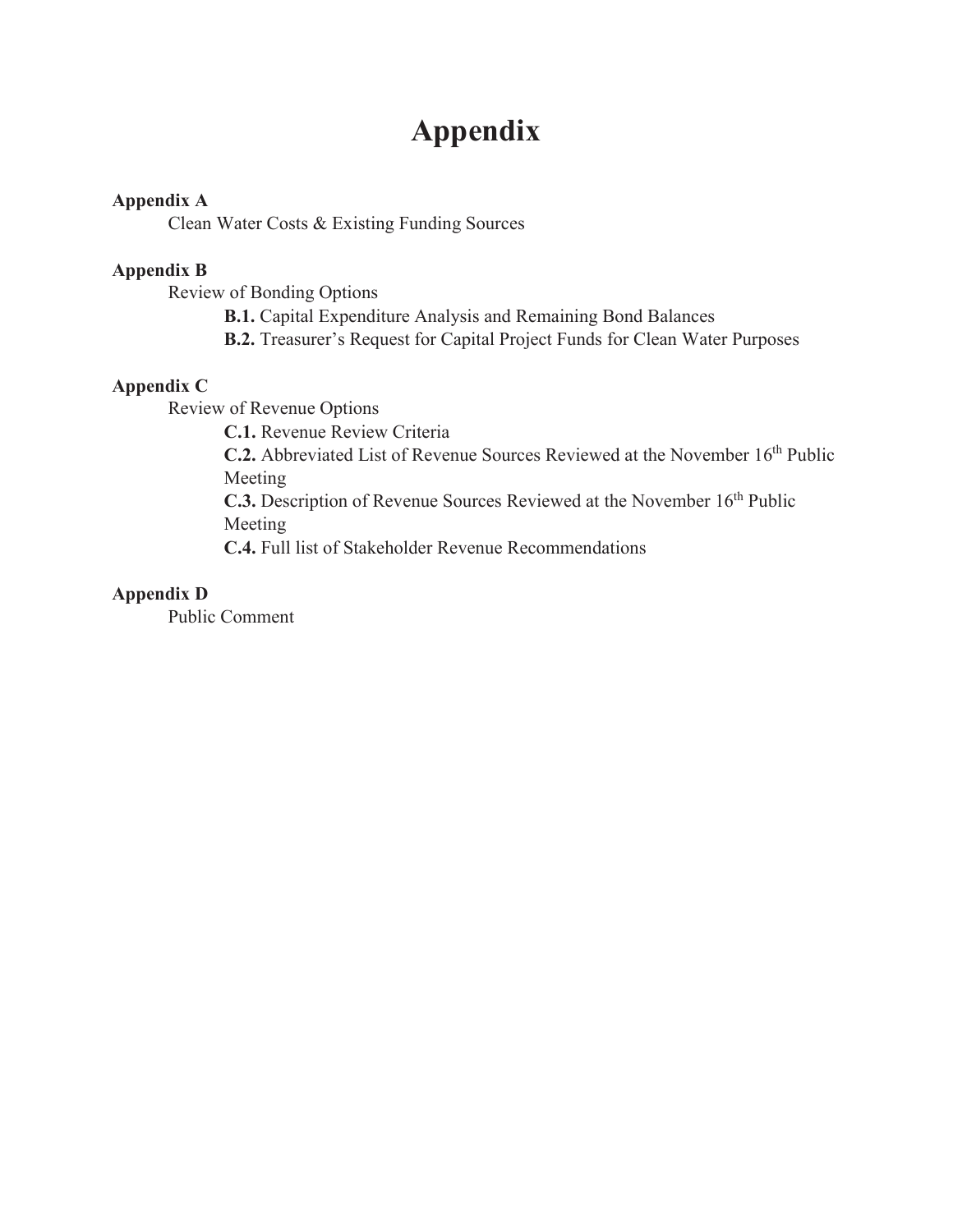# Appendix

**Appendix A**

Clean Water Costs & Existing Funding Sources

**Appendix B**

Review of Bonding Options

- **B.1.** Capital Expenditure Analysis and Remaining Bond Balances
- **B.2.** Treasurer's Request for Capital Project Funds for Clean Water Purposes

**Appendix C**

Review of Revenue Options

- **C.1.** Revenue Review Criteria
- **C.2.** Abbreviated List of Revenue Sources Reviewed at the November 16th Public Meeting
- **C.3.** Description of Revenue Sources Reviewed at the November 16th Public Meeting
- **C.4.** Full list of Stakeholder Revenue Recommendations

**Appendix D**

Public Comment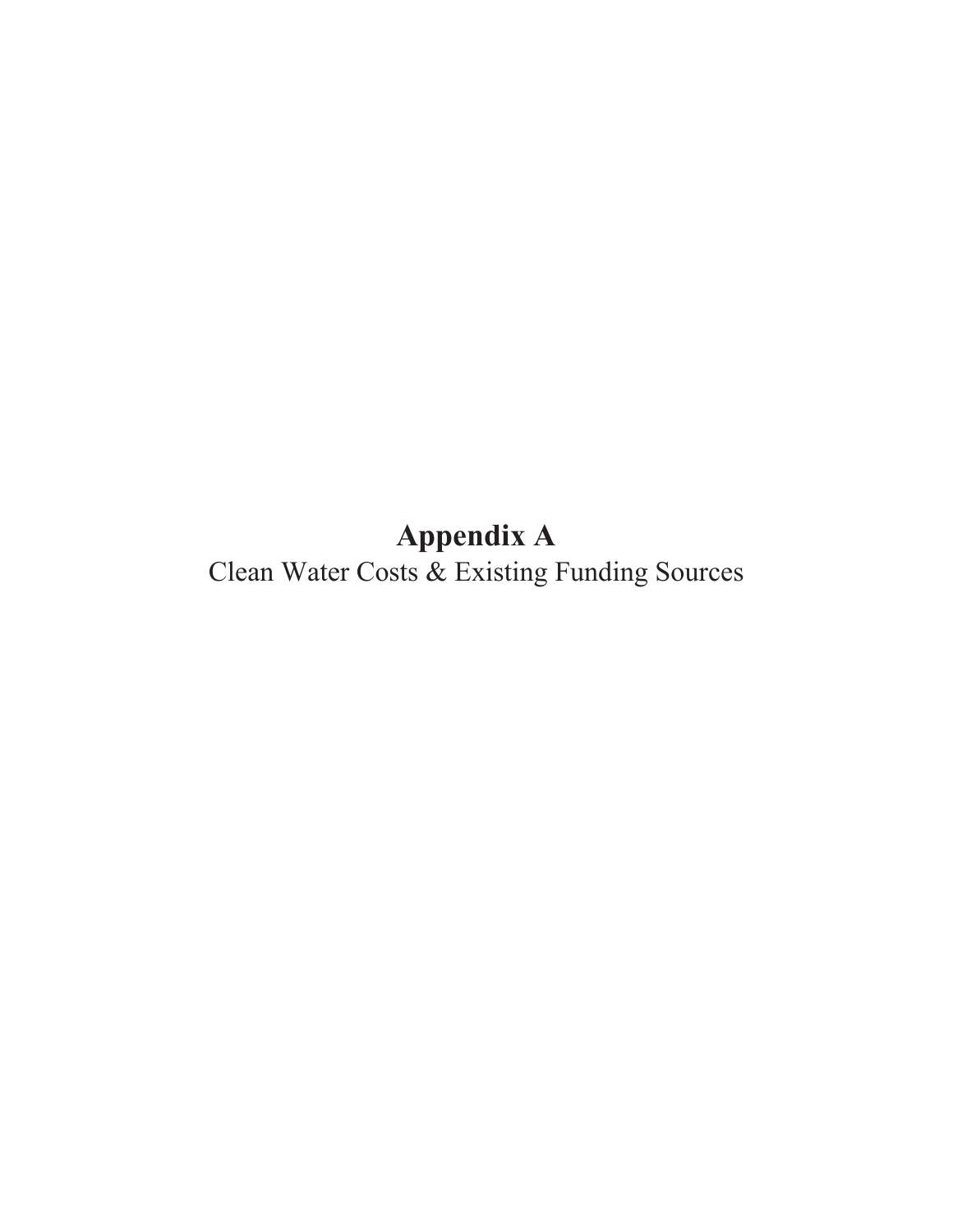# Appendix A

Clean Water Costs & Existing Funding Sources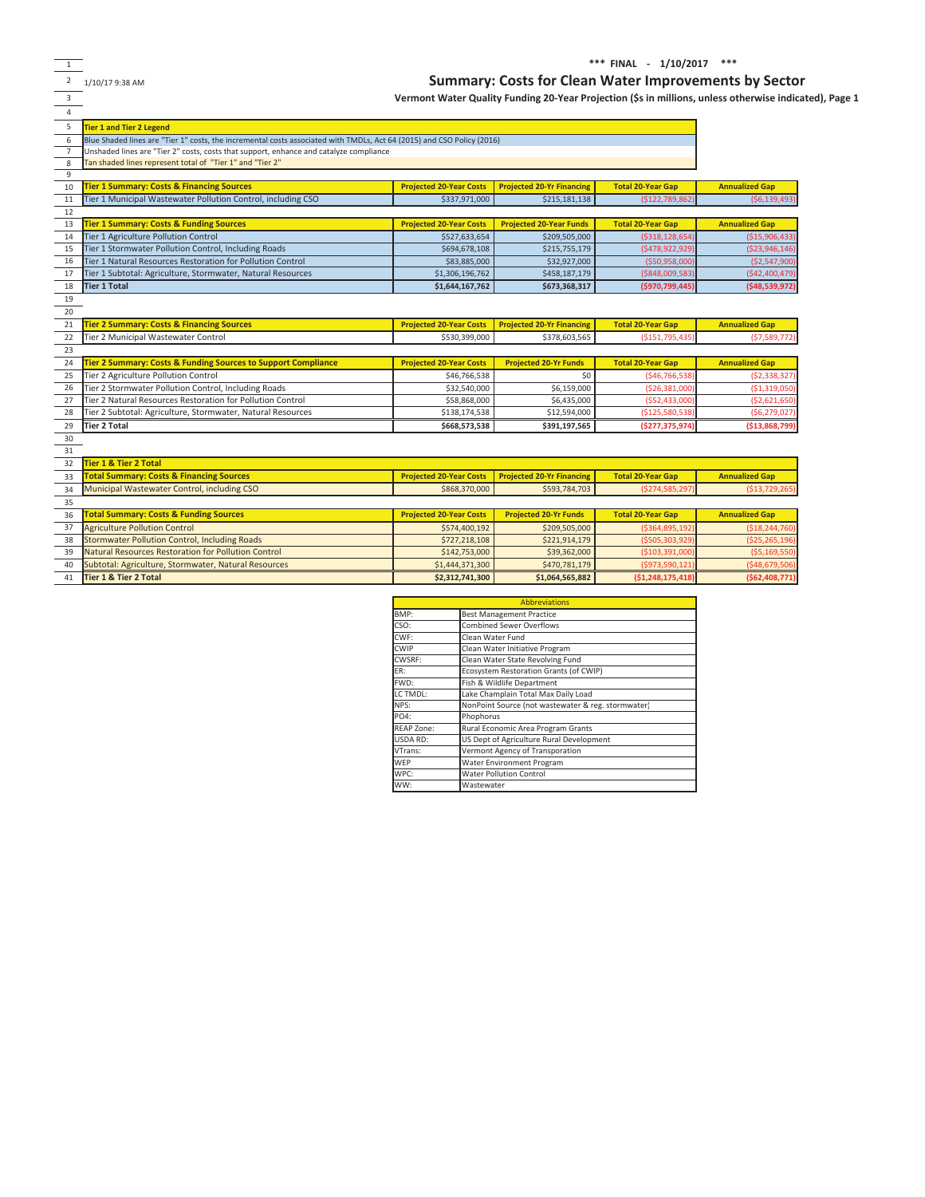*** FINAL - 1/10/2017 ***

1/10/17 9:38 AM

# Summary: Costs for Clean Water Improvements by Sector

**Vermont Water Quality Funding 20-Year Projection ($s in millions, unless otherwise indicated), Page 1**

| Tier 1 and Tier 2 Legend |
|---|
| Blue Shaded lines are "Tier 1" costs, the incremental costs associated with TMDLs, Act 64 (2015) and CSO Policy (2016) |
| Unshaded lines are "Tier 2" costs, costs that support, enhance and catalyze compliance |
| Tan shaded lines represent total of "Tier 1" and "Tier 2" |

| Tier 1 Summary: Costs & Financing Sources | Projected 20-Year Costs | Projected 20-Yr Financing | Total 20-Year Gap | Annualized Gap |
|---|---|---|---|---|
| Tier 1 Municipal Wastewater Pollution Control, including CSO | $337,971,000 | $215,181,138 | ($122,789,862) | ($6,139,493) |

| Tier 1 Summary: Costs & Funding Sources | Projected 20-Year Costs | Projected 20-Year Funds | Total 20-Year Gap | Annualized Gap |
|---|---|---|---|---|
| Tier 1 Agriculture Pollution Control | $527,633,654 | $209,505,000 | ($318,128,654) | ($15,906,433) |
| Tier 1 Stormwater Pollution Control, Including Roads | $694,678,108 | $215,755,179 | ($478,922,929) | ($23,946,146) |
| Tier 1 Natural Resources Restoration for Pollution Control | $83,885,000 | $32,927,000 | ($50,958,000) | ($2,547,900) |
| Tier 1 Subtotal: Agriculture, Stormwater, Natural Resources | $1,306,196,762 | $458,187,179 | ($848,009,583) | ($42,400,479) |
| **Tier 1 Total** | **$1,644,167,762** | **$673,368,317** | **($970,799,445)** | **($48,539,972)** |

| Tier 2 Summary: Costs & Financing Sources | Projected 20-Year Costs | Projected 20-Yr Financing | Total 20-Year Gap | Annualized Gap |
|---|---|---|---|---|
| Tier 2 Municipal Wastewater Control | $530,399,000 | $378,603,565 | ($151,795,435) | ($7,589,772) |

| Tier 2 Summary: Costs & Funding Sources to Support Compliance | Projected 20-Year Costs | Projected 20-Yr Funds | Total 20-Year Gap | Annualized Gap |
|---|---|---|---|---|
| Tier 2 Agriculture Pollution Control | $46,766,538 | $0 | ($46,766,538) | ($2,338,327) |
| Tier 2 Stormwater Pollution Control, Including Roads | $32,540,000 | $6,159,000 | ($26,381,000) | ($1,319,050) |
| Tier 2 Natural Resources Restoration for Pollution Control | $58,868,000 | $6,435,000 | ($52,433,000) | ($2,621,650) |
| Tier 2 Subtotal: Agriculture, Stormwater, Natural Resources | $138,174,538 | $12,594,000 | ($125,580,538) | ($6,279,027) |
| **Tier 2 Total** | **$668,573,538** | **$391,197,565** | **($277,375,974)** | **($13,868,799)** |

**Tier 1 & Tier 2 Total**

| Total Summary: Costs & Financing Sources | Projected 20-Year Costs | Projected 20-Yr Financing | Total 20-Year Gap | Annualized Gap |
|---|---|---|---|---|
| Municipal Wastewater Control, including CSO | $868,370,000 | $593,784,703 | ($274,585,297) | ($13,729,265) |

| Total Summary: Costs & Funding Sources | Projected 20-Year Costs | Projected 20-Yr Funds | Total 20-Year Gap | Annualized Gap |
|---|---|---|---|---|
| Agriculture Pollution Control | $574,400,192 | $209,505,000 | ($364,895,192) | ($18,244,760) |
| Stormwater Pollution Control, Including Roads | $727,218,108 | $221,914,179 | ($505,303,929) | ($25,265,196) |
| Natural Resources Restoration for Pollution Control | $142,753,000 | $39,362,000 | ($103,391,000) | ($5,169,550) |
| Subtotal: Agriculture, Stormwater, Natural Resources | $1,444,371,300 | $470,781,179 | ($973,590,121) | ($48,679,506) |
| **Tier 1 & Tier 2 Total** | **$2,312,741,300** | **$1,064,565,882** | **($1,248,175,418)** | **($62,408,771)** |

| Abbreviations | |
|---|---|
| BMP: | Best Management Practice |
| CSO: | Combined Sewer Overflows |
| CWF: | Clean Water Fund |
| CWIP | Clean Water Initiative Program |
| CWSRF: | Clean Water State Revolving Fund |
| ER: | Ecosystem Restoration Grants (of CWIP) |
| FWD: | Fish & Wildlife Department |
| LC TMDL: | Lake Champlain Total Max Daily Load |
| NPS: | NonPoint Source (not wastewater & reg. stormwater) |
| PO4: | Phophorus |
| REAP Zone: | Rural Economic Area Program Grants |
| USDA RD: | US Dept of Agriculture Rural Development |
| VTrans: | Vermont Agency of Transporation |
| WEP | Water Environment Program |
| WPC: | Water Pollution Control |
| WW: | Wastewater |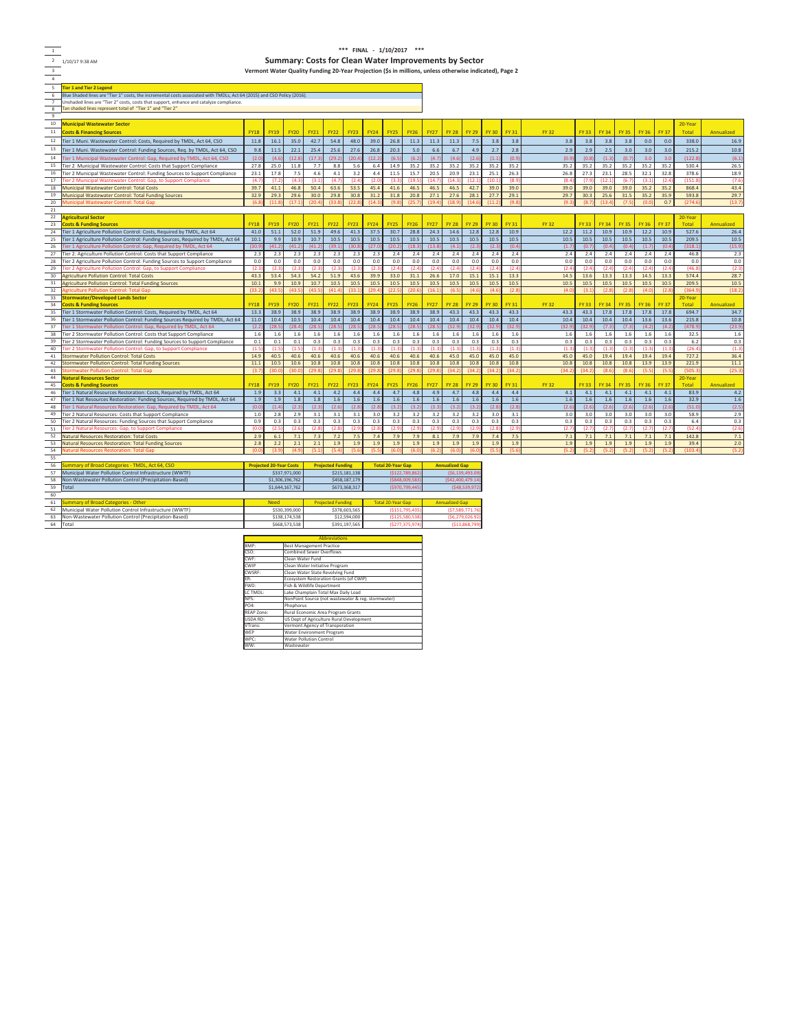*** FINAL - 1/10/2017 ***

1/10/17 9:38 AM

# Summary: Costs for Clean Water Improvements by Sector

**Vermont Water Quality Funding 20-Year Projection ($s in millions, unless otherwise indicated), Page 2**

**Tier 1 and Tier 2 Legend**

Blue Shaded lines are "Tier 1" costs, the incremental costs associated with TMDLs, Act 64 (2015) and CSO Policy (2016).

Unshaded lines are "Tier 2" costs, costs that support, enhance and catalyze compliance.

Tan shaded lines represent total of "Tier 1" and "Tier 2"

## Municipal Wastewater Sector

| Costs & Financing Sources | FY18 | FY19 | FY20 | FY21 | FY22 | FY23 | FY24 | FY25 | FY26 | FY27 | FY 28 | FY 29 | FY 30 | FY 31 | FY 32 | FY 33 | FY 34 | FY 35 | FY 36 | FY 37 | 20-Year Total | Annualized |
|---|---|---|---|---|---|---|---|---|---|---|---|---|---|---|---|---|---|---|---|---|---|---|
| Tier 1 Muni. Wastewater Control: Costs, Required by TMDL, Act 64, CSO | 11.8 | 16.1 | 35.0 | 42.7 | 54.8 | 48.0 | 39.0 | 26.8 | 11.3 | 11.3 | 11.3 | 7.5 | 3.8 | 3.8 | 3.8 | 3.8 | 3.8 | 3.8 | 0.0 | 0.0 | 338.0 | 16.9 |
| Tier 1 Muni. Wastewater Control: Funding Sources, Req. by TMDL, Act 64, CSO | 9.8 | 11.5 | 22.1 | 25.4 | 25.6 | 27.6 | 26.8 | 20.3 | 5.0 | 6.6 | 6.7 | 4.9 | 2.7 | 2.8 | 2.9 | 2.9 | 2.5 | 3.0 | 3.0 | 3.0 | 215.2 | 10.8 |
| Tier 1 Municipal Wastewater Control: Gap, Required by TMDL, Act 64, CSO | (2.0) | (4.6) | (12.8) | (17.3) | (29.2) | (20.4) | (12.2) | (6.5) | (6.2) | (4.7) | (4.6) | (2.6) | (1.1) | (0.9) | (0.9) | (0.8) | (1.3) | (0.7) | 3.0 | 3.0 | (122.8) | (6.1) |
| Tier 2 Municipal Wastewater Control: Costs that Support Compliance | 27.8 | 25.0 | 11.8 | 7.7 | 8.8 | 5.6 | 6.4 | 14.9 | 35.2 | 35.2 | 35.2 | 35.2 | 35.2 | 35.2 | 35.2 | 35.2 | 35.2 | 35.2 | 35.2 | 35.2 | 530.4 | 26.5 |
| Tier 2 Municipal Wastewater Control: Funding Sources to Support Compliance | 23.1 | 17.8 | 7.5 | 4.6 | 4.1 | 3.2 | 4.4 | 11.5 | 15.7 | 20.5 | 20.9 | 23.1 | 25.1 | 26.3 | 26.8 | 27.3 | 23.1 | 28.5 | 32.1 | 32.8 | 378.6 | 18.9 |
| Tier 2 Municipal Wastewater Control: Gap, to Support Compliance | (4.7) | (7.2) | (4.3) | (3.1) | (4.7) | (2.4) | (2.0) | (3.3) | (19.5) | (14.7) | (14.3) | (12.1) | (10.1) | (8.9) | (8.4) | (7.9) | (12.1) | (6.7) | (3.1) | (2.4) | (151.8) | (7.6) |
| Municipal Wastewater Control: Total Costs | 39.7 | 41.1 | 46.8 | 50.4 | 63.6 | 53.5 | 45.4 | 41.6 | 46.5 | 46.5 | 46.5 | 42.7 | 39.0 | 39.0 | 39.0 | 39.0 | 39.0 | 39.0 | 35.2 | 35.2 | 868.4 | 43.4 |
| Municipal Wastewater Control: Total Funding Sources | 32.9 | 29.3 | 29.6 | 30.0 | 29.8 | 30.8 | 31.2 | 31.8 | 20.8 | 27.1 | 27.6 | 28.1 | 27.7 | 29.1 | 29.7 | 30.3 | 25.6 | 31.5 | 35.2 | 35.9 | 593.8 | 29.7 |
| Municipal Wastewater Control: Total Gap | (6.8) | (11.8) | (17.1) | (20.4) | (33.8) | (22.8) | (14.3) | (9.8) | (25.7) | (19.4) | (18.9) | (14.6) | (11.2) | (9.8) | (9.3) | (8.7) | (13.4) | (7.5) | (0.0) | 0.7 | (274.6) | (13.7) |

## Agricultural Sector

| Costs & Funding Sources | FY18 | FY19 | FY20 | FY21 | FY22 | FY23 | FY24 | FY25 | FY26 | FY27 | FY 28 | FY 29 | FY 30 | FY 31 | FY 32 | FY 33 | FY 34 | FY 35 | FY 36 | FY 37 | 20-Year Total | Annualized |
|---|---|---|---|---|---|---|---|---|---|---|---|---|---|---|---|---|---|---|---|---|---|---|
| Tier 1 Agriculture Pollution Control: Costs, Required by TMDL, Act 64 | 41.0 | 51.1 | 52.0 | 51.9 | 49.6 | 41.3 | 37.5 | 30.7 | 28.8 | 24.3 | 14.6 | 12.8 | 12.8 | 10.9 | 12.2 | 11.2 | 10.9 | 10.9 | 12.2 | 10.9 | 527.6 | 26.4 |
| Tier 1 Agriculture Pollution Control: Funding Sources, Required by TMDL, Act 64 | 10.1 | 9.9 | 10.9 | 10.7 | 10.5 | 10.5 | 10.5 | 10.5 | 10.5 | 10.5 | 10.5 | 10.5 | 10.5 | 10.5 | 10.5 | 10.5 | 10.5 | 10.5 | 10.5 | 10.5 | 209.5 | 10.5 |
| Tier 1 Agriculture Pollution Control: Gap, Required by TMDL, Act 64 | (30.9) | (41.2) | (41.2) | (41.2) | (39.1) | (30.8) | (27.0) | (20.2) | (18.3) | (13.8) | (4.1) | (2.3) | (2.3) | (0.4) | (1.7) | (0.7) | (0.4) | (0.4) | (1.7) | (0.4) | (318.1) | (15.9) |
| Tier 2 Agriculture Pollution Control: Costs that Support Compliance | 2.3 | 2.3 | 2.3 | 2.3 | 2.3 | 2.3 | 2.3 | 2.4 | 2.4 | 2.4 | 2.4 | 2.4 | 2.4 | 2.4 | 2.4 | 2.4 | 2.4 | 2.4 | 2.4 | 2.4 | 46.8 | 2.3 |
| Tier 2 Agriculture Pollution Control: Funding Sources to Support Compliance | 0.0 | 0.0 | 0.0 | 0.0 | 0.0 | 0.0 | 0.0 | 0.0 | 0.0 | 0.0 | 0.0 | 0.0 | 0.0 | 0.0 | 0.0 | 0.0 | 0.0 | 0.0 | 0.0 | 0.0 | 0.0 | 0.0 |
| Tier 2 Agriculture Pollution Control: Gap, to Support Compliance | (2.3) | (2.3) | (2.3) | (2.3) | (2.3) | (2.3) | (2.3) | (2.4) | (2.4) | (2.4) | (2.4) | (2.4) | (2.4) | (2.4) | (2.4) | (2.4) | (2.4) | (2.4) | (2.4) | (2.4) | (46.8) | (2.3) |
| Agriculture Pollution Control: Total Costs | 43.3 | 53.4 | 54.3 | 54.2 | 51.9 | 43.6 | 39.9 | 33.0 | 31.1 | 26.6 | 17.0 | 15.1 | 15.1 | 13.3 | 14.5 | 13.6 | 13.3 | 13.3 | 14.5 | 13.3 | 574.4 | 28.7 |
| Agriculture Pollution Control: Total Funding Sources | 10.1 | 9.9 | 10.9 | 10.7 | 10.5 | 10.5 | 10.5 | 10.5 | 10.5 | 10.5 | 10.5 | 10.5 | 10.5 | 10.5 | 10.5 | 10.5 | 10.5 | 10.5 | 10.5 | 10.5 | 209.5 | 10.5 |
| Agriculture Pollution Control: Total Gap | (33.2) | (43.5) | (43.5) | (43.5) | (41.4) | (33.1) | (29.4) | (22.5) | (20.6) | (16.1) | (6.5) | (4.6) | (4.6) | (2.8) | (4.0) | (3.1) | (2.8) | (2.8) | (4.0) | (2.8) | (364.9) | (18.2) |

## Stormwater/Developed Lands Sector

| Costs & Funding Sources | FY18 | FY19 | FY20 | FY21 | FY22 | FY23 | FY24 | FY25 | FY26 | FY27 | FY 28 | FY 29 | FY 30 | FY 31 | FY 32 | FY 33 | FY 34 | FY 35 | FY 36 | FY 37 | 20-Year Total | Annualized |
|---|---|---|---|---|---|---|---|---|---|---|---|---|---|---|---|---|---|---|---|---|---|---|
| Tier 1 Stormwater Pollution Control: Costs, Required by TMDL, Act 64 | 13.3 | 38.9 | 38.9 | 38.9 | 38.9 | 38.9 | 38.9 | 38.9 | 38.9 | 38.9 | 43.3 | 43.3 | 43.3 | 43.3 | 43.3 | 43.3 | 17.8 | 17.8 | 17.8 | 17.8 | 694.7 | 34.7 |
| Tier 1 Stormwater Pollution Control: Funding Sources Required by TMDL, Act 64 | 11.0 | 10.4 | 10.5 | 10.4 | 10.4 | 10.4 | 10.4 | 10.4 | 10.4 | 10.4 | 10.4 | 10.4 | 10.4 | 10.4 | 10.4 | 10.4 | 10.4 | 10.4 | 13.6 | 13.6 | 215.8 | 10.8 |
| Tier 1 Stormwater Pollution Control: Gap, Required by TMDL, Act 64 | (2.2) | (28.5) | (28.4) | (28.5) | (28.5) | (28.5) | (28.5) | (28.5) | (28.5) | (28.5) | (32.9) | (32.9) | (32.9) | (32.9) | (32.9) | (32.9) | (7.3) | (7.3) | (4.2) | (4.2) | (478.9) | (23.9) |
| Tier 2 Stormwater Pollution Control: Costs that Support Compliance | 1.6 | 1.6 | 1.6 | 1.6 | 1.6 | 1.6 | 1.6 | 1.6 | 1.6 | 1.6 | 1.6 | 1.6 | 1.6 | 1.6 | 1.6 | 1.6 | 1.6 | 1.6 | 1.6 | 1.6 | 32.5 | 1.6 |
| Tier 2 Stormwater Pollution Control: Funding Sources to Support Compliance | 0.1 | 0.1 | 0.1 | 0.3 | 0.3 | 0.3 | 0.3 | 0.3 | 0.3 | 0.3 | 0.3 | 0.3 | 0.3 | 0.3 | 0.3 | 0.3 | 0.3 | 0.3 | 0.3 | 0.3 | 6.2 | 0.3 |
| Tier 2 Stormwater Pollution Control: Gap, to Support Compliance | (1.5) | (1.5) | (1.5) | (1.3) | (1.3) | (1.3) | (1.3) | (1.3) | (1.3) | (1.3) | (1.3) | (1.3) | (1.3) | (1.3) | (1.3) | (1.3) | (1.3) | (1.3) | (1.3) | (1.3) | (26.4) | (1.3) |
| Stormwater Pollution Control: Total Costs | 14.9 | 40.5 | 40.6 | 40.6 | 40.6 | 40.6 | 40.6 | 40.6 | 40.6 | 40.6 | 45.0 | 45.0 | 45.0 | 45.0 | 45.0 | 45.0 | 19.4 | 19.4 | 19.4 | 19.4 | 727.2 | 36.4 |
| Stormwater Pollution Control: Total Funding Sources | 11.1 | 10.5 | 10.6 | 10.8 | 10.8 | 10.8 | 10.8 | 10.8 | 10.8 | 10.8 | 10.8 | 10.8 | 10.8 | 10.8 | 10.8 | 10.8 | 10.8 | 10.8 | 13.9 | 13.9 | 221.9 | 11.1 |
| Stormwater Pollution Control: Total Gap | (3.7) | (30.0) | (30.0) | (29.8) | (29.8) | (29.8) | (29.8) | (29.8) | (29.8) | (29.8) | (34.2) | (34.2) | (34.2) | (34.2) | (34.2) | (34.2) | (8.6) | (8.6) | (5.5) | (5.5) | (505.3) | (25.3) |

## Natural Resources Sector

| Costs & Funding Sources | FY18 | FY19 | FY20 | FY21 | FY22 | FY23 | FY24 | FY25 | FY26 | FY27 | FY 28 | FY 29 | FY 30 | FY 31 | FY 32 | FY 33 | FY 34 | FY 35 | FY 36 | FY 37 | 20-Year Total | Annualized |
|---|---|---|---|---|---|---|---|---|---|---|---|---|---|---|---|---|---|---|---|---|---|---|
| Tier 1 Natural Resources Restoration: Costs, Required by TMDL, Act 64 | 1.9 | 3.3 | 4.1 | 4.1 | 4.2 | 4.4 | 4.4 | 4.7 | 4.8 | 4.9 | 4.7 | 4.8 | 4.4 | 4.4 | 4.1 | 4.1 | 4.1 | 4.1 | 4.1 | 4.1 | 83.9 | 4.2 |
| Tier 1 Nat Resources Restoration: Funding Sources, Required by TMDL, Act 64 | 1.9 | 1.9 | 1.8 | 1.8 | 1.6 | 1.6 | 1.6 | 1.6 | 1.6 | 1.6 | 1.6 | 1.6 | 1.6 | 1.6 | 1.6 | 1.6 | 1.6 | 1.6 | 1.6 | 1.6 | 32.9 | 1.6 |
| Tier 1 Natural Resources Restoration: Gap, Required by TMDL, Act 64 | (0.0) | (1.4) | (2.3) | (2.3) | (2.6) | (2.8) | (2.8) | (3.2) | (3.2) | (3.3) | (3.2) | (3.2) | (2.8) | (2.8) | (2.6) | (2.6) | (2.6) | (2.6) | (2.6) | (2.6) | (51.0) | (2.5) |
| Tier 2 Natural Resources: Costs that Support Compliance | 1.0 | 2.8 | 2.9 | 3.1 | 3.1 | 3.1 | 3.0 | 3.2 | 3.2 | 3.2 | 3.2 | 3.2 | 3.0 | 3.1 | 3.0 | 3.0 | 3.0 | 3.0 | 3.0 | 3.0 | 58.9 | 2.9 |
| Tier 2 Natural Resources: Funding Sources that Support Compliance | 0.9 | 0.3 | 0.3 | 0.3 | 0.3 | 0.3 | 0.3 | 0.3 | 0.3 | 0.3 | 0.3 | 0.3 | 0.3 | 0.3 | 0.3 | 0.3 | 0.3 | 0.3 | 0.3 | 0.3 | 6.4 | 0.3 |
| Tier 2 Natural Resources: Gap, to Support Compliance | (0.0) | (2.5) | (2.6) | (2.8) | (2.8) | (2.9) | (2.8) | (2.9) | (2.9) | (2.9) | (2.9) | (2.9) | (2.8) | (2.9) | (2.7) | (2.7) | (2.7) | (2.7) | (2.7) | (2.7) | (52.4) | (2.6) |
| Natural Resources Restoration: Total Costs | 2.9 | 6.1 | 7.1 | 7.3 | 7.2 | 7.5 | 7.4 | 7.9 | 7.9 | 8.1 | 7.9 | 7.9 | 7.4 | 7.5 | 7.1 | 7.1 | 7.1 | 7.1 | 7.1 | 7.1 | 142.8 | 7.1 |
| Natural Resources Restoration: Total Funding Sources | 2.8 | 2.2 | 2.1 | 2.1 | 1.9 | 1.9 | 1.9 | 1.9 | 1.9 | 1.9 | 1.9 | 1.9 | 1.9 | 1.9 | 1.9 | 1.9 | 1.9 | 1.9 | 1.9 | 1.9 | 39.4 | 2.0 |
| Natural Resources Restoration: Total Gap | (0.0) | (3.9) | (4.9) | (5.1) | (5.4) | (5.6) | (5.5) | (6.0) | (6.0) | (6.1) | (6.0) | (6.0) | (5.5) | (5.6) | (5.2) | (5.2) | (5.2) | (5.2) | (5.2) | (5.2) | (103.4) | (5.2) |

| Summary of Broad Categories - TMDL, Act 64, CSO | Projected 20-Year Costs | Projected Funding | Total 20-Year Gap | Annualized Gap |
|---|---|---|---|---|
| Municipal Water Pollution Control Infrastructure (WWTF) | $337,971,000 | $215,181,138 | ($122,789,862) | ($6,139,493.09) |
| Non-Wastewater Pollution Control (Precipitation-Based) | $1,306,196,762 | $458,187,179 | ($848,009,583) | ($42,400,479.14) |
| Total | $1,644,167,762 | $673,368,317 | ($970,799,445) | ($48,539,972) |

| Summary of Broad Categories - Other | Need | Projected Funding | Total 20-Year Gap | Annualized Gap |
|---|---|---|---|---|
| Municipal Water Pollution Control Infrastructure (WWTF) | $530,399,000 | $378,603,565 | ($151,795,435) | ($7,589,771.76) |
| Non-Wastewater Pollution Control (Precipitation-Based) | $138,174,538 | $12,594,000 | ($125,580,538) | ($6,279,026.92) |
| Total | $668,573,538 | $391,197,565 | ($277,375,974) | ($13,868,799) |

| Abbreviations | |
|---|---|
| BMP: | Best Management Practice |
| CSO: | Combined Sewer Overflows |
| CWF: | Clean Water Fund |
| CWIP | Clean Water Initiative Program |
| CWSRF: | Clean Water State Revolving Fund |
| ER: | Ecosystem Restoration Grants (of CWIP) |
| FWD: | Fish & Wildlife Department |
| LC TMDL: | Lake Champlain Total Max Daily Load |
| NPS: | NonPoint Source (not wastewater & reg. stormwater) |
| PO4: | Phosphorus |
| REAP Zone: | Rural Economic Area Program Grants |
| USDA RD: | US Dept of Agriculture Rural Development |
| VTrans: | Vermont Agency of Transporation |
| WEP | Water Environment Program |
| WPC: | Water Pollution Control |
| WW: | Wastewater |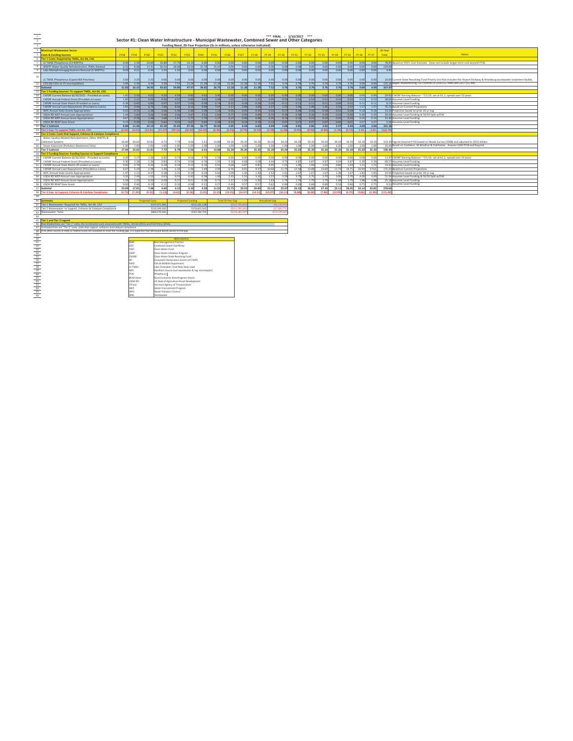*** FINAL - 1/10/2017 ***

# Sector #1: Clean Water Infrastructure - Municipal Wastewater, Combined Sewer and Other Categories

Funding Need, 20-Year Projection ($s in millions, unless otherwise indicated)

| Municipal Wastewater Sector Costs & Funding Sources | FY18 | FY19 | FY20 | FY21 | FY22 | FY23 | FY24 | FY25 | FY26 | FY27 | FY 28 | FY 29 | FY 30 | FY 31 | FY 32 | FY 33 | FY 34 | FY 35 | FY 36 | FY 37 | 20-Year Total | Notes |
|---|---|---|---|---|---|---|---|---|---|---|---|---|---|---|---|---|---|---|---|---|---|---|
| **Tier 1 Costs: Required by TMDL, Act 64, CSO** | | | | | | | | | | | | | | | | | | | | | | |
| LC TMDL Phosphorus (13 WWTFs) | 0.90 | 2.30 | 10.60 | 16.80 | 27.70 | 14.10 | 6.00 | 0.00 | 0.00 | 0.00 | 0.00 | 0.00 | 0.00 | 0.00 | 0.00 | 0.00 | 0.00 | 0.00 | 0.00 | 0.00 | 78.40 | Based on FEO's Cost Estimate - Does not include longer term cost beyond FY36. |
| WWTF Water Quality Refurbishment, TMDL-Related | 6.32 | 8.08 | 17.41 | 20.33 | 18.08 | 22.59 | 21.74 | 15.47 | 0.00 | 0.00 | 0.00 | 0.00 | 0.00 | 0.00 | 0.00 | 0.00 | 0.00 | 0.00 | 0.00 | 0.00 | 129.99 | |
| Lake Memphremagog Nutrient Removal (4 WWTFs) | 0.00 | 0.22 | 0.44 | 2.24 | 1.50 | 0.00 | 0.00 | 0.00 | 0.00 | 0.00 | 0.00 | 0.00 | 0.00 | 0.00 | 0.00 | 0.00 | 0.00 | 0.00 | 0.00 | 0.00 | 4.40 | |
| LC TMDL Phosphorus (Capital Bill Priorities) | 3.60 | 3.20 | 3.20 | 0.00 | 0.00 | 0.00 | 0.00 | 0.00 | 0.00 | 0.00 | 0.00 | 0.00 | 0.00 | 0.00 | 0.00 | 0.00 | 0.00 | 0.00 | 0.00 | 0.00 | 10.00 | Current State Revolving Fund Priority List that includes the Airport Parkway & Hinesburg wastewater treatment facility |
| CSO (66 CSOs at 15 municipalities) | 1.00 | 2.30 | 3.30 | 3.30 | 7.52 | 11.28 | 11.28 | 11.28 | 11.28 | 11.28 | 11.28 | 7.52 | 3.76 | 3.76 | 3.76 | 3.76 | 3.76 | 3.76 | 0.00 | 0.00 | 115.18 | Began implementing CSO controls in 2016 ($1.3MM) and 2017 ($1.4M) |
| **Subtotal** | **11.82** | **16.10** | **34.95** | **42.65** | **54.80** | **47.97** | **39.02** | **26.75** | **11.28** | **11.28** | **11.28** | **7.52** | **3.76** | **3.76** | **3.76** | **3.76** | **3.76** | **3.76** | **0.00** | **0.00** | **337.97** | |
| **Tier 1 Funding Sources: To support TMDL, Act 64, CSO** | | | | | | | | | | | | | | | | | | | | | | |
| CWSRF Current Balance (6/30/2015 - Provided as Loans) | 1.82 | 2.10 | 4.02 | 4.55 | 4.54 | 4.82 | 4.62 | 3.45 | 0.00 | 0.00 | 0.00 | 0.00 | 0.00 | 0.00 | 0.00 | 0.00 | 0.00 | 0.00 | 0.00 | 0.00 | 29.92 | CWSRF Starting Balance ~ 7/1/15; set at 61.1; spread over 10 years |
| CWSRF Annual Federal Grant (Provided as Loans) | 1.83 | 2.11 | 4.03 | 4.56 | 4.55 | 4.83 | 4.63 | 3.46 | 1.02 | 1.31 | 1.31 | 0.95 | 0.50 | 0.52 | 0.52 | 0.52 | 0.43 | 0.52 | 0.52 | 0.52 | 38.65 | Assumes Level Funding |
| CWSRF Annual State Match (Provided as Loans) | 0.39 | 0.45 | 0.86 | 0.97 | 0.97 | 1.03 | 0.99 | 0.74 | 0.22 | 0.28 | 0.28 | 0.20 | 0.11 | 0.11 | 0.11 | 0.11 | 0.09 | 0.11 | 0.11 | 0.11 | 8.23 | Assumes Level Funding |
| CWSRF Annual Loan Repayments (Provided as Loans) | 2.83 | 3.40 | 6.76 | 7.96 | 8.26 | 9.12 | 9.09 | 7.07 | 2.17 | 2.89 | 3.05 | 2.27 | 1.25 | 1.34 | 1.40 | 1.45 | 1.25 | 1.57 | 1.57 | 1.57 | 76.25 | Based on Current Projections |
| WPC Annual State Grants Appropriation | 0.63 | 0.72 | 1.38 | 1.56 | 1.56 | 1.66 | 1.59 | 1.19 | 0.35 | 0.45 | 0.45 | 0.33 | 0.17 | 0.18 | 0.18 | 0.18 | 0.15 | 0.18 | 0.18 | 0.18 | 13.25 | Projection based on prior 10-yr avg. |
| USDA RD WEP Annual Loan Appropriation | 1.39 | 1.60 | 3.06 | 3.46 | 3.46 | 3.67 | 3.51 | 2.62 | 0.77 | 0.99 | 0.99 | 0.72 | 0.38 | 0.39 | 0.39 | 0.39 | 0.33 | 0.39 | 0.39 | 0.39 | 29.34 | Assumes Level Funding & 50/50 Split w/DW |
| USDA RD WEP Annual Grant Appropriation | 0.67 | 0.78 | 1.48 | 1.68 | 1.67 | 1.77 | 1.70 | 1.27 | 0.37 | 0.48 | 0.48 | 0.35 | 0.19 | 0.19 | 0.19 | 0.19 | 0.16 | 0.19 | 0.19 | 0.19 | 14.20 | Assumes Level Funding |
| USDA RD REAP Zone Grant | 0.25 | 0.29 | 0.56 | 0.63 | 0.63 | 0.67 | 0.64 | 0.48 | 0.14 | 0.18 | 0.18 | 0.13 | 0.07 | 0.07 | 0.07 | 0.07 | 0.06 | 0.07 | 0.07 | 0.07 | 5.36 | Assumes Level Funding |
| **Tier 1 Subtotal** | **9.80** | **11.46** | **22.14** | **25.39** | **25.65** | **27.56** | **26.77** | **20.30** | **5.05** | **6.58** | **6.69** | **4.94** | **2.68** | **2.81** | **2.86** | **2.92** | **2.47** | **3.04** | **3.04** | **3.04** | **215.18** | |
| **Tier 1 Gap: To support TMDL, Act 64, CSO** | **(2.02)** | **(4.63)** | **(12.81)** | **(17.27)** | **(29.15)** | **(20.40)** | **(12.25)** | **(6.46)** | **(6.23)** | **(4.70)** | **(4.59)** | **(2.58)** | **(1.08)** | **(0.95)** | **(0.90)** | **(0.84)** | **(1.29)** | **(0.72)** | **3.04** | **3.04** | **(122.79)** | |
| **Tier 2 Costs: Costs that Support, Enhance & Catalyze Compliance** | | | | | | | | | | | | | | | | | | | | | | |
| Water Quality-Related Refurbishment, Other WWTFs & Collection Systems | 26.84 | 24.02 | 10.81 | 6.73 | 7.78 | 4.56 | 5.41 | 13.88 | 34.20 | 34.20 | 34.20 | 34.20 | 34.20 | 34.20 | 34.20 | 34.20 | 34.20 | 34.20 | 34.20 | 34.20 | 510.40 | Figures beyond FY16 based on Needs Survey (2008) and adjusted to 2015 dollars |
| Sewer Extension (Pollution Abatement Only) | 1.00 | 1.00 | 1.00 | 1.00 | 1.00 | 1.00 | 1.00 | 1.00 | 1.00 | 1.00 | 1.00 | 1.00 | 1.00 | 1.00 | 1.00 | 1.00 | 1.00 | 1.00 | 1.00 | 1.00 | 20.00 | Based on Castleton, W Windsor & Colchester. Assume $1M FY18 and beyond. |
| **Tier 2 Subtotal** | **27.84** | **25.02** | **11.81** | **7.73** | **8.78** | **5.56** | **6.41** | **14.88** | **35.20** | **35.20** | **35.20** | **35.20** | **35.20** | **35.20** | **35.20** | **35.20** | **35.20** | **35.20** | **35.20** | **35.20** | **530.40** | |
| **Tier 2 Funding Sources: Funding Sources to Support Compliance** | | | | | | | | | | | | | | | | | | | | | | |
| CWSRF Current Balance (6/30/2015 - Provided as Loans) | 4.29 | 3.27 | 1.36 | 0.82 | 0.73 | 0.56 | 0.76 | 2.18 | 0.00 | 0.00 | 0.00 | 0.00 | 0.00 | 0.00 | 0.00 | 0.00 | 0.00 | 0.00 | 0.00 | 0.00 | 13.97 | CWSRF Starting Balance ~ 7/1/15; set at 61.1; spread over 10 years |
| CWSRF Annual Federal Grant (Provided as Loans) | 4.30 | 3.28 | 1.36 | 0.83 | 0.74 | 0.56 | 0.76 | 1.93 | 3.18 | 4.08 | 4.08 | 4.44 | 4.73 | 4.87 | 4.87 | 4.87 | 4.04 | 4.87 | 5.39 | 5.39 | 68.57 | Assumes Level Funding |
| CWSRF Annual State Match (Provided as Loans) | 0.92 | 0.70 | 0.29 | 0.18 | 0.16 | 0.12 | 0.16 | 0.41 | 0.68 | 0.87 | 0.87 | 0.95 | 1.01 | 1.04 | 1.04 | 1.04 | 0.86 | 1.04 | 1.15 | 1.15 | 14.61 | Assumes Level Funding |
| CWSRF Annual Loan Repayments (Provided as Loans) | 6.67 | 5.29 | 2.28 | 1.44 | 1.32 | 1.06 | 1.49 | 3.93 | 6.76 | 9.01 | 9.57 | 10.65 | 11.74 | 12.58 | 13.08 | 13.60 | 11.73 | 14.71 | 16.94 | 17.61 | 171.22 | Based on Current Projections |
| WPC Annual State Grants Appropriation | 1.47 | 1.12 | 0.47 | 0.28 | 0.25 | 0.19 | 0.26 | 0.66 | 1.09 | 1.40 | 1.40 | 1.51 | 1.62 | 1.67 | 1.67 | 1.67 | 1.38 | 1.67 | 1.85 | 1.85 | 23.50 | Projection based on prior 10-yr avg. |
| USDA RD WEP Annual Loan Appropriation | 3.26 | 2.49 | 1.03 | 0.63 | 0.55 | 0.42 | 0.58 | 1.46 | 2.42 | 3.10 | 3.10 | 3.37 | 3.59 | 3.70 | 3.70 | 3.70 | 3.06 | 3.70 | 4.09 | 4.09 | 52.04 | Assumes Level Funding & 50/50 Split w/DW |
| USDA RD WEP Annual Grant Appropriation | 1.58 | 1.20 | 0.50 | 0.30 | 0.27 | 0.21 | 0.28 | 0.71 | 1.17 | 1.50 | 1.50 | 1.63 | 1.74 | 1.79 | 1.79 | 1.79 | 1.48 | 1.79 | 1.98 | 1.98 | 25.18 | Assumes Level Funding |
| USDA RD REAP Zone Grant | 0.60 | 0.46 | 0.19 | 0.11 | 0.10 | 0.08 | 0.11 | 0.27 | 0.44 | 0.57 | 0.57 | 0.62 | 0.66 | 0.68 | 0.68 | 0.68 | 0.56 | 0.68 | 0.75 | 0.75 | 9.51 | Assumes Level Funding |
| **Subtotal** | **23.09** | **17.81** | **7.48** | **4.60** | **4.12** | **3.19** | **4.39** | **11.55** | **15.75** | **20.53** | **20.89** | **23.13** | **25.07** | **26.32** | **26.82** | **27.34** | **23.11** | **28.45** | **32.14** | **32.82** | **378.60** | |
| **Tier 2 Gap: to Support, Enhance & Catalyze Compliance** | **(4.75)** | **(7.20)** | **(4.33)** | **(3.13)** | **(4.65)** | **(2.36)** | **(2.01)** | **(3.33)** | **(19.45)** | **(14.67)** | **(14.31)** | **(12.07)** | **(10.13)** | **(8.88)** | **(8.38)** | **(7.86)** | **(12.09)** | **(6.75)** | **(3.06)** | **(2.38)** | **(151.80)** | |

| Summary | Projected Costs | Projected Funding | Total 20-Year Gap | Annualized Gap |
|---|---|---|---|---|
| Tier 1 Wastewater: Required for TMDL, Act 64, CSO | $337,971,000 | $215,181,138 | ($122,789,862) | ($6,139,493) |
| Tier 2 Wastewater: to Support, Enhance & Catalyze Compliance | $530,399,000 | $378,603,565 | ($151,795,435) | ($7,589,772) |
| Wastewater: Total | $868,370,000 | $593,784,703 | ($274,585,297) | ($13,729,265) |

**Tier 1 and Tier 2 Legend**

Blue shaded lines are "Tier 1" costs, the incremental costs associated with TMDLs, Act 64 (2015) and CSO Policy (2016).

Unshaded lines are "Tier 2" costs, costs that support, enhance and catalyze compliance.

If no other source of state or federal funds are available to meet the funding gap, it is expected that Municipal Bonds would fill the gap

| Abbreviations | |
|---|---|
| BMP: | Best Management Practice |
| CSO: | Combined Sewer Overflows |
| CWF: | Clean Water Fund |
| CWIP | Clean Water Initiative Program |
| CWSRF: | Clean Water State Revolving Fund |
| ER: | Ecosystem Restoration Grants (of CWIP) |
| FWD: | Fish & Wildlife Department |
| LC TMDL: | Lake Champlain Total Max Daily Load |
| NPS: | NonPoint Source (not wastewater & reg. stormwater) |
| PO4: | Phosphorus |
| REAP Zone: | Rural Economic Area Program Grants |
| USDA RD: | US Dept of Agriculture Rural Development |
| VTrans: | Vermont Agency of Transportation |
| WEP | Water Environment Program |
| WPC: | Water Pollution Control |
| WW: | Wastewater |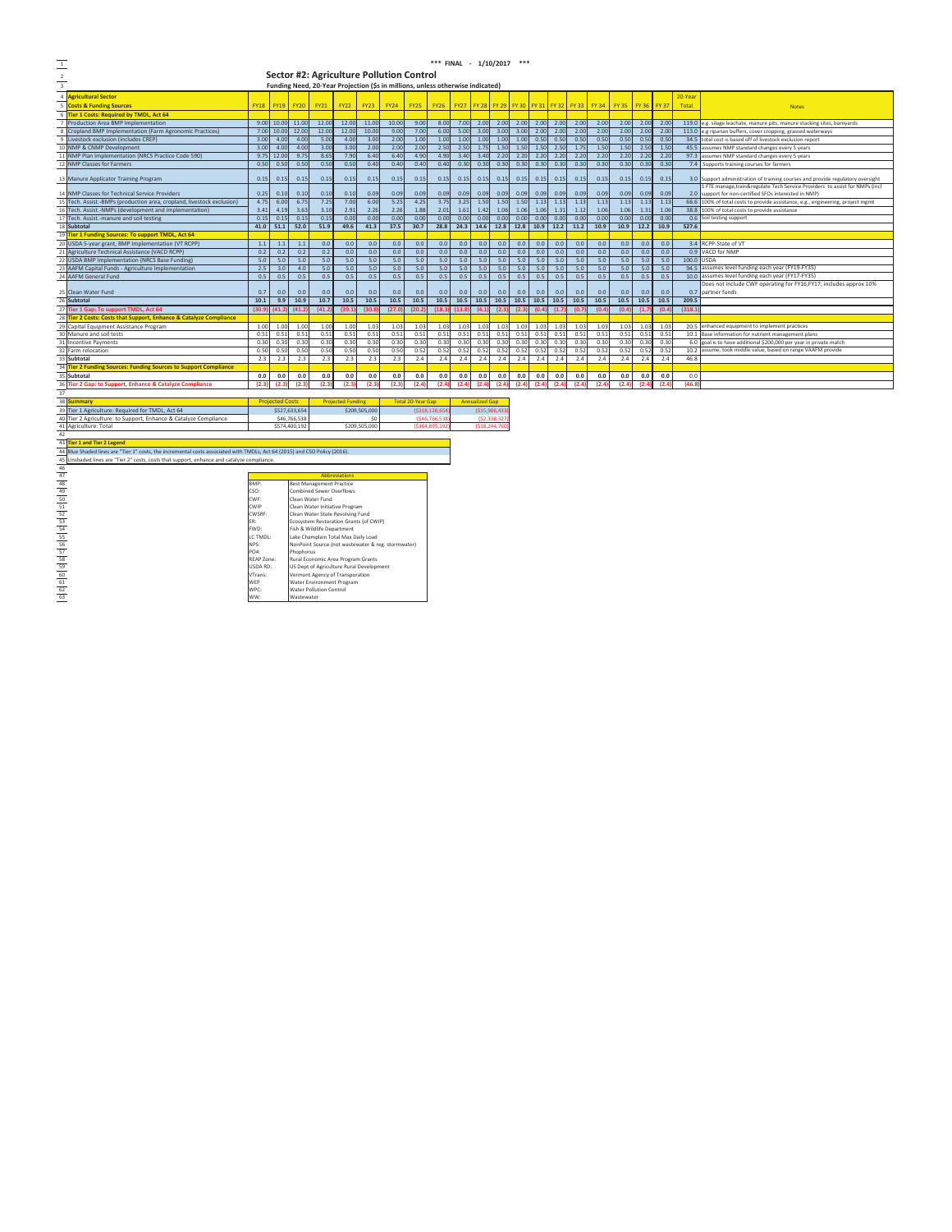*** FINAL - 1/10/2017 ***

## Sector #2: Agriculture Pollution Control

**Funding Need, 20-Year Projection ($s in millions, unless otherwise indicated)**

| Agricultural Sector | | | | | | | | | | | | | | | | | | | | | 20-Year | |
|---|---|---|---|---|---|---|---|---|---|---|---|---|---|---|---|---|---|---|---|---|---|---|
| **Costs & Funding Sources** | FY18 | FY19 | FY20 | FY21 | FY22 | FY23 | FY24 | FY25 | FY26 | FY27 | FY 28 | FY 29 | FY 30 | FY 31 | FY 32 | FY 33 | FY 34 | FY 35 | FY 36 | FY 37 | Total | Notes |
| **Tier 1 Costs: Required by TMDL, Act 64** | | | | | | | | | | | | | | | | | | | | | | |
| Production Area BMP Implementation | 9.00 | 10.00 | 11.00 | 12.00 | 12.00 | 11.00 | 10.00 | 9.00 | 8.00 | 7.00 | 2.00 | 2.00 | 2.00 | 2.00 | 2.00 | 2.00 | 2.00 | 2.00 | 2.00 | 2.00 | 119.0 | e.g. silage leachate, manure pits, manure stacking sites, barnyards |
| Cropland BMP Implementation (Farm Agronomic Practices) | 7.00 | 10.00 | 12.00 | 12.00 | 12.00 | 10.00 | 9.00 | 7.00 | 6.00 | 5.00 | 3.00 | 3.00 | 3.00 | 2.00 | 2.00 | 2.00 | 2.00 | 2.00 | 2.00 | 2.00 | 113.0 | e.g riparian buffers, cover cropping, grassed waterways |
| Livestock exclusion (includes CREP) | 3.00 | 4.00 | 4.00 | 5.00 | 4.00 | 3.00 | 2.00 | 1.00 | 1.00 | 1.00 | 1.00 | 1.00 | 1.00 | 0.50 | 0.50 | 0.50 | 0.50 | 0.50 | 0.50 | 0.50 | 34.5 | total cost is based off of livestock exclusion report |
| NMP & CNMP Development | 3.00 | 4.00 | 4.00 | 3.00 | 3.00 | 2.00 | 2.00 | 2.00 | 2.50 | 2.50 | 1.75 | 1.50 | 1.50 | 1.50 | 2.50 | 1.75 | 1.50 | 1.50 | 2.50 | 1.50 | 45.5 | assumes NMP standard changes every 5 years |
| NMP Plan Implementation (NRCS Practice Code 590) | 9.75 | 12.00 | 9.75 | 8.65 | 7.90 | 6.40 | 6.40 | 4.90 | 4.90 | 3.40 | 3.40 | 2.20 | 2.20 | 2.20 | 2.20 | 2.20 | 2.20 | 2.20 | 2.20 | 2.20 | 97.3 | assumes NMP standard changes every 5 years |
| NMP Classes for Farmers | 0.50 | 0.50 | 0.50 | 0.50 | 0.50 | 0.40 | 0.40 | 0.40 | 0.40 | 0.30 | 0.30 | 0.30 | 0.30 | 0.30 | 0.30 | 0.30 | 0.30 | 0.30 | 0.30 | 0.30 | 7.4 | Supports training courses for farmers |
| Manure Applicator Training Program | 0.15 | 0.15 | 0.15 | 0.15 | 0.15 | 0.15 | 0.15 | 0.15 | 0.15 | 0.15 | 0.15 | 0.15 | 0.15 | 0.15 | 0.15 | 0.15 | 0.15 | 0.15 | 0.15 | 0.15 | 3.0 | Support administration of training courses and provide regulatory oversight |
| NMP Classes for Technical Service Providers | 0.25 | 0.10 | 0.10 | 0.10 | 0.10 | 0.09 | 0.09 | 0.09 | 0.09 | 0.09 | 0.09 | 0.09 | 0.09 | 0.09 | 0.09 | 0.09 | 0.09 | 0.09 | 0.09 | 0.09 | 2.0 | 1 FTE manage,train&regulate Tech Service Providers to assist for NMPs (incl support for non-certified SFOs interested in NMP) |
| Tech. Assist.-BMPs (production area, cropland, livestock exclusion) | 4.75 | 6.00 | 6.75 | 7.25 | 7.00 | 6.00 | 5.25 | 4.25 | 3.75 | 3.25 | 1.50 | 1.50 | 1.50 | 1.13 | 1.13 | 1.13 | 1.13 | 1.13 | 1.13 | 1.13 | 66.6 | 100% of total costs to provide assistance, e.g., engineering, project mgmt |
| Tech. Assist.-NMPs (development and implementation) | 3.41 | 4.19 | 3.63 | 3.10 | 2.91 | 2.26 | 2.26 | 1.88 | 2.01 | 1.61 | 1.42 | 1.06 | 1.06 | 1.06 | 1.31 | 1.12 | 1.06 | 1.06 | 1.31 | 1.06 | 38.8 | 100% of total costs to provide assistance |
| Tech. Assist.-manure and soil testing | 0.15 | 0.15 | 0.15 | 0.15 | 0.00 | 0.00 | 0.00 | 0.00 | 0.00 | 0.00 | 0.00 | 0.00 | 0.00 | 0.00 | 0.00 | 0.00 | 0.00 | 0.00 | 0.00 | 0.00 | 0.6 | Soil testing support |
| **Subtotal** | **41.0** | **51.1** | **52.0** | **51.9** | **49.6** | **41.3** | **37.5** | **30.7** | **28.8** | **24.3** | **14.6** | **12.8** | **12.8** | **10.9** | **12.2** | **11.2** | **10.9** | **10.9** | **12.2** | **10.9** | **527.6** | |
| **Tier 1 Funding Sources: To support TMDL, Act 64** | | | | | | | | | | | | | | | | | | | | | | |
| USDA 5-year grant, BMP Implementation (VT RCPP) | 1.1 | 1.1 | 1.1 | 0.0 | 0.0 | 0.0 | 0.0 | 0.0 | 0.0 | 0.0 | 0.0 | 0.0 | 0.0 | 0.0 | 0.0 | 0.0 | 0.0 | 0.0 | 0.0 | 0.0 | 3.4 | RCPP-State of VT |
| Agriculture Technical Assistance (VACD RCPP) | 0.2 | 0.2 | 0.2 | 0.2 | 0.0 | 0.0 | 0.0 | 0.0 | 0.0 | 0.0 | 0.0 | 0.0 | 0.0 | 0.0 | 0.0 | 0.0 | 0.0 | 0.0 | 0.0 | 0.0 | 0.9 | VACD for NMP |
| USDA BMP Implementation (NRCS Base Funding) | 5.0 | 5.0 | 5.0 | 5.0 | 5.0 | 5.0 | 5.0 | 5.0 | 5.0 | 5.0 | 5.0 | 5.0 | 5.0 | 5.0 | 5.0 | 5.0 | 5.0 | 5.0 | 5.0 | 5.0 | 100.0 | USDA |
| AAFM Capital Funds - Agriculture Implementation | 2.5 | 3.0 | 4.0 | 5.0 | 5.0 | 5.0 | 5.0 | 5.0 | 5.0 | 5.0 | 5.0 | 5.0 | 5.0 | 5.0 | 5.0 | 5.0 | 5.0 | 5.0 | 5.0 | 5.0 | 94.5 | assumes level funding each year (FY19-FY35) |
| AAFM General Fund | 0.5 | 0.5 | 0.5 | 0.5 | 0.5 | 0.5 | 0.5 | 0.5 | 0.5 | 0.5 | 0.5 | 0.5 | 0.5 | 0.5 | 0.5 | 0.5 | 0.5 | 0.5 | 0.5 | 0.5 | 10.0 | assumes level funding each year (FY17-FY35) |
| Clean Water Fund | 0.7 | 0.0 | 0.0 | 0.0 | 0.0 | 0.0 | 0.0 | 0.0 | 0.0 | 0.0 | 0.0 | 0.0 | 0.0 | 0.0 | 0.0 | 0.0 | 0.0 | 0.0 | 0.0 | 0.0 | 0.7 | Does not include CWF operating for FY16,FY17; includes approx 10% partner funds |
| **Subtotal** | **10.1** | **9.9** | **10.9** | **10.7** | **10.5** | **10.5** | **10.5** | **10.5** | **10.5** | **10.5** | **10.5** | **10.5** | **10.5** | **10.5** | **10.5** | **10.5** | **10.5** | **10.5** | **10.5** | **10.5** | **209.5** | |
| **Tier 1 Gap: To support TMDL, Act 64** | (30.9) | (41.2) | (41.2) | (41.2) | (39.1) | (30.8) | (27.0) | (20.2) | (18.3) | (13.8) | (4.1) | (2.3) | (2.3) | (0.4) | (1.7) | (0.7) | (0.4) | (0.4) | (1.7) | (0.4) | (318.1) | |
| **Tier 2 Costs: Costs that Support, Enhance & Catalyze Compliance** | | | | | | | | | | | | | | | | | | | | | | |
| Capital Equipment Assistance Program | 1.00 | 1.00 | 1.00 | 1.00 | 1.00 | 1.03 | 1.03 | 1.03 | 1.03 | 1.03 | 1.03 | 1.03 | 1.03 | 1.03 | 1.03 | 1.03 | 1.03 | 1.03 | 1.03 | 1.03 | 20.5 | enhanced equipment to implement practices |
| Manure and soil tests | 0.51 | 0.51 | 0.51 | 0.51 | 0.51 | 0.51 | 0.51 | 0.51 | 0.51 | 0.51 | 0.51 | 0.51 | 0.51 | 0.51 | 0.51 | 0.51 | 0.51 | 0.51 | 0.51 | 0.51 | 10.1 | Base information for nutrient management plans |
| Incentive Payments | 0.30 | 0.30 | 0.30 | 0.30 | 0.30 | 0.30 | 0.30 | 0.30 | 0.30 | 0.30 | 0.30 | 0.30 | 0.30 | 0.30 | 0.30 | 0.30 | 0.30 | 0.30 | 0.30 | 0.30 | 6.0 | goal is to have additional $200,000 per year in private match |
| Farm relocation | 0.50 | 0.50 | 0.50 | 0.50 | 0.50 | 0.50 | 0.50 | 0.52 | 0.52 | 0.52 | 0.52 | 0.52 | 0.52 | 0.52 | 0.52 | 0.52 | 0.52 | 0.52 | 0.52 | 0.52 | 10.2 | assume, took middle value, based on range VAAFM provide |
| **Subtotal** | 2.3 | 2.3 | 2.3 | 2.3 | 2.3 | 2.3 | 2.3 | 2.4 | 2.4 | 2.4 | 2.4 | 2.4 | 2.4 | 2.4 | 2.4 | 2.4 | 2.4 | 2.4 | 2.4 | 2.4 | 46.8 | |
| **Tier 2 Funding Sources: Funding Sources to Support Compliance** | | | | | | | | | | | | | | | | | | | | | | |
| **Subtotal** | 0.0 | 0.0 | 0.0 | 0.0 | 0.0 | 0.0 | 0.0 | 0.0 | 0.0 | 0.0 | 0.0 | 0.0 | 0.0 | 0.0 | 0.0 | 0.0 | 0.0 | 0.0 | 0.0 | 0.0 | 0.0 | |
| **Tier 2 Gap: to Support, Enhance & Catalyze Compliance** | (2.3) | (2.3) | (2.3) | (2.3) | (2.3) | (2.3) | (2.3) | (2.4) | (2.4) | (2.4) | (2.4) | (2.4) | (2.4) | (2.4) | (2.4) | (2.4) | (2.4) | (2.4) | (2.4) | (2.4) | (46.8) | |

| **Summary** | Projected Costs | Projected Funding | Total 20-Year Gap | Annualized Gap |
|---|---|---|---|---|
| Tier 1 Agriculture: Required for TMDL, Act 64 | $527,633,654 | $209,505,000 | ($318,128,654) | ($15,906,433) |
| Tier 2 Agriculture: to Support, Enhance & Catalyze Compliance | $46,766,538 | $0 | ($46,766,538) | ($2,338,327) |
| Agriculture: Total | $574,400,192 | $209,505,000 | ($364,895,192) | ($18,244,760) |

**Tier 1 and Tier 2 Legend**

Blue Shaded lines are "Tier 1" costs, the incremental costs associated with TMDLs, Act 64 (2015) and CSO Policy (2016).

Unshaded lines are "Tier 2" costs, costs that support, enhance and catalyze compliance.

| Abbreviations | |
|---|---|
| BMP: | Best Management Practice |
| CSO: | Combined Sewer Overflows |
| CWF: | Clean Water Fund |
| CWIP | Clean Water Initiative Program |
| CWSRF: | Clean Water State Revolving Fund |
| ER: | Ecosystem Restoration Grants (of CWIP) |
| FWD: | Fish & Wildlife Department |
| LC TMDL: | Lake Champlain Total Max Daily Load |
| NPS: | NonPoint Source (not wastewater & reg. stormwater) |
| PO4: | Phosphorus |
| REAP Zone: | Rural Economic Area Program Grants |
| USDA RD: | US Dept of Agriculture Rural Development |
| VTrans: | Vermont Agency of Transportation |
| WEP | Water Environment Program |
| WPC: | Water Pollution Control |
| WW: | Wastewater |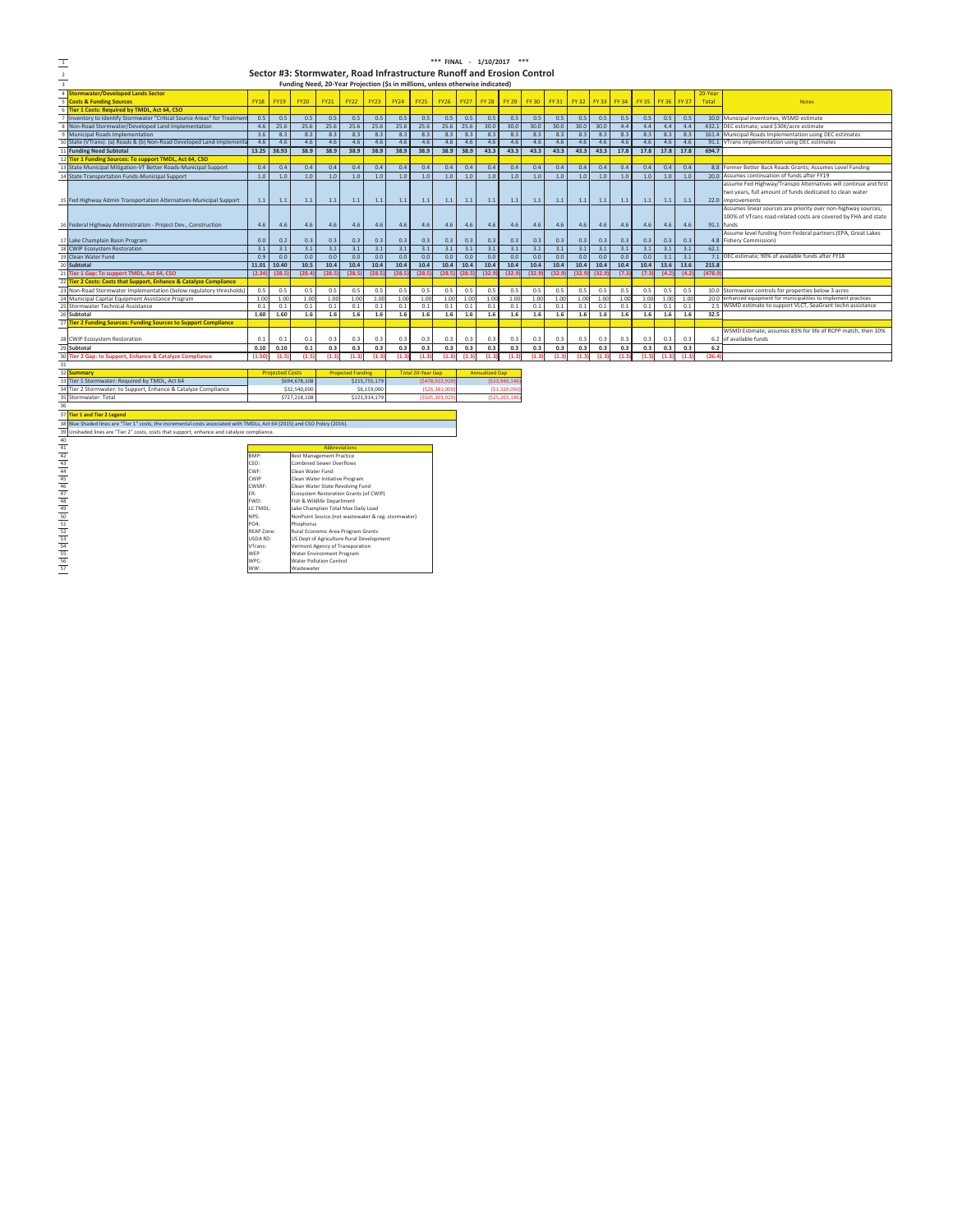\*\*\* FINAL - 1/10/2017 \*\*\*

## Sector #3: Stormwater, Road Infrastructure Runoff and Erosion Control

### Funding Need, 20-Year Projection ($s in millions, unless otherwise indicated)

| Stormwater/Developed Lands Sector Costs & Funding Sources | FY18 | FY19 | FY20 | FY21 | FY22 | FY23 | FY24 | FY25 | FY26 | FY27 | FY 28 | FY 29 | FY 30 | FY 31 | FY 32 | FY 33 | FY 34 | FY 35 | FY 36 | FY 37 | 20-Year Total | Notes |
|---|---|---|---|---|---|---|---|---|---|---|---|---|---|---|---|---|---|---|---|---|---|---|
| **Tier 1 Costs: Required by TMDL, Act 64, CSO** | | | | | | | | | | | | | | | | | | | | | | |
| Inventory to Identify Stormwater "Critical Source Areas" for Treatment | 0.5 | 0.5 | 0.5 | 0.5 | 0.5 | 0.5 | 0.5 | 0.5 | 0.5 | 0.5 | 0.5 | 0.5 | 0.5 | 0.5 | 0.5 | 0.5 | 0.5 | 0.5 | 0.5 | 0.5 | 10.0 | Municipal inventories; WSMD estimate |
| Non-Road Stormwater/Developed Land Implementation | 4.6 | 25.6 | 25.6 | 25.6 | 25.6 | 25.6 | 25.6 | 25.6 | 25.6 | 25.6 | 30.0 | 30.0 | 30.0 | 30.0 | 30.0 | 30.0 | 4.4 | 4.4 | 4.4 | 4.4 | 432.1 | DEC estimate; used $30K/acre estimate |
| Municipal Roads Implementation | 3.6 | 8.3 | 8.3 | 8.3 | 8.3 | 8.3 | 8.3 | 8.3 | 8.3 | 8.3 | 8.3 | 8.3 | 8.3 | 8.3 | 8.3 | 8.3 | 8.3 | 8.3 | 8.3 | 8.3 | 161.4 | Municipal Roads Implementation using DEC estimates |
| State (VTrans): (a) Roads & (b) Non-Road Developed Land-Implementation | 4.6 | 4.6 | 4.6 | 4.6 | 4.6 | 4.6 | 4.6 | 4.6 | 4.6 | 4.6 | 4.6 | 4.6 | 4.6 | 4.6 | 4.6 | 4.6 | 4.6 | 4.6 | 4.6 | 4.6 | 91.1 | VTrans implementation using DEC estimates |
| **Funding Need Subtotal** | **13.25** | **38.93** | **38.9** | **38.9** | **38.9** | **38.9** | **38.9** | **38.9** | **38.9** | **38.9** | **43.3** | **43.3** | **43.3** | **43.3** | **43.3** | **43.3** | **17.8** | **17.8** | **17.8** | **17.8** | **694.7** | |
| **Tier 1 Funding Sources: To support TMDL, Act 64, CSO** | | | | | | | | | | | | | | | | | | | | | | |
| State Municipal Mitigation-VT Better Roads-Municipal Support | 0.4 | 0.4 | 0.4 | 0.4 | 0.4 | 0.4 | 0.4 | 0.4 | 0.4 | 0.4 | 0.4 | 0.4 | 0.4 | 0.4 | 0.4 | 0.4 | 0.4 | 0.4 | 0.4 | 0.4 | 8.8 | Former Better Back Roads Grants; Assumes Level Funding |
| State Transportation Funds-Municipal Support | 1.0 | 1.0 | 1.0 | 1.0 | 1.0 | 1.0 | 1.0 | 1.0 | 1.0 | 1.0 | 1.0 | 1.0 | 1.0 | 1.0 | 1.0 | 1.0 | 1.0 | 1.0 | 1.0 | 1.0 | 20.0 | Assumes continuation of funds after FY19 |
| Fed Highway Admin Transportation Alternatives-Municipal Support | 1.1 | 1.1 | 1.1 | 1.1 | 1.1 | 1.1 | 1.1 | 1.1 | 1.1 | 1.1 | 1.1 | 1.1 | 1.1 | 1.1 | 1.1 | 1.1 | 1.1 | 1.1 | 1.1 | 1.1 | 22.0 | assume Fed Highway/Transpo Alternatives will continue and first two years, full amount of funds dedicated to clean water improvements |
| Federal Highway Administration - Project Dev., Construction | 4.6 | 4.6 | 4.6 | 4.6 | 4.6 | 4.6 | 4.6 | 4.6 | 4.6 | 4.6 | 4.6 | 4.6 | 4.6 | 4.6 | 4.6 | 4.6 | 4.6 | 4.6 | 4.6 | 4.6 | 91.1 | Assumes linear sources are priority over non-highway sources; 100% of VTrans road-related costs are covered by FHA and state funds |
| Lake Champlain Basin Program | 0.0 | 0.2 | 0.3 | 0.3 | 0.3 | 0.3 | 0.3 | 0.3 | 0.3 | 0.3 | 0.3 | 0.3 | 0.3 | 0.3 | 0.3 | 0.3 | 0.3 | 0.3 | 0.3 | 0.3 | 4.8 | Assume level funding from Federal partners (EPA, Great Lakes Fishery Commission) |
| CWIP Ecosystem Restoration | 3.1 | 3.1 | 3.1 | 3.1 | 3.1 | 3.1 | 3.1 | 3.1 | 3.1 | 3.1 | 3.1 | 3.1 | 3.1 | 3.1 | 3.1 | 3.1 | 3.1 | 3.1 | 3.1 | 3.1 | 62.1 | |
| Clean Water Fund | 0.9 | 0.0 | 0.0 | 0.0 | 0.0 | 0.0 | 0.0 | 0.0 | 0.0 | 0.0 | 0.0 | 0.0 | 0.0 | 0.0 | 0.0 | 0.0 | 0.0 | 0.0 | 3.1 | 3.1 | 7.1 | DEC estimate; 90% of available funds after FY18 |
| **Subtotal** | **11.01** | **10.40** | **10.5** | **10.4** | **10.4** | **10.4** | **10.4** | **10.4** | **10.4** | **10.4** | **10.4** | **10.4** | **10.4** | **10.4** | **10.4** | **10.4** | **10.4** | **10.4** | **13.6** | **13.6** | **215.8** | |
| **Tier 1 Gap: To support TMDL, Act 64, CSO** | **(2.24)** | **(28.5)** | **(28.4)** | **(28.5)** | **(28.5)** | **(28.5)** | **(28.5)** | **(28.5)** | **(28.5)** | **(28.5)** | **(32.9)** | **(32.9)** | **(32.9)** | **(32.9)** | **(32.9)** | **(32.9)** | **(7.3)** | **(7.3)** | **(4.2)** | **(4.2)** | **(478.9)** | |
| **Tier 2 Costs: Costs that Support, Enhance & Catalyze Compliance** | | | | | | | | | | | | | | | | | | | | | | |
| Non-Road Stormwater Implementation (below regulatory thresholds) | 0.5 | 0.5 | 0.5 | 0.5 | 0.5 | 0.5 | 0.5 | 0.5 | 0.5 | 0.5 | 0.5 | 0.5 | 0.5 | 0.5 | 0.5 | 0.5 | 0.5 | 0.5 | 0.5 | 0.5 | 10.0 | Stormwater controls for properties below 3 acres |
| Municipal Capital Equipment Assistance Program | 1.00 | 1.00 | 1.00 | 1.00 | 1.00 | 1.00 | 1.00 | 1.00 | 1.00 | 1.00 | 1.00 | 1.00 | 1.00 | 1.00 | 1.00 | 1.00 | 1.00 | 1.00 | 1.00 | 1.00 | 20.0 | enhanced equipment for municipalities to implement practices |
| Stormwater Technical Assistance | 0.1 | 0.1 | 0.1 | 0.1 | 0.1 | 0.1 | 0.1 | 0.1 | 0.1 | 0.1 | 0.1 | 0.1 | 0.1 | 0.1 | 0.1 | 0.1 | 0.1 | 0.1 | 0.1 | 0.1 | 2.5 | WSMD estimate to support VLCT, SeaGrant techn assistance |
| **Subtotal** | **1.60** | **1.60** | **1.6** | **1.6** | **1.6** | **1.6** | **1.6** | **1.6** | **1.6** | **1.6** | **1.6** | **1.6** | **1.6** | **1.6** | **1.6** | **1.6** | **1.6** | **1.6** | **1.6** | **1.6** | **32.5** | |
| **Tier 2 Funding Sources: Funding Sources to Support Compliance** | | | | | | | | | | | | | | | | | | | | | | |
| CWIP Ecosystem Restoration | 0.1 | 0.1 | 0.1 | 0.3 | 0.3 | 0.3 | 0.3 | 0.3 | 0.3 | 0.3 | 0.3 | 0.3 | 0.3 | 0.3 | 0.3 | 0.3 | 0.3 | 0.3 | 0.3 | 0.3 | 6.2 | WSMD Estimate; assumes 83% for life of RCPP match, then 10% of available funds |
| **Subtotal** | **0.10** | **0.10** | **0.1** | **0.3** | **0.3** | **0.3** | **0.3** | **0.3** | **0.3** | **0.3** | **0.3** | **0.3** | **0.3** | **0.3** | **0.3** | **0.3** | **0.3** | **0.3** | **0.3** | **0.3** | **6.2** | |
| **Tier 2 Gap: to Support, Enhance & Catalyze Compliance** | **(1.50)** | **(1.5)** | **(1.5)** | **(1.3)** | **(1.3)** | **(1.3)** | **(1.3)** | **(1.3)** | **(1.3)** | **(1.3)** | **(1.3)** | **(1.3)** | **(1.3)** | **(1.3)** | **(1.3)** | **(1.3)** | **(1.3)** | **(1.3)** | **(1.3)** | **(1.3)** | **(26.4)** | |

| **Summary** | Projected Costs | Projected Funding | Total 20-Year Gap | Annualized Gap |
|---|---|---|---|---|
| Tier 1 Stormwater: Required by TMDL, Act 64 | $694,678,108 | $215,755,179 | ($478,922,929) | ($23,946,146) |
| Tier 2 Stormwater: to Support, Enhance & Catalyze Compliance | $32,540,000 | $6,159,000 | ($26,381,000) | ($1,319,050) |
| Stormwater: Total | $727,218,108 | $221,914,179 | ($505,303,929) | ($25,265,196) |

**Tier 1 and Tier 2 Legend**

Blue Shaded lines are "Tier 1" costs, the incremental costs associated with TMDLs, Act 64 (2015) and CSO Policy (2016).

Unshaded lines are "Tier 2" costs, costs that support, enhance and catalyze compliance.

| Abbreviations | |
|---|---|
| BMP: | Best Management Practice |
| CSO: | Combined Sewer Overflows |
| CWF: | Clean Water Fund |
| CWIP | Clean Water Initiative Program |
| CWSRF: | Clean Water State Revolving Fund |
| ER: | Ecosystem Restoration Grants (of CWIP) |
| FWD: | Fish & Wildlife Department |
| LC TMDL: | Lake Champlain Total Max Daily Load |
| NPS: | NonPoint Source (not wastewater & reg. stormwater) |
| PO4: | Phosphorus |
| REAP Zone: | Rural Economic Area Program Grants |
| USDA RD: | US Dept of Agriculture Rural Development |
| VTrans: | Vermont Agency of Transporation |
| WEP | Water Environment Program |
| WPC: | Water Pollution Control |
| WW: | Wastewater |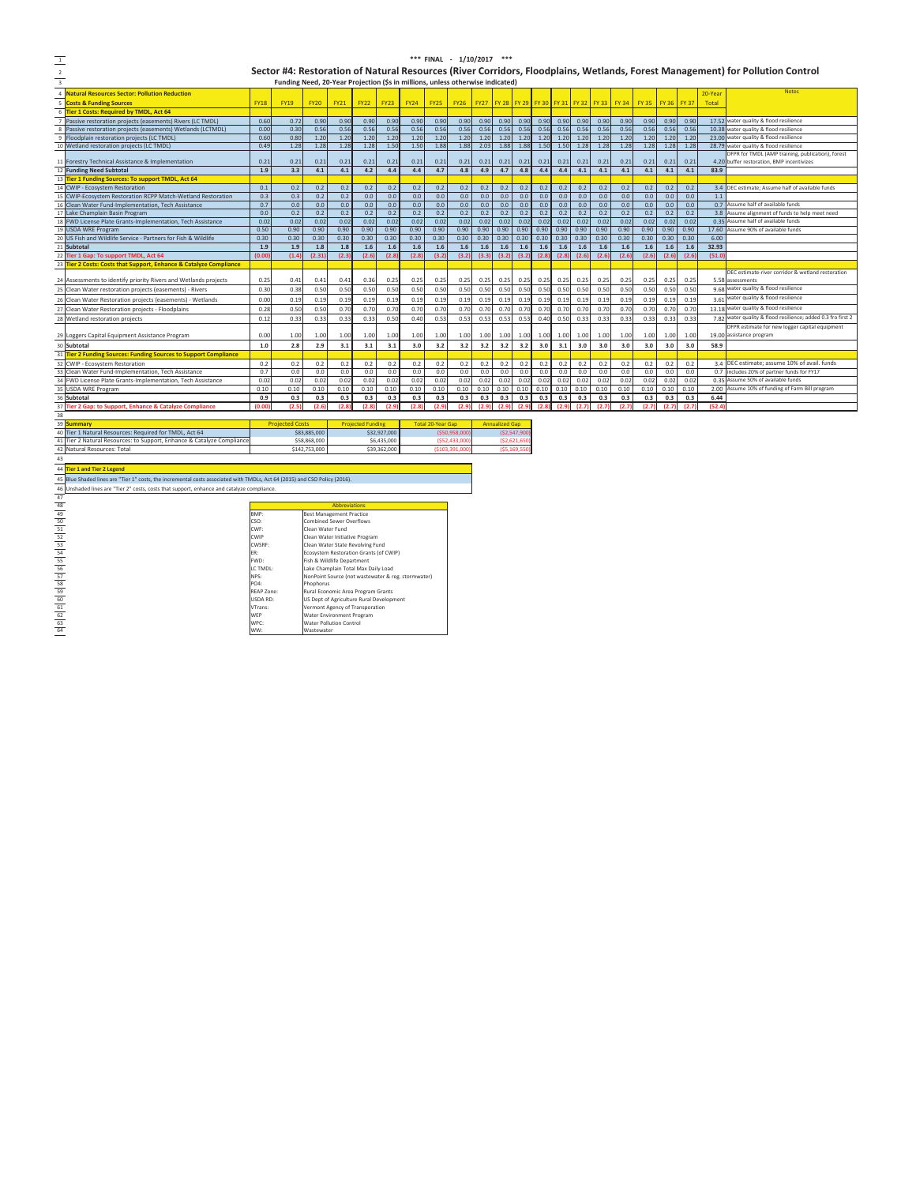*** FINAL - 1/10/2017 ***

## Sector #4: Restoration of Natural Resources (River Corridors, Floodplains, Wetlands, Forest Management) for Pollution Control

Funding Need, 20-Year Projection ($s in millions, unless otherwise indicated)

| Natural Resources Sector: Pollution Reduction | | | | | | | | | | | | | | | | | | | | | | Notes |
|---|---|---|---|---|---|---|---|---|---|---|---|---|---|---|---|---|---|---|---|---|---|---|
| **Costs & Funding Sources** | FY18 | FY19 | FY20 | FY21 | FY22 | FY23 | FY24 | FY25 | FY26 | FY27 | FY 28 | FY 29 | FY 30 | FY 31 | FY 32 | FY 33 | FY 34 | FY 35 | FY 36 | FY 37 | 20-Year Total | |
| **Tier 1 Costs: Required by TMDL, Act 64** | | | | | | | | | | | | | | | | | | | | | | |
| Passive restoration projects (easements) Rivers (LC TMDL) | 0.60 | 0.72 | 0.90 | 0.90 | 0.90 | 0.90 | 0.90 | 0.90 | 0.90 | 0.90 | 0.90 | 0.90 | 0.90 | 0.90 | 0.90 | 0.90 | 0.90 | 0.90 | 0.90 | 0.90 | 17.52 | water quality & flood resilience |
| Passive restoration projects (easements) Wetlands (LCTMDL) | 0.00 | 0.30 | 0.56 | 0.56 | 0.56 | 0.56 | 0.56 | 0.56 | 0.56 | 0.56 | 0.56 | 0.56 | 0.56 | 0.56 | 0.56 | 0.56 | 0.56 | 0.56 | 0.56 | 0.56 | 10.38 | water quality & flood resilience |
| Floodplain restoration projects (LC TMDL) | 0.60 | 0.80 | 1.20 | 1.20 | 1.20 | 1.20 | 1.20 | 1.20 | 1.20 | 1.20 | 1.20 | 1.20 | 1.20 | 1.20 | 1.20 | 1.20 | 1.20 | 1.20 | 1.20 | 1.20 | 23.00 | water quality & flood resilience |
| Wetland restoration projects (LC TMDL) | 0.49 | 1.28 | 1.28 | 1.28 | 1.28 | 1.50 | 1.50 | 1.88 | 1.88 | 2.03 | 1.88 | 1.88 | 1.50 | 1.50 | 1.28 | 1.28 | 1.28 | 1.28 | 1.28 | 1.28 | 28.79 | water quality & flood resilience |
| Forestry Technical Assistance & Implementation | 0.21 | 0.21 | 0.21 | 0.21 | 0.21 | 0.21 | 0.21 | 0.21 | 0.21 | 0.21 | 0.21 | 0.21 | 0.21 | 0.21 | 0.21 | 0.21 | 0.21 | 0.21 | 0.21 | 0.21 | 4.20 | DFPR for TMDL (AMP training, publication), forest buffer restoration, BMP incentivizes |
| **Funding Need Subtotal** | **1.9** | **3.3** | **4.1** | **4.1** | **4.2** | **4.4** | **4.4** | **4.7** | **4.8** | **4.9** | **4.7** | **4.8** | **4.4** | **4.4** | **4.1** | **4.1** | **4.1** | **4.1** | **4.1** | **4.1** | **83.9** | |
| **Tier 1 Funding Sources: To support TMDL, Act 64** | | | | | | | | | | | | | | | | | | | | | | |
| CWIP - Ecosystem Restoration | 0.1 | 0.2 | 0.2 | 0.2 | 0.2 | 0.2 | 0.2 | 0.2 | 0.2 | 0.2 | 0.2 | 0.2 | 0.2 | 0.2 | 0.2 | 0.2 | 0.2 | 0.2 | 0.2 | 0.2 | 3.4 | DEC estimate; Assume half of available funds |
| CWIP-Ecosystem Restoration RCPP Match-Wetland Restoration | 0.3 | 0.3 | 0.2 | 0.2 | 0.0 | 0.0 | 0.0 | 0.0 | 0.0 | 0.0 | 0.0 | 0.0 | 0.0 | 0.0 | 0.0 | 0.0 | 0.0 | 0.0 | 0.0 | 0.0 | 1.1 | |
| Clean Water Fund-Implementation, Tech Assistance | 0.7 | 0.0 | 0.0 | 0.0 | 0.0 | 0.0 | 0.0 | 0.0 | 0.0 | 0.0 | 0.0 | 0.0 | 0.0 | 0.0 | 0.0 | 0.0 | 0.0 | 0.0 | 0.0 | 0.0 | 0.7 | Assume half of available funds |
| Lake Champlain Basin Program | 0.0 | 0.2 | 0.2 | 0.2 | 0.2 | 0.2 | 0.2 | 0.2 | 0.2 | 0.2 | 0.2 | 0.2 | 0.2 | 0.2 | 0.2 | 0.2 | 0.2 | 0.2 | 0.2 | 0.2 | 3.8 | Assume alignment of funds to help meet need |
| FWD License Plate Grants-Implementation, Tech Assistance | 0.02 | 0.02 | 0.02 | 0.02 | 0.02 | 0.02 | 0.02 | 0.02 | 0.02 | 0.02 | 0.02 | 0.02 | 0.02 | 0.02 | 0.02 | 0.02 | 0.02 | 0.02 | 0.02 | 0.02 | 0.35 | Assume half of available funds |
| USDA WRE Program | 0.50 | 0.90 | 0.90 | 0.90 | 0.90 | 0.90 | 0.90 | 0.90 | 0.90 | 0.90 | 0.90 | 0.90 | 0.90 | 0.90 | 0.90 | 0.90 | 0.90 | 0.90 | 0.90 | 0.90 | 17.60 | Assume 90% of available funds |
| US Fish and Wildlife Service - Partners for Fish & Wildlife | 0.30 | 0.30 | 0.30 | 0.30 | 0.30 | 0.30 | 0.30 | 0.30 | 0.30 | 0.30 | 0.30 | 0.30 | 0.30 | 0.30 | 0.30 | 0.30 | 0.30 | 0.30 | 0.30 | 0.30 | 6.00 | |
| **Subtotal** | **1.9** | **1.9** | **1.8** | **1.8** | **1.6** | **1.6** | **1.6** | **1.6** | **1.6** | **1.6** | **1.6** | **1.6** | **1.6** | **1.6** | **1.6** | **1.6** | **1.6** | **1.6** | **1.6** | **1.6** | **32.93** | |
| **Tier 1 Gap: To support TMDL, Act 64** | (0.00) | (1.4) | (2.31) | (2.3) | (2.6) | (2.8) | (2.8) | (3.2) | (3.2) | (3.3) | (3.2) | (3.2) | (2.8) | (2.8) | (2.6) | (2.6) | (2.6) | (2.6) | (2.6) | (2.6) | (51.0) | |
| **Tier 2 Costs: Costs that Support, Enhance & Catalyze Compliance** | | | | | | | | | | | | | | | | | | | | | | |
| Assessments to identify priority Rivers and Wetlands projects | 0.25 | 0.41 | 0.41 | 0.41 | 0.36 | 0.25 | 0.25 | 0.25 | 0.25 | 0.25 | 0.25 | 0.25 | 0.25 | 0.25 | 0.25 | 0.25 | 0.25 | 0.25 | 0.25 | 0.25 | 5.58 | DEC estimate-river corridor & wetland restoration assessments |
| Clean Water restoration projects (easements) - Rivers | 0.30 | 0.38 | 0.50 | 0.50 | 0.50 | 0.50 | 0.50 | 0.50 | 0.50 | 0.50 | 0.50 | 0.50 | 0.50 | 0.50 | 0.50 | 0.50 | 0.50 | 0.50 | 0.50 | 0.50 | 9.68 | water quality & flood resilience |
| Clean Water Restoration projects (easements) - Wetlands | 0.00 | 0.19 | 0.19 | 0.19 | 0.19 | 0.19 | 0.19 | 0.19 | 0.19 | 0.19 | 0.19 | 0.19 | 0.19 | 0.19 | 0.19 | 0.19 | 0.19 | 0.19 | 0.19 | 0.19 | 3.61 | water quality & flood resilience |
| Clean Water Restoration projects - Floodplains | 0.28 | 0.50 | 0.50 | 0.70 | 0.70 | 0.70 | 0.70 | 0.70 | 0.70 | 0.70 | 0.70 | 0.70 | 0.70 | 0.70 | 0.70 | 0.70 | 0.70 | 0.70 | 0.70 | 0.70 | 13.18 | water quality & flood resilience |
| Wetland restoration projects | 0.12 | 0.33 | 0.33 | 0.33 | 0.33 | 0.50 | 0.40 | 0.53 | 0.53 | 0.53 | 0.53 | 0.53 | 0.40 | 0.50 | 0.33 | 0.33 | 0.33 | 0.33 | 0.33 | 0.33 | 7.82 | water quality & flood resilience; added 0.3 fro first 2 |
| Loggers Capital Equipment Assistance Program | 0.00 | 1.00 | 1.00 | 1.00 | 1.00 | 1.00 | 1.00 | 1.00 | 1.00 | 1.00 | 1.00 | 1.00 | 1.00 | 1.00 | 1.00 | 1.00 | 1.00 | 1.00 | 1.00 | 1.00 | 19.00 | DFPR estimate for new logger capital equipment assistance program |
| **Subtotal** | **1.0** | **2.8** | **2.9** | **3.1** | **3.1** | **3.1** | **3.0** | **3.2** | **3.2** | **3.2** | **3.2** | **3.2** | **3.0** | **3.1** | **3.0** | **3.0** | **3.0** | **3.0** | **3.0** | **3.0** | **58.9** | |
| **Tier 2 Funding Sources: Funding Sources to Support Compliance** | | | | | | | | | | | | | | | | | | | | | | |
| CWIP - Ecosystem Restoration | 0.2 | 0.2 | 0.2 | 0.2 | 0.2 | 0.2 | 0.2 | 0.2 | 0.2 | 0.2 | 0.2 | 0.2 | 0.2 | 0.2 | 0.2 | 0.2 | 0.2 | 0.2 | 0.2 | 0.2 | 3.4 | DEC estimate; assume 10% of avail. funds |
| Clean Water Fund-Implementation, Tech Assistance | 0.7 | 0.0 | 0.0 | 0.0 | 0.0 | 0.0 | 0.0 | 0.0 | 0.0 | 0.0 | 0.0 | 0.0 | 0.0 | 0.0 | 0.0 | 0.0 | 0.0 | 0.0 | 0.0 | 0.0 | 0.7 | includes 20% of partner funds for FY17 |
| FWD License Plate Grants-Implementation, Tech Assistance | 0.02 | 0.02 | 0.02 | 0.02 | 0.02 | 0.02 | 0.02 | 0.02 | 0.02 | 0.02 | 0.02 | 0.02 | 0.02 | 0.02 | 0.02 | 0.02 | 0.02 | 0.02 | 0.02 | 0.02 | 0.35 | Assume 50% of available funds |
| USDA WRE Program | 0.10 | 0.10 | 0.10 | 0.10 | 0.10 | 0.10 | 0.10 | 0.10 | 0.10 | 0.10 | 0.10 | 0.10 | 0.10 | 0.10 | 0.10 | 0.10 | 0.10 | 0.10 | 0.10 | 0.10 | 2.00 | Assume 10% of funding of Farm Bill program |
| **Subtotal** | **0.9** | **0.3** | **0.3** | **0.3** | **0.3** | **0.3** | **0.3** | **0.3** | **0.3** | **0.3** | **0.3** | **0.3** | **0.3** | **0.3** | **0.3** | **0.3** | **0.3** | **0.3** | **0.3** | **0.3** | **6.44** | |
| **Tier 2 Gap: to Support, Enhance & Catalyze Compliance** | (0.00) | (2.5) | (2.6) | (2.8) | (2.8) | (2.9) | (2.8) | (2.9) | (2.9) | (2.9) | (2.9) | (2.9) | (2.8) | (2.9) | (2.7) | (2.7) | (2.7) | (2.7) | (2.7) | (2.7) | (52.4) | |

| Summary | Projected Costs | Projected Funding | Total 20-Year Gap | Annualized Gap |
|---|---|---|---|---|
| Tier 1 Natural Resources: Required for TMDL, Act 64 | $83,885,000 | $32,927,000 | ($50,958,000) | ($2,547,900) |
| Tier 2 Natural Resources: to Support, Enhance & Catalyze Compliance | $58,868,000 | $6,435,000 | ($52,433,000) | ($2,621,650) |
| Natural Resources: Total | $142,753,000 | $39,362,000 | ($103,391,000) | ($5,169,550) |

**Tier 1 and Tier 2 Legend**

Blue Shaded lines are "Tier 1" costs, the incremental costs associated with TMDLs, Act 64 (2015) and CSO Policy (2016).

Unshaded lines are "Tier 2" costs, costs that support, enhance and catalyze compliance.

| Abbreviations | |
|---|---|
| BMP: | Best Management Practice |
| CSO: | Combined Sewer Overflows |
| CWF: | Clean Water Fund |
| CWIP | Clean Water Initiative Program |
| CWSRF: | Clean Water State Revolving Fund |
| ER: | Ecosystem Restoration Grants (of CWIP) |
| FWD: | Fish & Wildlife Department |
| LC TMDL: | Lake Champlain Total Max Daily Load |
| NPS: | NonPoint Source (not wastewater & reg. stormwater) |
| PO4: | Phosphorus |
| REAP Zone: | Rural Economic Area Program Grants |
| USDA RD: | US Dept of Agriculture Rural Development |
| VTrans: | Vermont Agency of Transportation |
| WEP | Water Environment Program |
| WPC: | Water Pollution Control |
| WW: | Wastewater |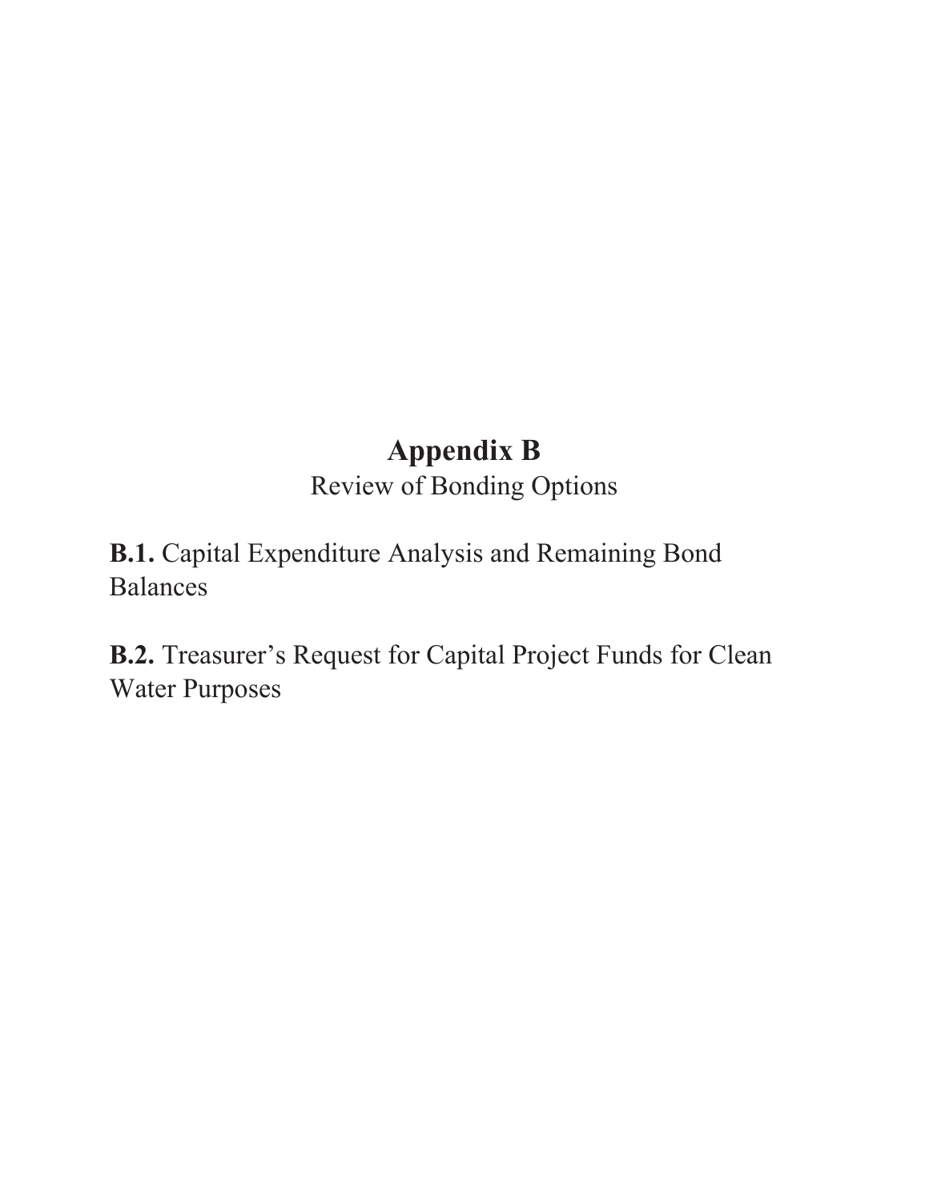# Appendix B

Review of Bonding Options

**B.1.** Capital Expenditure Analysis and Remaining Bond Balances

**B.2.** Treasurer's Request for Capital Project Funds for Clean Water Purposes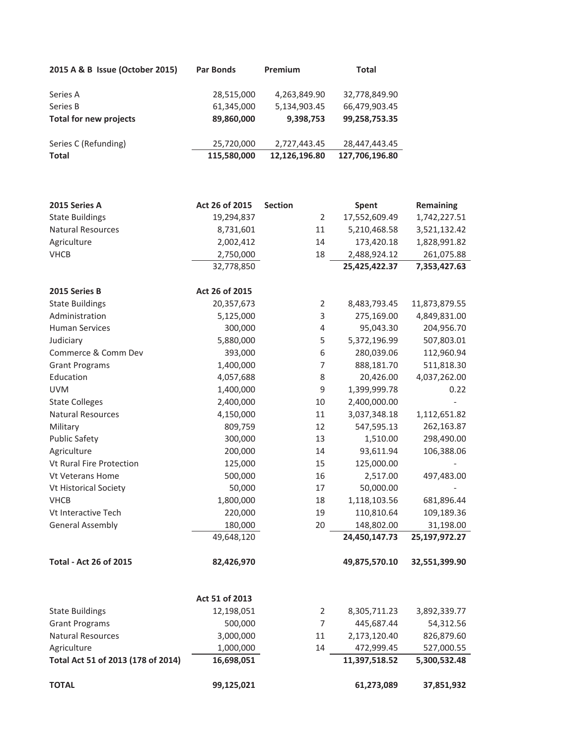| 2015 A & B Issue (October 2015) | Par Bonds | Premium | Total |
|---|---|---|---|
| Series A | 28,515,000 | 4,263,849.90 | 32,778,849.90 |
| Series B | 61,345,000 | 5,134,903.45 | 66,479,903.45 |
| **Total for new projects** | **89,860,000** | **9,398,753** | **99,258,753.35** |
| Series C (Refunding) | 25,720,000 | 2,727,443.45 | 28,447,443.45 |
| **Total** | **115,580,000** | **12,126,196.80** | **127,706,196.80** |

| **2015 Series A** | **Act 26 of 2015** | **Section** | **Spent** | **Remaining** |
|---|---|---|---|---|
| State Buildings | 19,294,837 | 2 | 17,552,609.49 | 1,742,227.51 |
| Natural Resources | 8,731,601 | 11 | 5,210,468.58 | 3,521,132.42 |
| Agriculture | 2,002,412 | 14 | 173,420.18 | 1,828,991.82 |
| VHCB | 2,750,000 | 18 | 2,488,924.12 | 261,075.88 |
| | 32,778,850 | | **25,425,422.37** | **7,353,427.63** |
| **2015 Series B** | **Act 26 of 2015** | | | |
| State Buildings | 20,357,673 | 2 | 8,483,793.45 | 11,873,879.55 |
| Administration | 5,125,000 | 3 | 275,169.00 | 4,849,831.00 |
| Human Services | 300,000 | 4 | 95,043.30 | 204,956.70 |
| Judiciary | 5,880,000 | 5 | 5,372,196.99 | 507,803.01 |
| Commerce & Comm Dev | 393,000 | 6 | 280,039.06 | 112,960.94 |
| Grant Programs | 1,400,000 | 7 | 888,181.70 | 511,818.30 |
| Education | 4,057,688 | 8 | 20,426.00 | 4,037,262.00 |
| UVM | 1,400,000 | 9 | 1,399,999.78 | 0.22 |
| State Colleges | 2,400,000 | 10 | 2,400,000.00 | - |
| Natural Resources | 4,150,000 | 11 | 3,037,348.18 | 1,112,651.82 |
| Military | 809,759 | 12 | 547,595.13 | 262,163.87 |
| Public Safety | 300,000 | 13 | 1,510.00 | 298,490.00 |
| Agriculture | 200,000 | 14 | 93,611.94 | 106,388.06 |
| Vt Rural Fire Protection | 125,000 | 15 | 125,000.00 | - |
| Vt Veterans Home | 500,000 | 16 | 2,517.00 | 497,483.00 |
| Vt Historical Society | 50,000 | 17 | 50,000.00 | - |
| VHCB | 1,800,000 | 18 | 1,118,103.56 | 681,896.44 |
| Vt Interactive Tech | 220,000 | 19 | 110,810.64 | 109,189.36 |
| General Assembly | 180,000 | 20 | 148,802.00 | 31,198.00 |
| | 49,648,120 | | **24,450,147.73** | **25,197,972.27** |
| **Total - Act 26 of 2015** | **82,426,970** | | **49,875,570.10** | **32,551,399.90** |
| | **Act 51 of 2013** | | | |
| State Buildings | 12,198,051 | 2 | 8,305,711.23 | 3,892,339.77 |
| Grant Programs | 500,000 | 7 | 445,687.44 | 54,312.56 |
| Natural Resources | 3,000,000 | 11 | 2,173,120.40 | 826,879.60 |
| Agriculture | 1,000,000 | 14 | 472,999.45 | 527,000.55 |
| **Total Act 51 of 2013 (178 of 2014)** | **16,698,051** | | **11,397,518.52** | **5,300,532.48** |
| **TOTAL** | **99,125,021** | | **61,273,089** | **37,851,932** |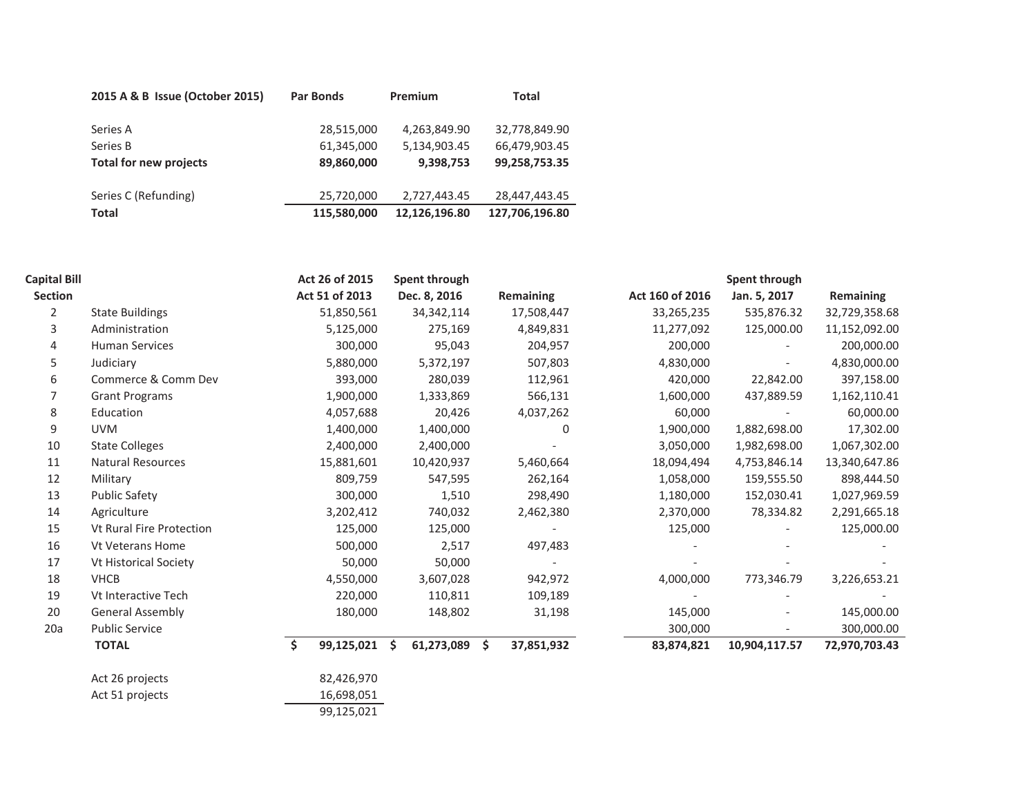| 2015 A & B Issue (October 2015) | Par Bonds | Premium | Total |
|---|---|---|---|
| Series A | 28,515,000 | 4,263,849.90 | 32,778,849.90 |
| Series B | 61,345,000 | 5,134,903.45 | 66,479,903.45 |
| **Total for new projects** | **89,860,000** | **9,398,753** | **99,258,753.35** |
| | | | |
| Series C (Refunding) | 25,720,000 | 2,727,443.45 | 28,447,443.45 |
| **Total** | **115,580,000** | **12,126,196.80** | **127,706,196.80** |

| Capital Bill Section | | Act 26 of 2015 Act 51 of 2013 | Spent through Dec. 8, 2016 | Remaining | Act 160 of 2016 | Spent through Jan. 5, 2017 | Remaining |
|---|---|---|---|---|---|---|---|
| 2 | State Buildings | 51,850,561 | 34,342,114 | 17,508,447 | 33,265,235 | 535,876.32 | 32,729,358.68 |
| 3 | Administration | 5,125,000 | 275,169 | 4,849,831 | 11,277,092 | 125,000.00 | 11,152,092.00 |
| 4 | Human Services | 300,000 | 95,043 | 204,957 | 200,000 | - | 200,000.00 |
| 5 | Judiciary | 5,880,000 | 5,372,197 | 507,803 | 4,830,000 | - | 4,830,000.00 |
| 6 | Commerce & Comm Dev | 393,000 | 280,039 | 112,961 | 420,000 | 22,842.00 | 397,158.00 |
| 7 | Grant Programs | 1,900,000 | 1,333,869 | 566,131 | 1,600,000 | 437,889.59 | 1,162,110.41 |
| 8 | Education | 4,057,688 | 20,426 | 4,037,262 | 60,000 | - | 60,000.00 |
| 9 | UVM | 1,400,000 | 1,400,000 | 0 | 1,900,000 | 1,882,698.00 | 17,302.00 |
| 10 | State Colleges | 2,400,000 | 2,400,000 | - | 3,050,000 | 1,982,698.00 | 1,067,302.00 |
| 11 | Natural Resources | 15,881,601 | 10,420,937 | 5,460,664 | 18,094,494 | 4,753,846.14 | 13,340,647.86 |
| 12 | Military | 809,759 | 547,595 | 262,164 | 1,058,000 | 159,555.50 | 898,444.50 |
| 13 | Public Safety | 300,000 | 1,510 | 298,490 | 1,180,000 | 152,030.41 | 1,027,969.59 |
| 14 | Agriculture | 3,202,412 | 740,032 | 2,462,380 | 2,370,000 | 78,334.82 | 2,291,665.18 |
| 15 | Vt Rural Fire Protection | 125,000 | 125,000 | - | 125,000 | - | 125,000.00 |
| 16 | Vt Veterans Home | 500,000 | 2,517 | 497,483 | - | - | - |
| 17 | Vt Historical Society | 50,000 | 50,000 | - | - | - | - |
| 18 | VHCB | 4,550,000 | 3,607,028 | 942,972 | 4,000,000 | 773,346.79 | 3,226,653.21 |
| 19 | Vt Interactive Tech | 220,000 | 110,811 | 109,189 | - | - | - |
| 20 | General Assembly | 180,000 | 148,802 | 31,198 | 145,000 | - | 145,000.00 |
| 20a | Public Service | | | | 300,000 | - | 300,000.00 |
| | **TOTAL** | **$ 99,125,021** | **$ 61,273,089** | **$ 37,851,932** | **83,874,821** | **10,904,117.57** | **72,970,703.43** |

| | |
|---|---|
| Act 26 projects | 82,426,970 |
| Act 51 projects | 16,698,051 |
| | 99,125,021 |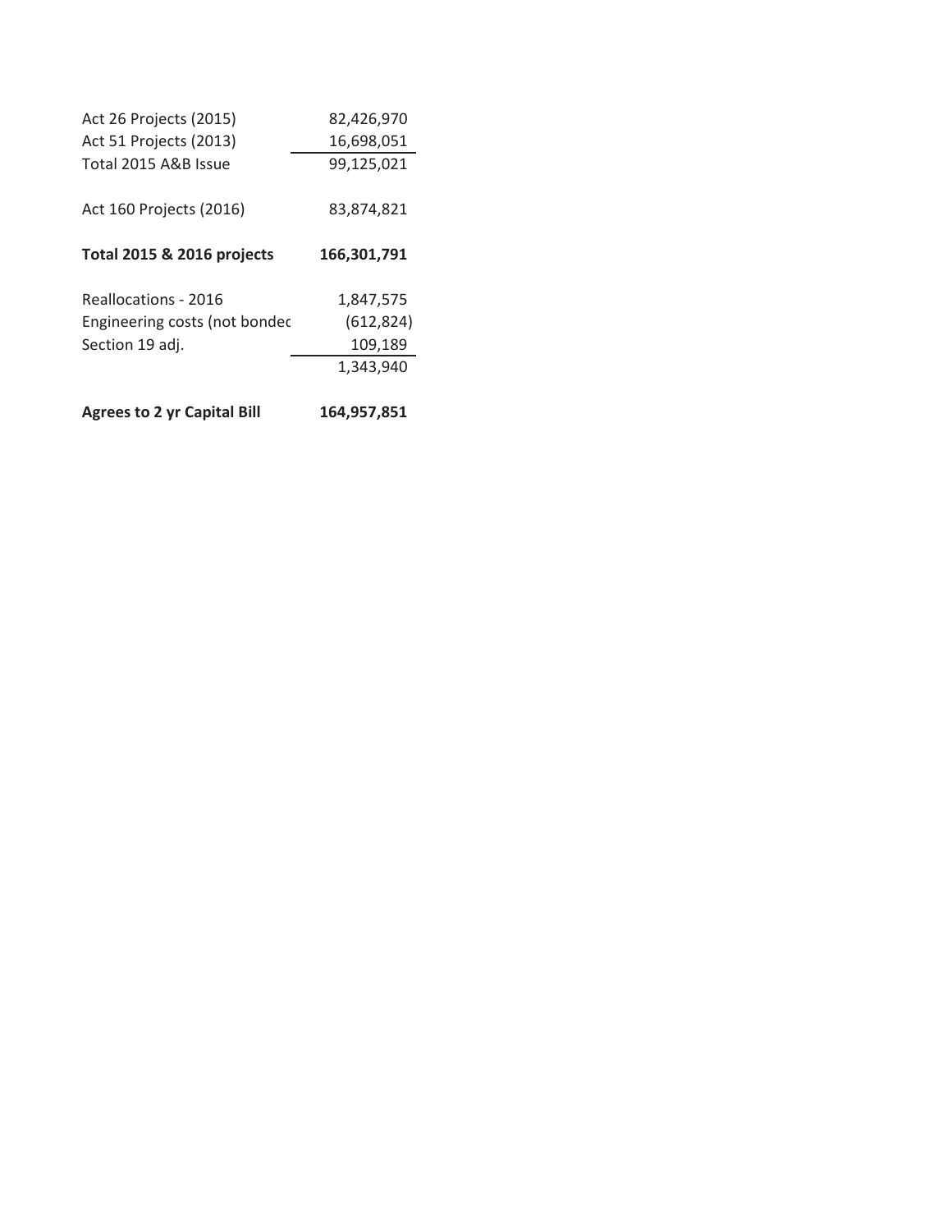| | |
|---|---|
| Act 26 Projects (2015) | 82,426,970 |
| Act 51 Projects (2013) | 16,698,051 |
| Total 2015 A&B Issue | 99,125,021 |
| | |
| Act 160 Projects (2016) | 83,874,821 |
| | |
| **Total 2015 & 2016 projects** | **166,301,791** |
| | |
| Reallocations - 2016 | 1,847,575 |
| Engineering costs (not bondec | (612,824) |
| Section 19 adj. | 109,189 |
| | 1,343,940 |
| | |
| **Agrees to 2 yr Capital Bill** | **164,957,851** |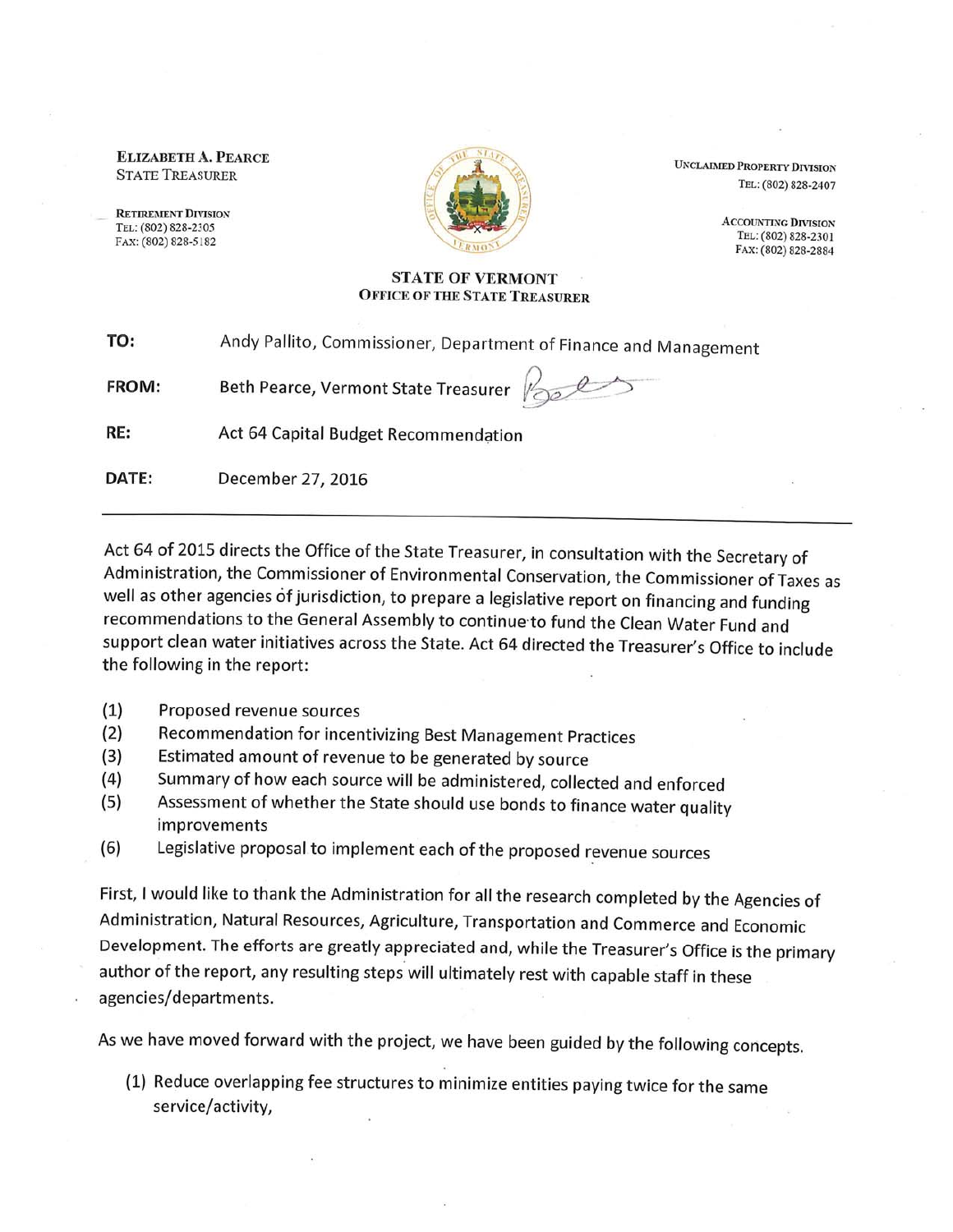**ELIZABETH A. PEARCE**
STATE TREASURER

RETIREMENT DIVISION
TEL: (802) 828-2305
FAX: (802) 828-5182

UNCLAIMED PROPERTY DIVISION
TEL: (802) 828-2407

ACCOUNTING DIVISION
TEL: (802) 828-2301
FAX: (802) 828-2884

**STATE OF VERMONT**
**OFFICE OF THE STATE TREASURER**

**TO:** Andy Pallito, Commissioner, Department of Finance and Management

**FROM:** Beth Pearce, Vermont State Treasurer

**RE:** Act 64 Capital Budget Recommendation

**DATE:** December 27, 2016

---

Act 64 of 2015 directs the Office of the State Treasurer, in consultation with the Secretary of Administration, the Commissioner of Environmental Conservation, the Commissioner of Taxes as well as other agencies of jurisdiction, to prepare a legislative report on financing and funding recommendations to the General Assembly to continue to fund the Clean Water Fund and support clean water initiatives across the State. Act 64 directed the Treasurer's Office to include the following in the report:

(1) Proposed revenue sources
(2) Recommendation for incentivizing Best Management Practices
(3) Estimated amount of revenue to be generated by source
(4) Summary of how each source will be administered, collected and enforced
(5) Assessment of whether the State should use bonds to finance water quality improvements
(6) Legislative proposal to implement each of the proposed revenue sources

First, I would like to thank the Administration for all the research completed by the Agencies of Administration, Natural Resources, Agriculture, Transportation and Commerce and Economic Development. The efforts are greatly appreciated and, while the Treasurer's Office is the primary author of the report, any resulting steps will ultimately rest with capable staff in these agencies/departments.

As we have moved forward with the project, we have been guided by the following concepts.

(1) Reduce overlapping fee structures to minimize entities paying twice for the same service/activity,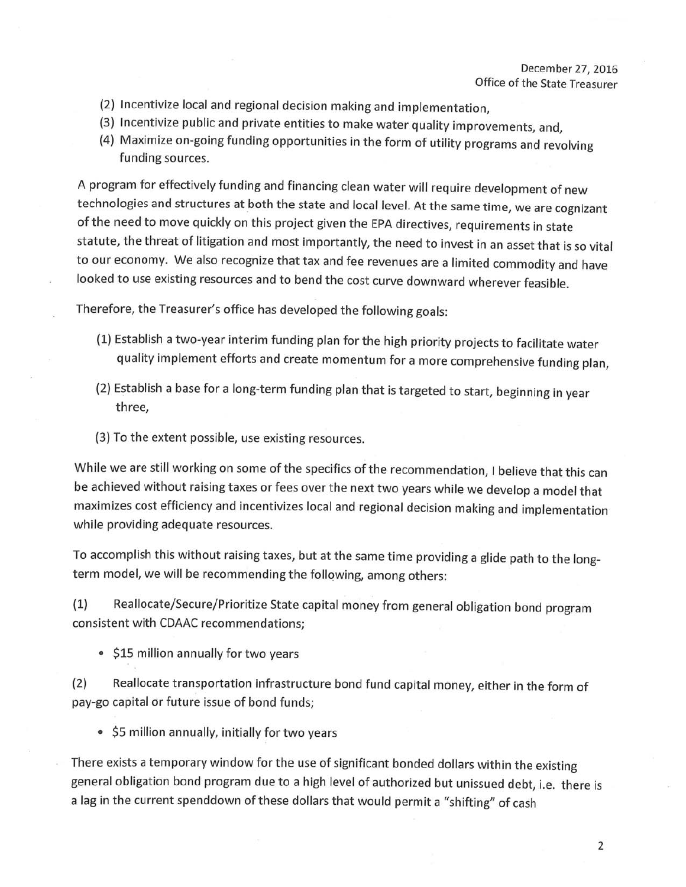(2) Incentivize local and regional decision making and implementation,
(3) Incentivize public and private entities to make water quality improvements, and,
(4) Maximize on-going funding opportunities in the form of utility programs and revolving funding sources.

A program for effectively funding and financing clean water will require development of new technologies and structures at both the state and local level. At the same time, we are cognizant of the need to move quickly on this project given the EPA directives, requirements in state statute, the threat of litigation and most importantly, the need to invest in an asset that is so vital to our economy. We also recognize that tax and fee revenues are a limited commodity and have looked to use existing resources and to bend the cost curve downward wherever feasible.

Therefore, the Treasurer's office has developed the following goals:

(1) Establish a two-year interim funding plan for the high priority projects to facilitate water quality implement efforts and create momentum for a more comprehensive funding plan,

(2) Establish a base for a long-term funding plan that is targeted to start, beginning in year three,

(3) To the extent possible, use existing resources.

While we are still working on some of the specifics of the recommendation, I believe that this can be achieved without raising taxes or fees over the next two years while we develop a model that maximizes cost efficiency and incentivizes local and regional decision making and implementation while providing adequate resources.

To accomplish this without raising taxes, but at the same time providing a glide path to the long-term model, we will be recommending the following, among others:

(1) Reallocate/Secure/Prioritize State capital money from general obligation bond program consistent with CDAAC recommendations;

- $15 million annually for two years

(2) Reallocate transportation infrastructure bond fund capital money, either in the form of pay-go capital or future issue of bond funds;

- $5 million annually, initially for two years

There exists a temporary window for the use of significant bonded dollars within the existing general obligation bond program due to a high level of authorized but unissued debt, i.e. there is a lag in the current spenddown of these dollars that would permit a "shifting" of cash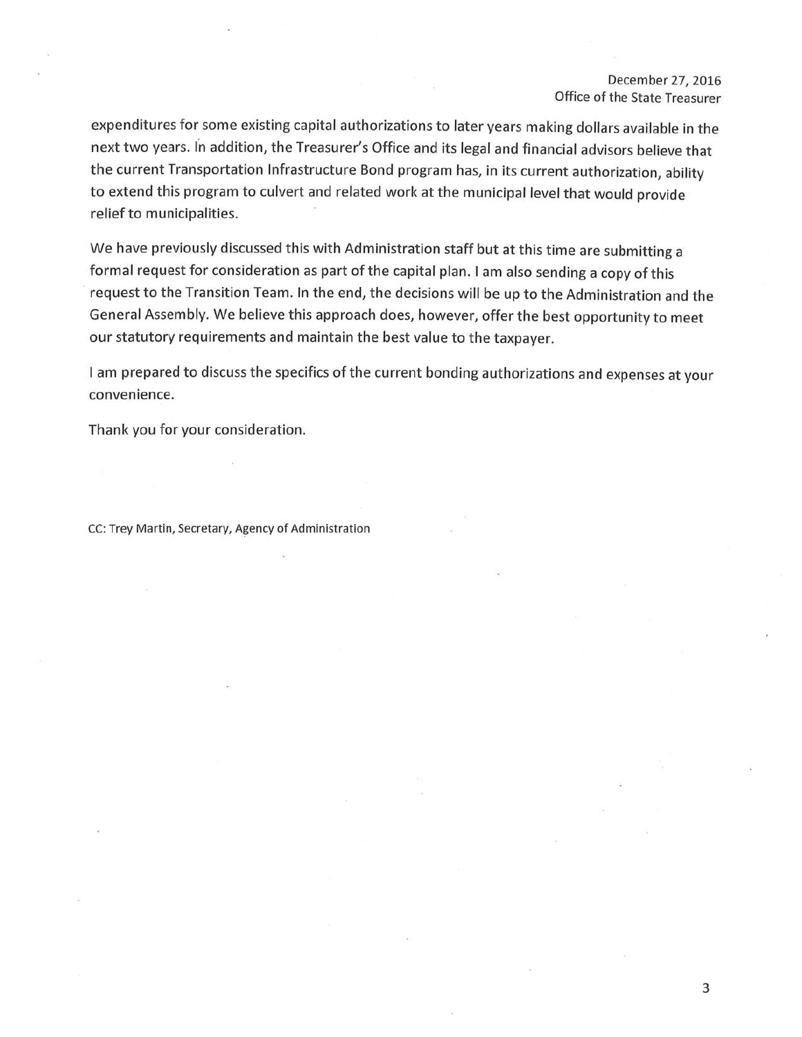expenditures for some existing capital authorizations to later years making dollars available in the next two years. In addition, the Treasurer's Office and its legal and financial advisors believe that the current Transportation Infrastructure Bond program has, in its current authorization, ability to extend this program to culvert and related work at the municipal level that would provide relief to municipalities.

We have previously discussed this with Administration staff but at this time are submitting a formal request for consideration as part of the capital plan. I am also sending a copy of this request to the Transition Team. In the end, the decisions will be up to the Administration and the General Assembly. We believe this approach does, however, offer the best opportunity to meet our statutory requirements and maintain the best value to the taxpayer.

I am prepared to discuss the specifics of the current bonding authorizations and expenses at your convenience.

Thank you for your consideration.

CC: Trey Martin, Secretary, Agency of Administration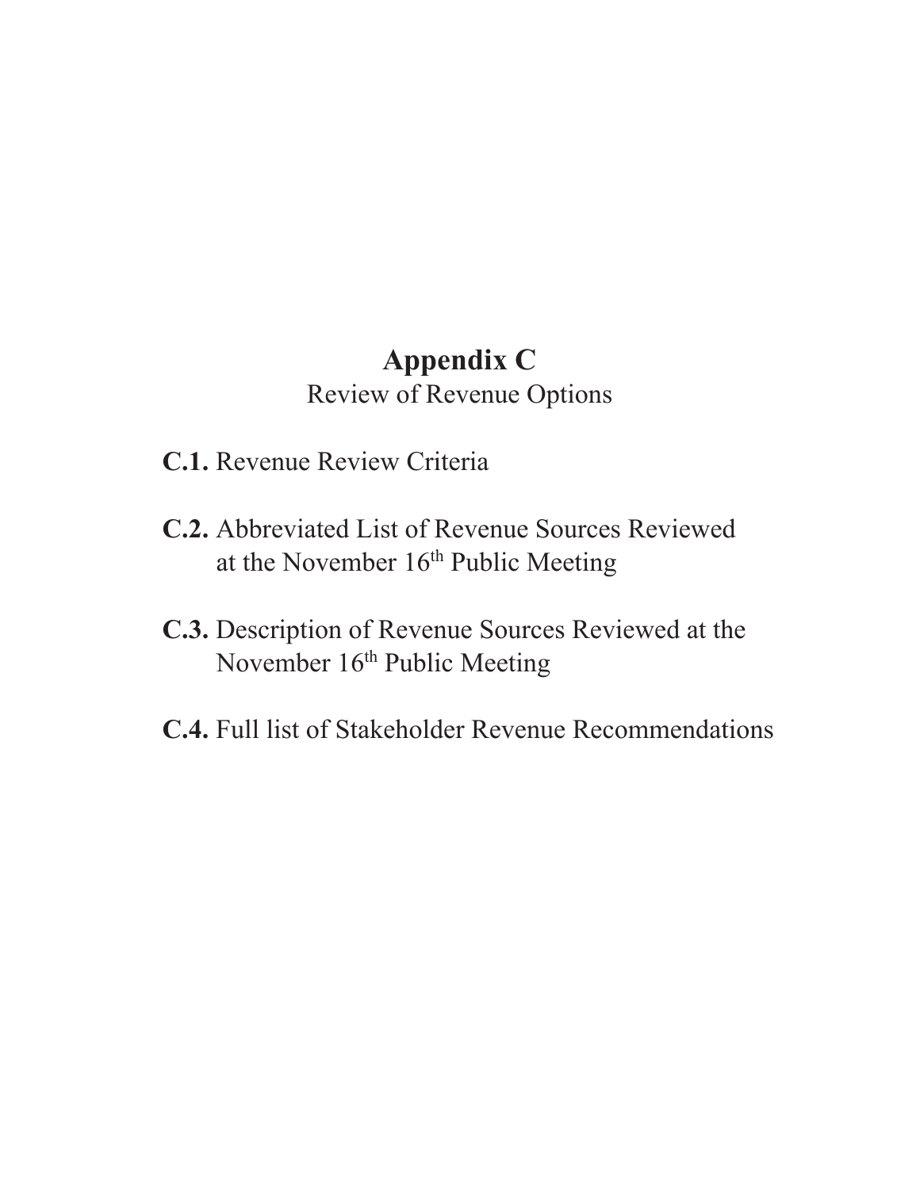# Appendix C

Review of Revenue Options

**C.1.** Revenue Review Criteria

**C.2.** Abbreviated List of Revenue Sources Reviewed at the November 16th Public Meeting

**C.3.** Description of Revenue Sources Reviewed at the November 16th Public Meeting

**C.4.** Full list of Stakeholder Revenue Recommendations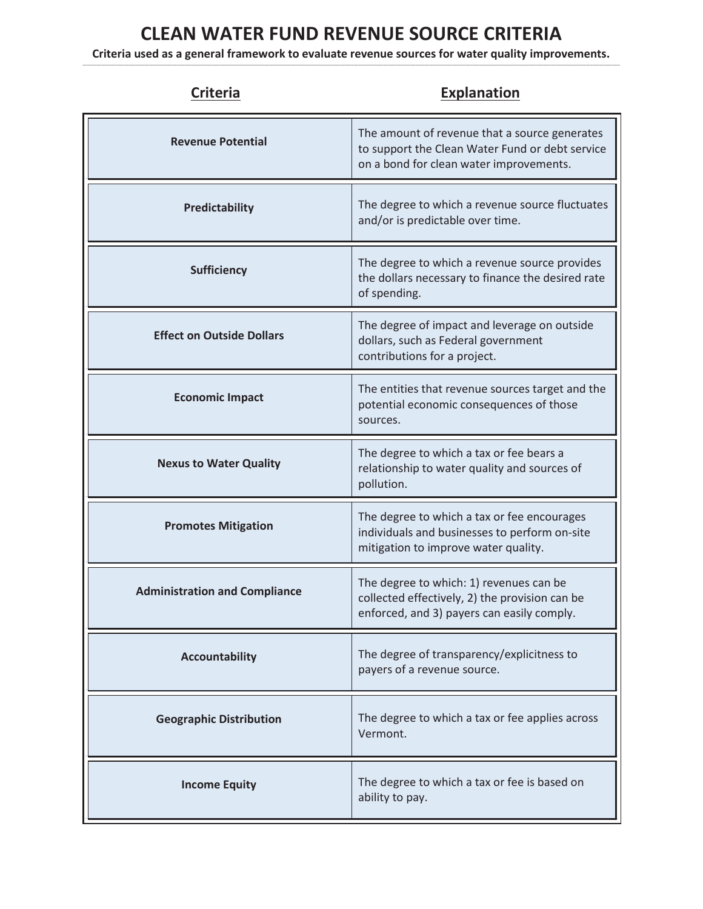# CLEAN WATER FUND REVENUE SOURCE CRITERIA

**Criteria used as a general framework to evaluate revenue sources for water quality improvements.**

| Criteria | Explanation |
|---|---|
| **Revenue Potential** | The amount of revenue that a source generates to support the Clean Water Fund or debt service on a bond for clean water improvements. |
| **Predictability** | The degree to which a revenue source fluctuates and/or is predictable over time. |
| **Sufficiency** | The degree to which a revenue source provides the dollars necessary to finance the desired rate of spending. |
| **Effect on Outside Dollars** | The degree of impact and leverage on outside dollars, such as Federal government contributions for a project. |
| **Economic Impact** | The entities that revenue sources target and the potential economic consequences of those sources. |
| **Nexus to Water Quality** | The degree to which a tax or fee bears a relationship to water quality and sources of pollution. |
| **Promotes Mitigation** | The degree to which a tax or fee encourages individuals and businesses to perform on-site mitigation to improve water quality. |
| **Administration and Compliance** | The degree to which: 1) revenues can be collected effectively, 2) the provision can be enforced, and 3) payers can easily comply. |
| **Accountability** | The degree of transparency/explicitness to payers of a revenue source. |
| **Geographic Distribution** | The degree to which a tax or fee applies across Vermont. |
| **Income Equity** | The degree to which a tax or fee is based on ability to pay. |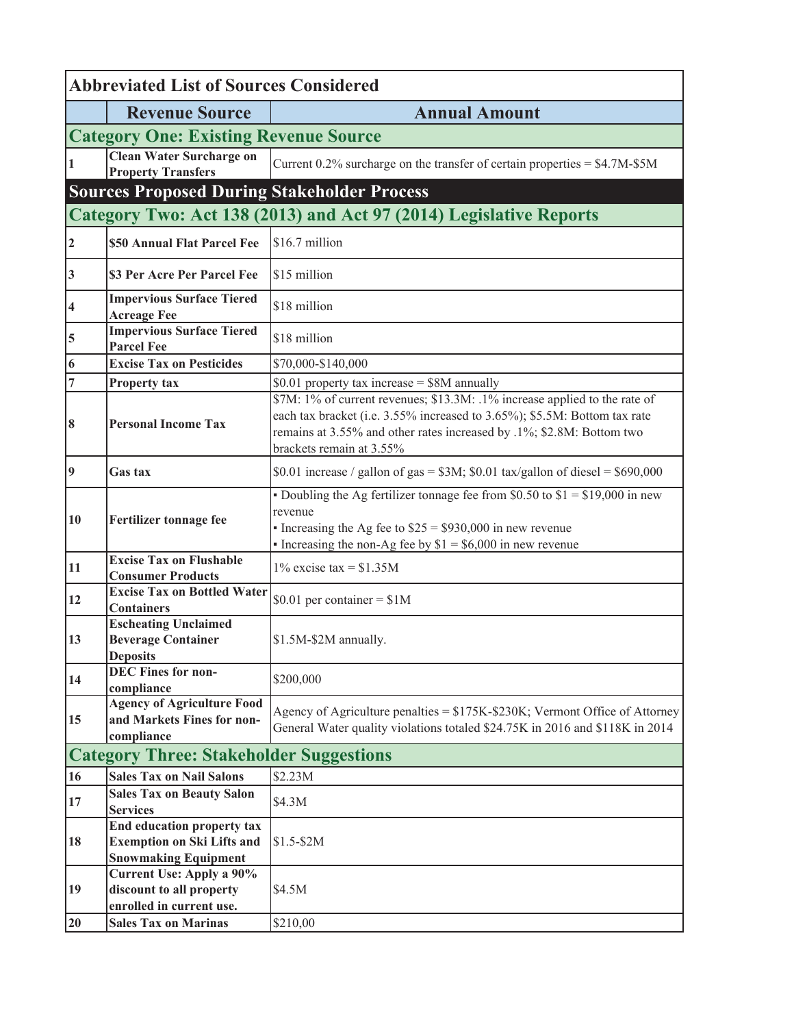| Abbreviated List of Sources Considered | | |
|---|---|---|
| | **Revenue Source** | **Annual Amount** |
| **Category One: Existing Revenue Source** | | |
| 1 | **Clean Water Surcharge on Property Transfers** | Current 0.2% surcharge on the transfer of certain properties = $4.7M-$5M |
| **Sources Proposed During Stakeholder Process** | | |
| **Category Two: Act 138 (2013) and Act 97 (2014) Legislative Reports** | | |
| 2 | **$50 Annual Flat Parcel Fee** | $16.7 million |
| 3 | **$3 Per Acre Per Parcel Fee** | $15 million |
| 4 | **Impervious Surface Tiered Acreage Fee** | $18 million |
| 5 | **Impervious Surface Tiered Parcel Fee** | $18 million |
| 6 | **Excise Tax on Pesticides** | $70,000-$140,000 |
| 7 | **Property tax** | $0.01 property tax increase = $8M annually |
| 8 | **Personal Income Tax** | $7M: 1% of current revenues; $13.3M: .1% increase applied to the rate of each tax bracket (i.e. 3.55% increased to 3.65%); $5.5M: Bottom tax rate remains at 3.55% and other rates increased by .1%; $2.8M: Bottom two brackets remain at 3.55% |
| 9 | **Gas tax** | $0.01 increase / gallon of gas = $3M; $0.01 tax/gallon of diesel = $690,000 |
| 10 | **Fertilizer tonnage fee** | ▪ Doubling the Ag fertilizer tonnage fee from $0.50 to $1 = $19,000 in new revenue<br>▪ Increasing the Ag fee to $25 = $930,000 in new revenue<br>▪ Increasing the non-Ag fee by $1 = $6,000 in new revenue |
| 11 | **Excise Tax on Flushable Consumer Products** | 1% excise tax = $1.35M |
| 12 | **Excise Tax on Bottled Water Containers** | $0.01 per container = $1M |
| 13 | **Escheating Unclaimed Beverage Container Deposits** | $1.5M-$2M annually. |
| 14 | **DEC Fines for non-compliance** | $200,000 |
| 15 | **Agency of Agriculture Food and Markets Fines for non-compliance** | Agency of Agriculture penalties = $175K-$230K; Vermont Office of Attorney General Water quality violations totaled $24.75K in 2016 and $118K in 2014 |
| **Category Three: Stakeholder Suggestions** | | |
| 16 | **Sales Tax on Nail Salons** | $2.23M |
| 17 | **Sales Tax on Beauty Salon Services** | $4.3M |
| 18 | **End education property tax Exemption on Ski Lifts and Snowmaking Equipment** | $1.5-$2M |
| 19 | **Current Use: Apply a 90% discount to all property enrolled in current use.** | $4.5M |
| 20 | **Sales Tax on Marinas** | $210,00 |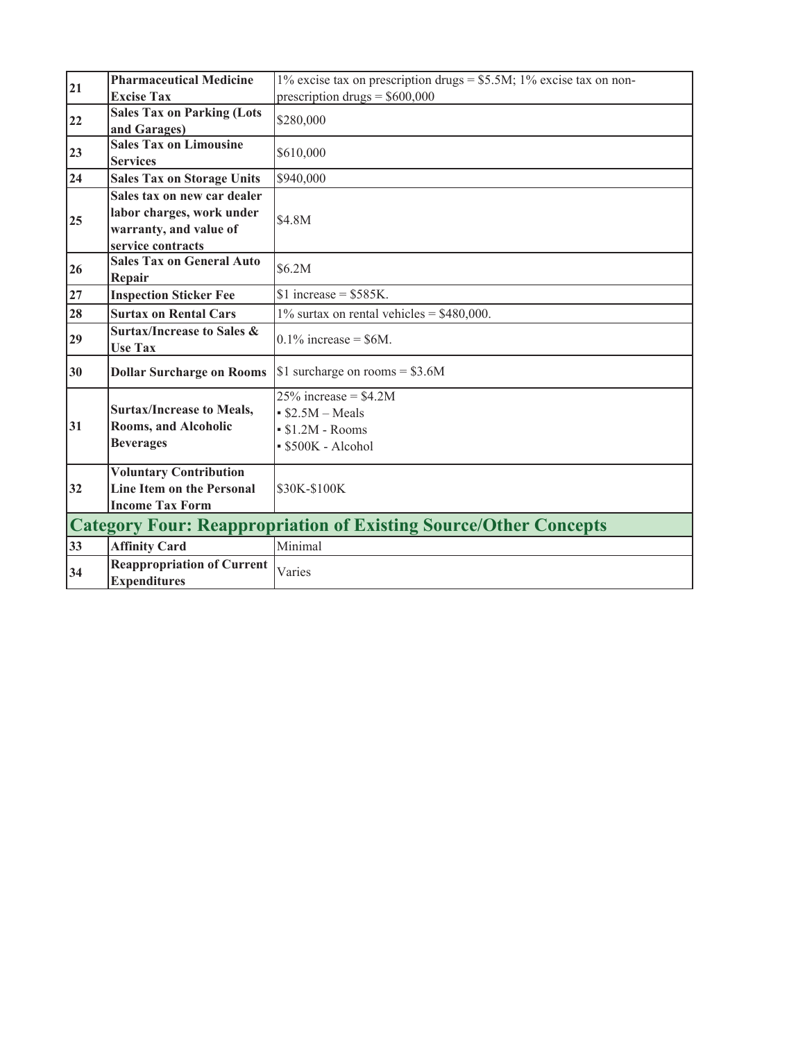| | | |
|---|---|---|
| 21 | **Pharmaceutical Medicine Excise Tax** | 1% excise tax on prescription drugs = \$5.5M; 1% excise tax on non-prescription drugs = \$600,000 |
| 22 | **Sales Tax on Parking (Lots and Garages)** | \$280,000 |
| 23 | **Sales Tax on Limousine Services** | \$610,000 |
| 24 | **Sales Tax on Storage Units** | \$940,000 |
| 25 | **Sales tax on new car dealer labor charges, work under warranty, and value of service contracts** | \$4.8M |
| 26 | **Sales Tax on General Auto Repair** | \$6.2M |
| 27 | **Inspection Sticker Fee** | \$1 increase = \$585K. |
| 28 | **Surtax on Rental Cars** | 1% surtax on rental vehicles = \$480,000. |
| 29 | **Surtax/Increase to Sales & Use Tax** | 0.1% increase = \$6M. |
| 30 | **Dollar Surcharge on Rooms** | \$1 surcharge on rooms = \$3.6M |
| 31 | **Surtax/Increase to Meals, Rooms, and Alcoholic Beverages** | 25% increase = \$4.2M<br>▪ \$2.5M – Meals<br>▪ \$1.2M - Rooms<br>▪ \$500K - Alcohol |
| 32 | **Voluntary Contribution Line Item on the Personal Income Tax Form** | \$30K-\$100K |
| **Category Four: Reappropriation of Existing Source/Other Concepts** | | |
| 33 | **Affinity Card** | Minimal |
| 34 | **Reappropriation of Current Expenditures** | Varies |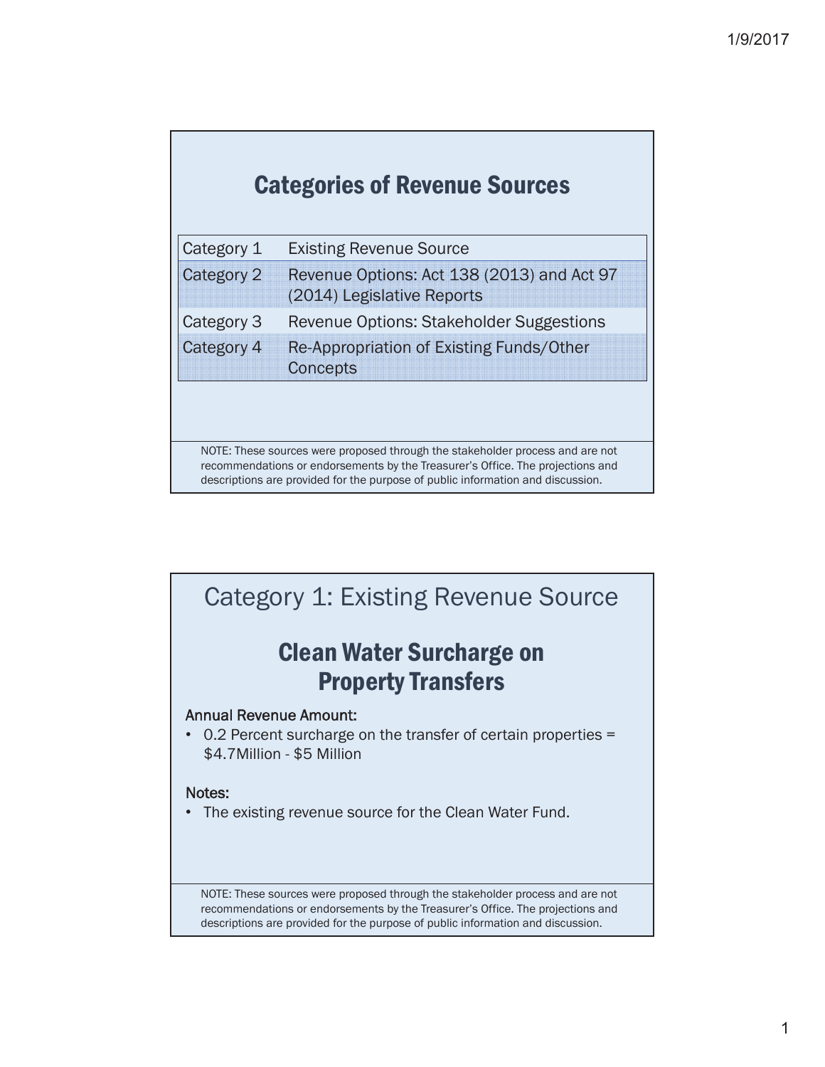## Categories of Revenue Sources

| Category | Description |
|---|---|
| Category 1 | Existing Revenue Source |
| Category 2 | Revenue Options: Act 138 (2013) and Act 97 (2014) Legislative Reports |
| Category 3 | Revenue Options: Stakeholder Suggestions |
| Category 4 | Re-Appropriation of Existing Funds/Other Concepts |

NOTE: These sources were proposed through the stakeholder process and are not recommendations or endorsements by the Treasurer's Office. The projections and descriptions are provided for the purpose of public information and discussion.

---

# Category 1: Existing Revenue Source

## Clean Water Surcharge on Property Transfers

Annual Revenue Amount:

- 0.2 Percent surcharge on the transfer of certain properties = $4.7Million - $5 Million

Notes:

- The existing revenue source for the Clean Water Fund.

NOTE: These sources were proposed through the stakeholder process and are not recommendations or endorsements by the Treasurer's Office. The projections and descriptions are provided for the purpose of public information and discussion.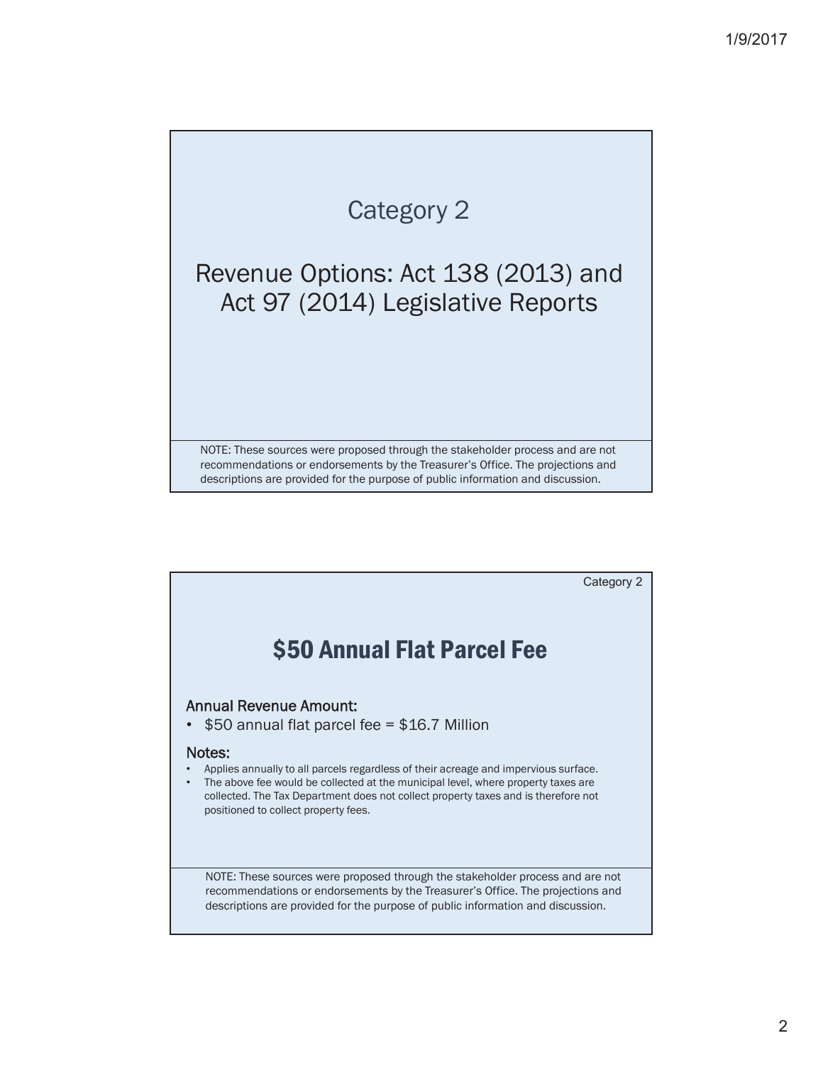# Category 2

## Revenue Options: Act 138 (2013) and Act 97 (2014) Legislative Reports

NOTE: These sources were proposed through the stakeholder process and are not recommendations or endorsements by the Treasurer's Office. The projections and descriptions are provided for the purpose of public information and discussion.

Category 2

## $50 Annual Flat Parcel Fee

**Annual Revenue Amount:**

- $50 annual flat parcel fee = $16.7 Million

**Notes:**

- Applies annually to all parcels regardless of their acreage and impervious surface.
- The above fee would be collected at the municipal level, where property taxes are collected. The Tax Department does not collect property taxes and is therefore not positioned to collect property fees.

NOTE: These sources were proposed through the stakeholder process and are not recommendations or endorsements by the Treasurer's Office. The projections and descriptions are provided for the purpose of public information and discussion.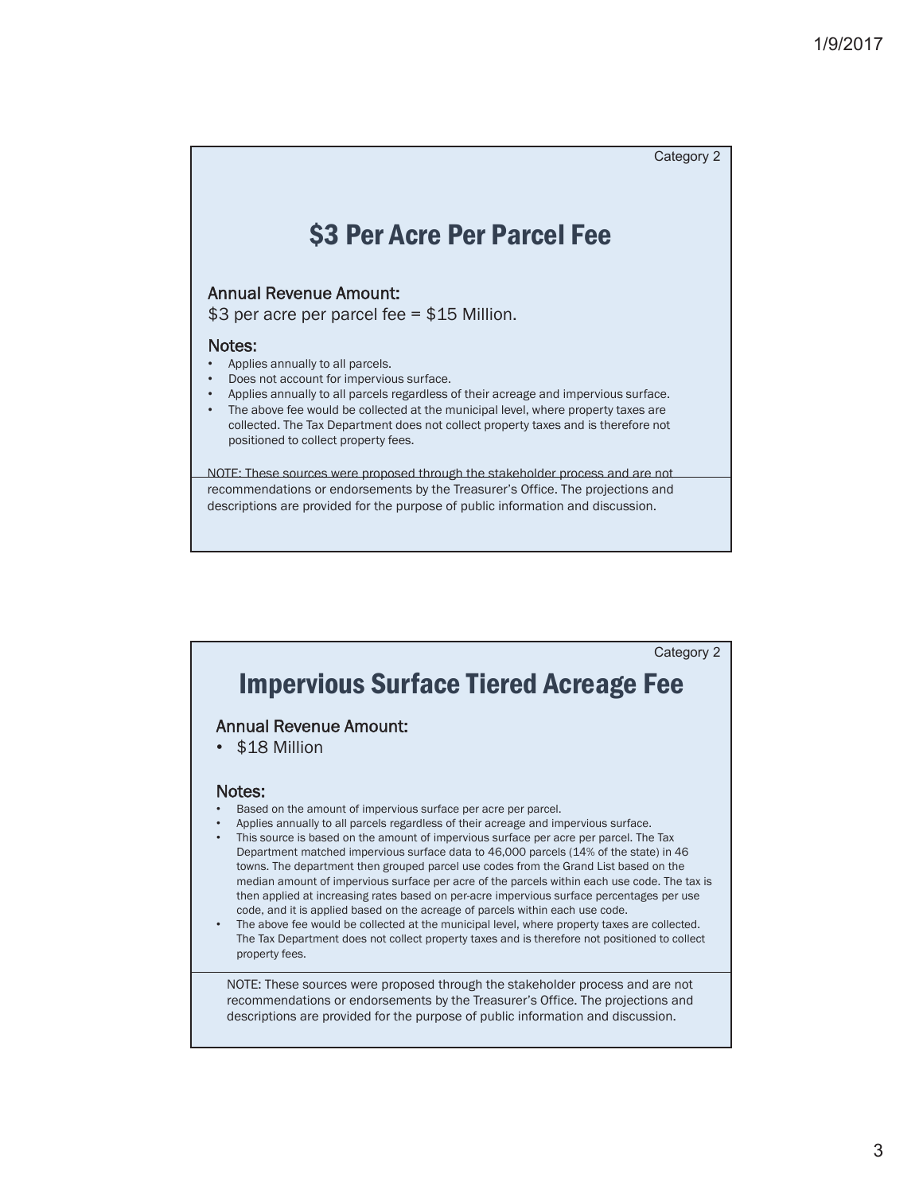Category 2

## $3 Per Acre Per Parcel Fee

**Annual Revenue Amount:**

$3 per acre per parcel fee = $15 Million.

**Notes:**

- Applies annually to all parcels.
- Does not account for impervious surface.
- Applies annually to all parcels regardless of their acreage and impervious surface.
- The above fee would be collected at the municipal level, where property taxes are collected. The Tax Department does not collect property taxes and is therefore not positioned to collect property fees.

NOTE: These sources were proposed through the stakeholder process and are not recommendations or endorsements by the Treasurer's Office. The projections and descriptions are provided for the purpose of public information and discussion.

Category 2

## Impervious Surface Tiered Acreage Fee

**Annual Revenue Amount:**

- $18 Million

**Notes:**

- Based on the amount of impervious surface per acre per parcel.
- Applies annually to all parcels regardless of their acreage and impervious surface.
- This source is based on the amount of impervious surface per acre per parcel. The Tax Department matched impervious surface data to 46,000 parcels (14% of the state) in 46 towns. The department then grouped parcel use codes from the Grand List based on the median amount of impervious surface per acre of the parcels within each use code. The tax is then applied at increasing rates based on per-acre impervious surface percentages per use code, and it is applied based on the acreage of parcels within each use code.
- The above fee would be collected at the municipal level, where property taxes are collected. The Tax Department does not collect property taxes and is therefore not positioned to collect property fees.

NOTE: These sources were proposed through the stakeholder process and are not recommendations or endorsements by the Treasurer's Office. The projections and descriptions are provided for the purpose of public information and discussion.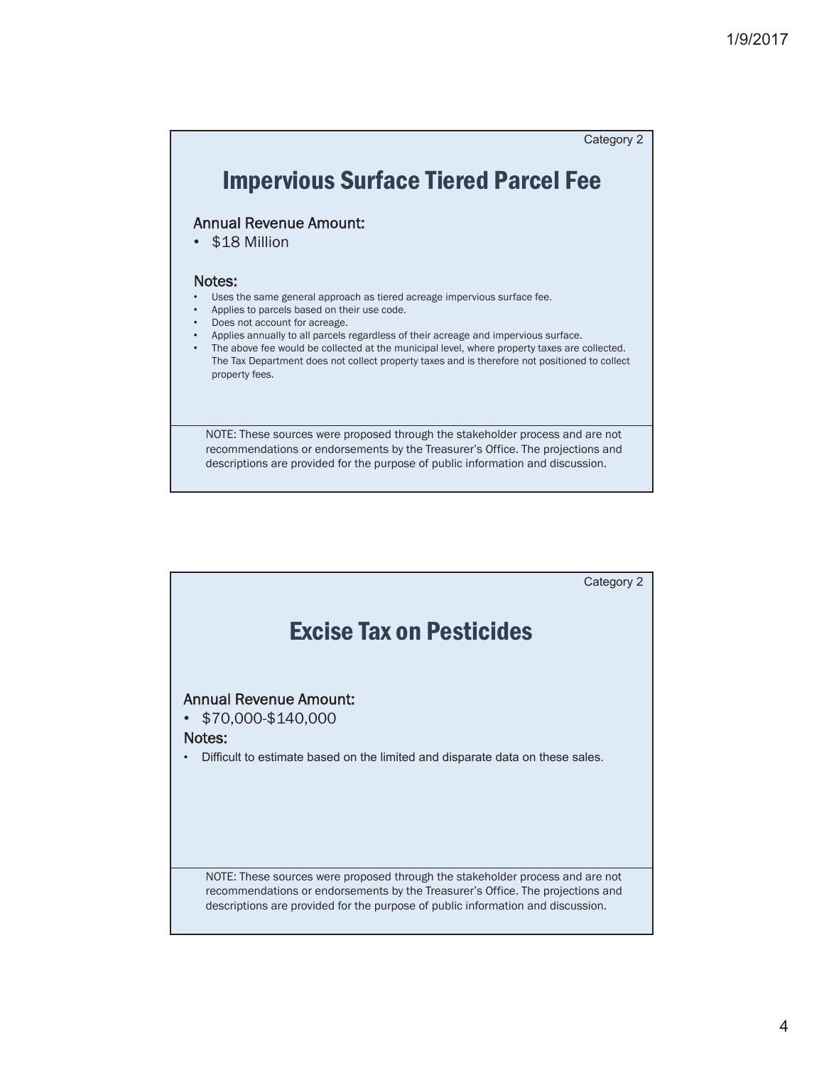Category 2

## Impervious Surface Tiered Parcel Fee

Annual Revenue Amount:

- $18 Million

Notes:

- Uses the same general approach as tiered acreage impervious surface fee.
- Applies to parcels based on their use code.
- Does not account for acreage.
- Applies annually to all parcels regardless of their acreage and impervious surface.
- The above fee would be collected at the municipal level, where property taxes are collected. The Tax Department does not collect property taxes and is therefore not positioned to collect property fees.

NOTE: These sources were proposed through the stakeholder process and are not recommendations or endorsements by the Treasurer's Office. The projections and descriptions are provided for the purpose of public information and discussion.

Category 2

## Excise Tax on Pesticides

Annual Revenue Amount:

- $70,000-$140,000

Notes:

- Difficult to estimate based on the limited and disparate data on these sales.

NOTE: These sources were proposed through the stakeholder process and are not recommendations or endorsements by the Treasurer's Office. The projections and descriptions are provided for the purpose of public information and discussion.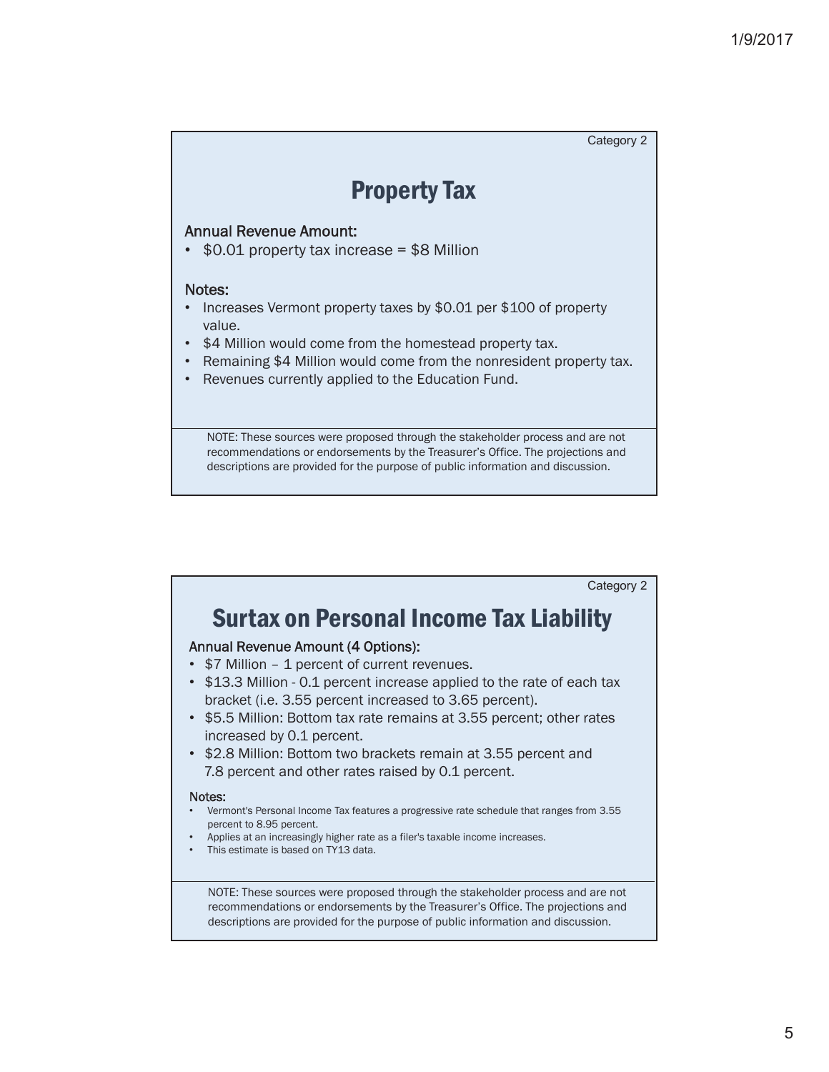Category 2

## Property Tax

**Annual Revenue Amount:**

- $0.01 property tax increase = $8 Million

**Notes:**

- Increases Vermont property taxes by $0.01 per $100 of property value.
- $4 Million would come from the homestead property tax.
- Remaining $4 Million would come from the nonresident property tax.
- Revenues currently applied to the Education Fund.

NOTE: These sources were proposed through the stakeholder process and are not recommendations or endorsements by the Treasurer's Office. The projections and descriptions are provided for the purpose of public information and discussion.

Category 2

## Surtax on Personal Income Tax Liability

**Annual Revenue Amount (4 Options):**

- $7 Million – 1 percent of current revenues.
- $13.3 Million - 0.1 percent increase applied to the rate of each tax bracket (i.e. 3.55 percent increased to 3.65 percent).
- $5.5 Million: Bottom tax rate remains at 3.55 percent; other rates increased by 0.1 percent.
- $2.8 Million: Bottom two brackets remain at 3.55 percent and 7.8 percent and other rates raised by 0.1 percent.

**Notes:**

- Vermont's Personal Income Tax features a progressive rate schedule that ranges from 3.55 percent to 8.95 percent.
- Applies at an increasingly higher rate as a filer's taxable income increases.
- This estimate is based on TY13 data.

NOTE: These sources were proposed through the stakeholder process and are not recommendations or endorsements by the Treasurer's Office. The projections and descriptions are provided for the purpose of public information and discussion.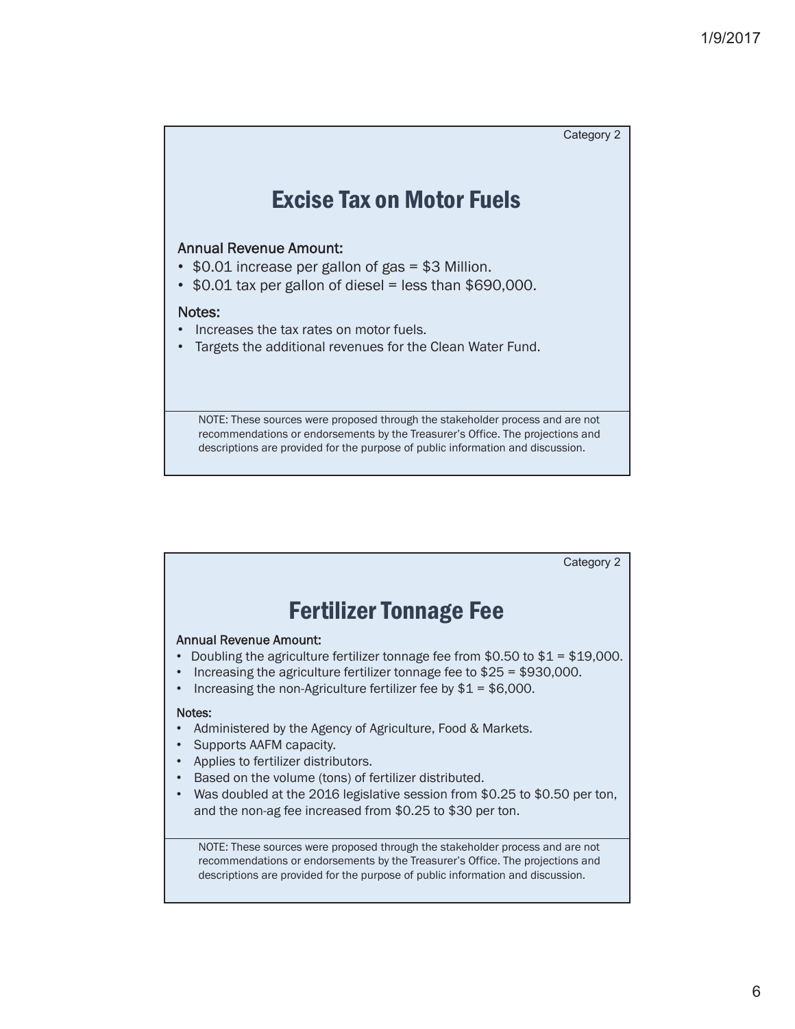Category 2

## Excise Tax on Motor Fuels

**Annual Revenue Amount:**

- \$0.01 increase per gallon of gas = \$3 Million.
- \$0.01 tax per gallon of diesel = less than \$690,000.

**Notes:**

- Increases the tax rates on motor fuels.
- Targets the additional revenues for the Clean Water Fund.

NOTE: These sources were proposed through the stakeholder process and are not recommendations or endorsements by the Treasurer's Office. The projections and descriptions are provided for the purpose of public information and discussion.

Category 2

## Fertilizer Tonnage Fee

**Annual Revenue Amount:**

- Doubling the agriculture fertilizer tonnage fee from \$0.50 to \$1 = \$19,000.
- Increasing the agriculture fertilizer tonnage fee to \$25 = \$930,000.
- Increasing the non-Agriculture fertilizer fee by \$1 = \$6,000.

**Notes:**

- Administered by the Agency of Agriculture, Food & Markets.
- Supports AAFM capacity.
- Applies to fertilizer distributors.
- Based on the volume (tons) of fertilizer distributed.
- Was doubled at the 2016 legislative session from \$0.25 to \$0.50 per ton, and the non-ag fee increased from \$0.25 to \$30 per ton.

NOTE: These sources were proposed through the stakeholder process and are not recommendations or endorsements by the Treasurer's Office. The projections and descriptions are provided for the purpose of public information and discussion.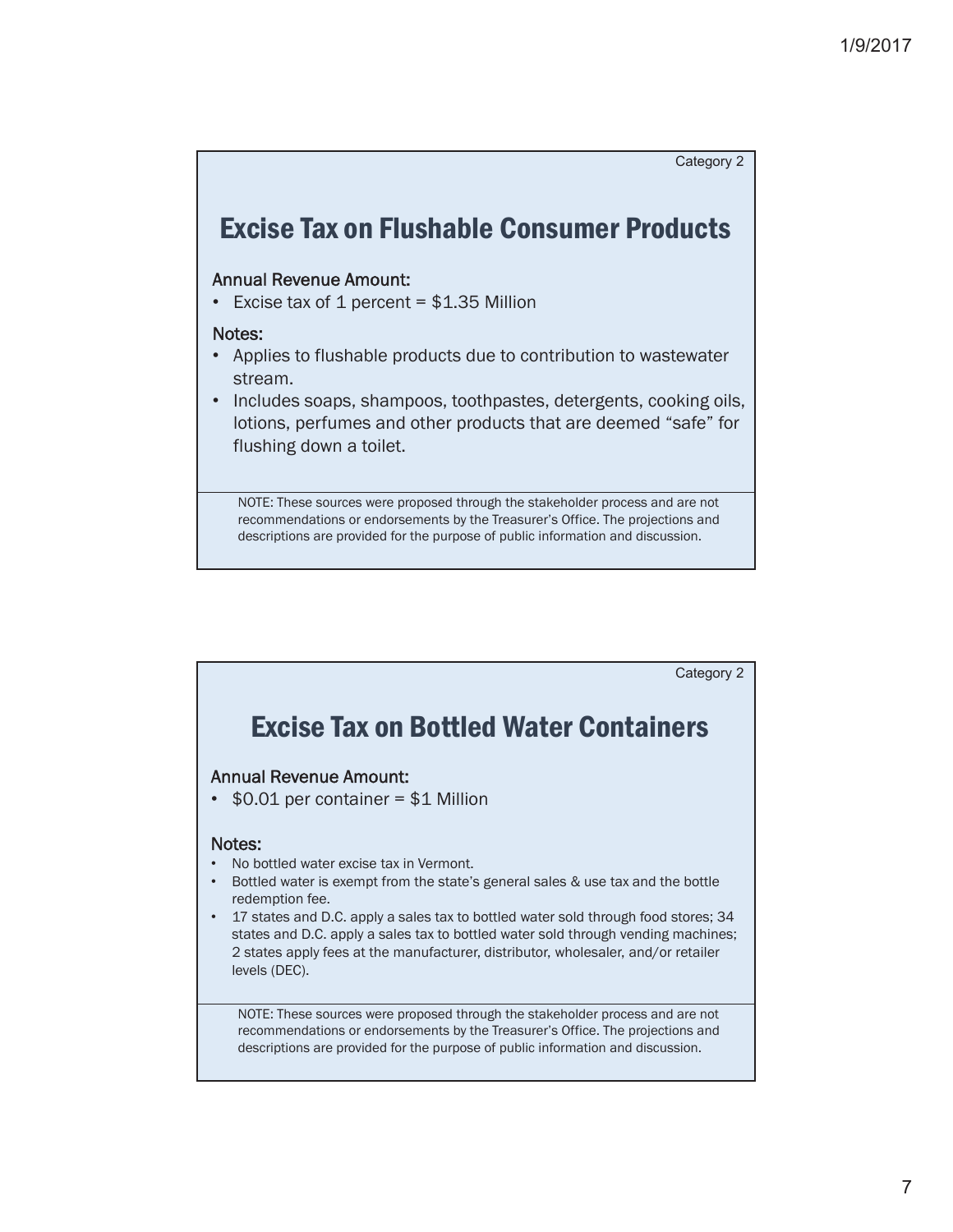Category 2

## Excise Tax on Flushable Consumer Products

**Annual Revenue Amount:**

- Excise tax of 1 percent = $1.35 Million

**Notes:**

- Applies to flushable products due to contribution to wastewater stream.
- Includes soaps, shampoos, toothpastes, detergents, cooking oils, lotions, perfumes and other products that are deemed "safe" for flushing down a toilet.

NOTE: These sources were proposed through the stakeholder process and are not recommendations or endorsements by the Treasurer's Office. The projections and descriptions are provided for the purpose of public information and discussion.

Category 2

## Excise Tax on Bottled Water Containers

**Annual Revenue Amount:**

- $0.01 per container = $1 Million

**Notes:**

- No bottled water excise tax in Vermont.
- Bottled water is exempt from the state's general sales & use tax and the bottle redemption fee.
- 17 states and D.C. apply a sales tax to bottled water sold through food stores; 34 states and D.C. apply a sales tax to bottled water sold through vending machines; 2 states apply fees at the manufacturer, distributor, wholesaler, and/or retailer levels (DEC).

NOTE: These sources were proposed through the stakeholder process and are not recommendations or endorsements by the Treasurer's Office. The projections and descriptions are provided for the purpose of public information and discussion.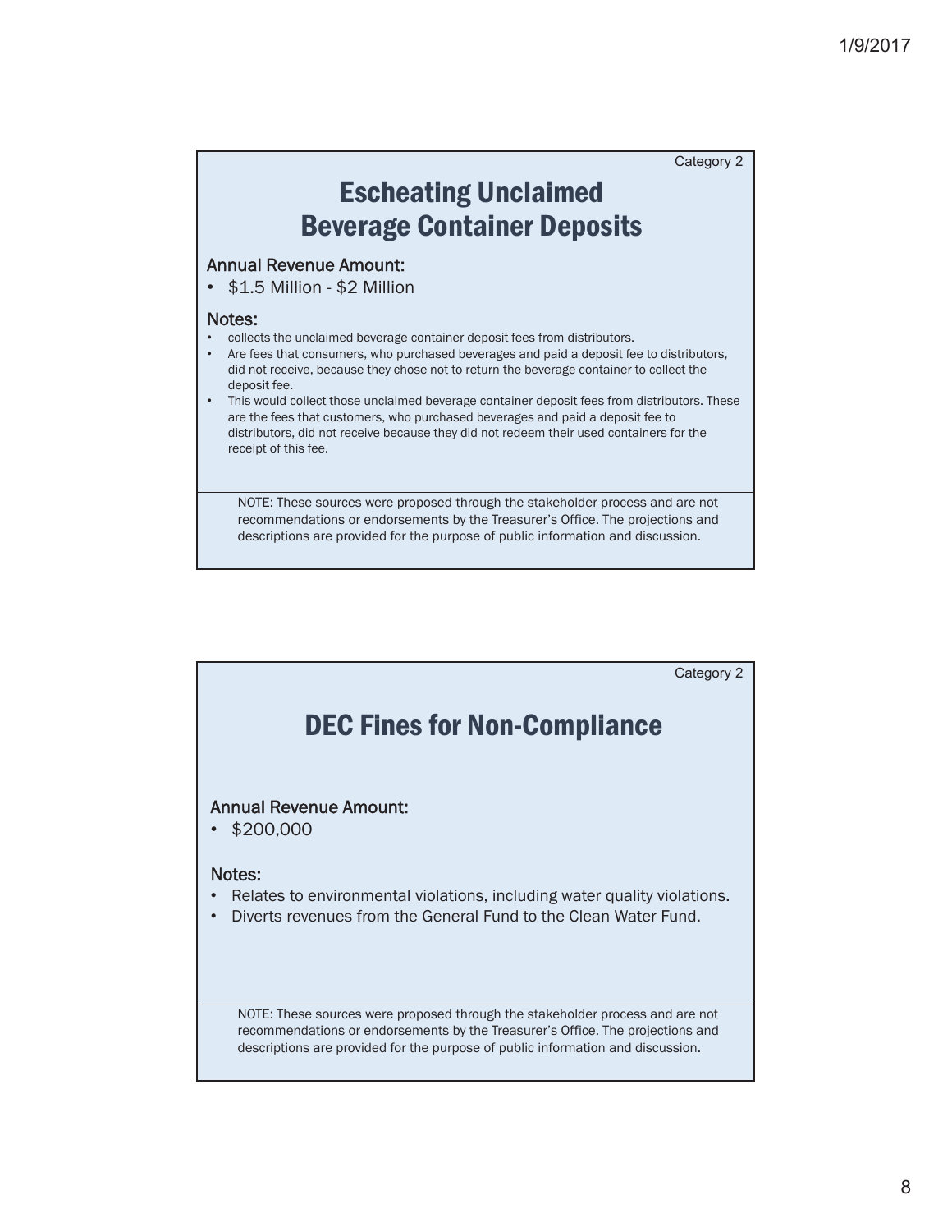Category 2

## Escheating Unclaimed Beverage Container Deposits

**Annual Revenue Amount:**

- $1.5 Million - $2 Million

**Notes:**

- collects the unclaimed beverage container deposit fees from distributors.
- Are fees that consumers, who purchased beverages and paid a deposit fee to distributors, did not receive, because they chose not to return the beverage container to collect the deposit fee.
- This would collect those unclaimed beverage container deposit fees from distributors. These are the fees that customers, who purchased beverages and paid a deposit fee to distributors, did not receive because they did not redeem their used containers for the receipt of this fee.

NOTE: These sources were proposed through the stakeholder process and are not recommendations or endorsements by the Treasurer's Office. The projections and descriptions are provided for the purpose of public information and discussion.

Category 2

## DEC Fines for Non-Compliance

**Annual Revenue Amount:**

- $200,000

**Notes:**

- Relates to environmental violations, including water quality violations.
- Diverts revenues from the General Fund to the Clean Water Fund.

NOTE: These sources were proposed through the stakeholder process and are not recommendations or endorsements by the Treasurer's Office. The projections and descriptions are provided for the purpose of public information and discussion.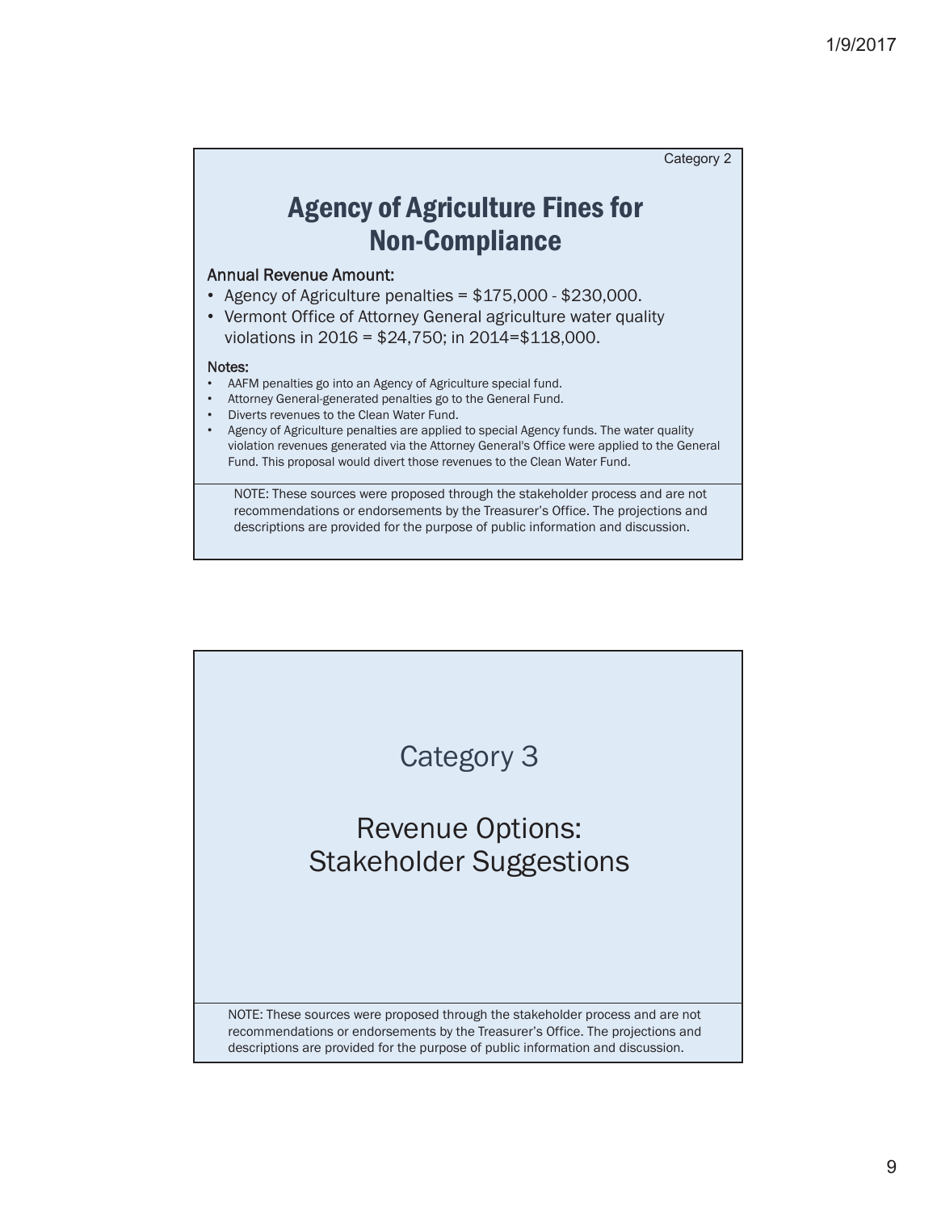Category 2

# Agency of Agriculture Fines for Non-Compliance

**Annual Revenue Amount:**

- Agency of Agriculture penalties = $175,000 - $230,000.
- Vermont Office of Attorney General agriculture water quality violations in 2016 = $24,750; in 2014=$118,000.

**Notes:**

- AAFM penalties go into an Agency of Agriculture special fund.
- Attorney General-generated penalties go to the General Fund.
- Diverts revenues to the Clean Water Fund.
- Agency of Agriculture penalties are applied to special Agency funds. The water quality violation revenues generated via the Attorney General's Office were applied to the General Fund. This proposal would divert those revenues to the Clean Water Fund.

NOTE: These sources were proposed through the stakeholder process and are not recommendations or endorsements by the Treasurer's Office. The projections and descriptions are provided for the purpose of public information and discussion.

# Category 3

## Revenue Options: Stakeholder Suggestions

NOTE: These sources were proposed through the stakeholder process and are not recommendations or endorsements by the Treasurer's Office. The projections and descriptions are provided for the purpose of public information and discussion.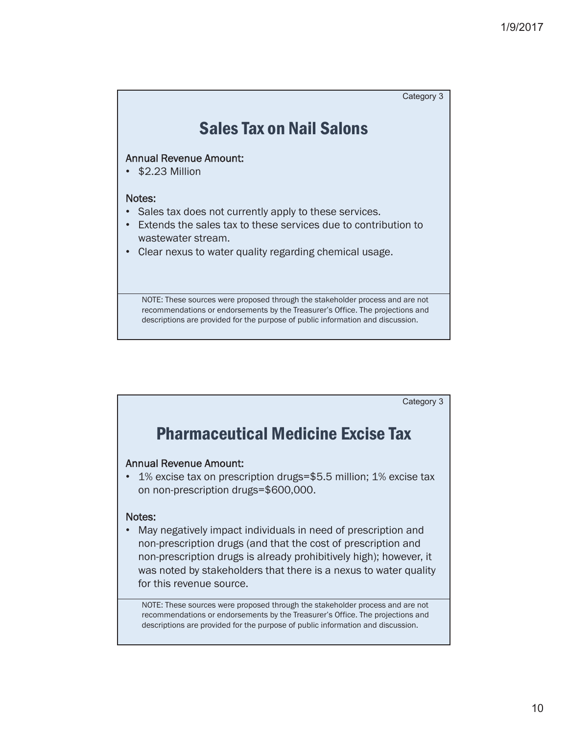Category 3

## Sales Tax on Nail Salons

Annual Revenue Amount:

- $2.23 Million

Notes:

- Sales tax does not currently apply to these services.
- Extends the sales tax to these services due to contribution to wastewater stream.
- Clear nexus to water quality regarding chemical usage.

NOTE: These sources were proposed through the stakeholder process and are not recommendations or endorsements by the Treasurer's Office. The projections and descriptions are provided for the purpose of public information and discussion.

Category 3

## Pharmaceutical Medicine Excise Tax

Annual Revenue Amount:

- 1% excise tax on prescription drugs=$5.5 million; 1% excise tax on non-prescription drugs=$600,000.

Notes:

- May negatively impact individuals in need of prescription and non-prescription drugs (and that the cost of prescription and non-prescription drugs is already prohibitively high); however, it was noted by stakeholders that there is a nexus to water quality for this revenue source.

NOTE: These sources were proposed through the stakeholder process and are not recommendations or endorsements by the Treasurer's Office. The projections and descriptions are provided for the purpose of public information and discussion.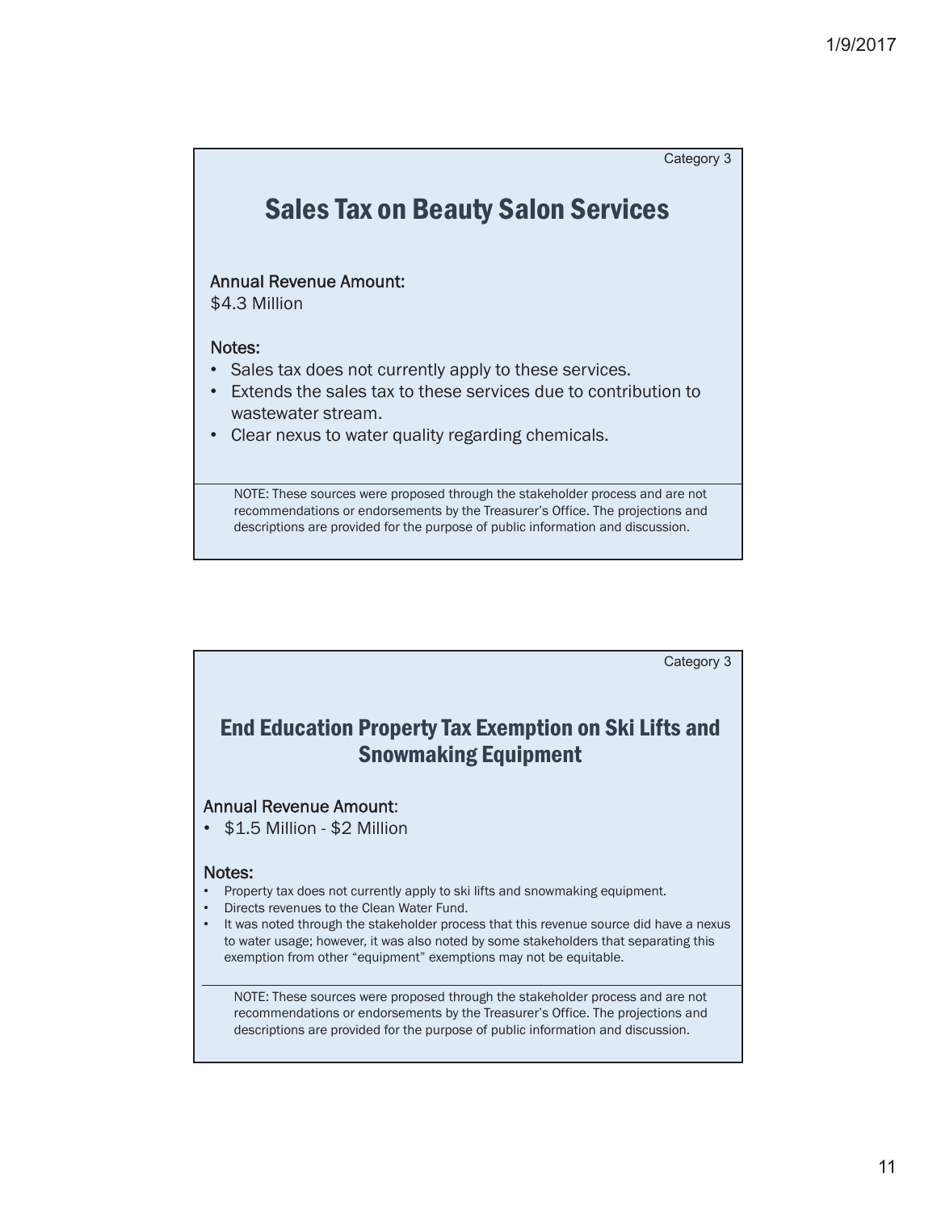Category 3

## Sales Tax on Beauty Salon Services

**Annual Revenue Amount:**
$4.3 Million

**Notes:**

- Sales tax does not currently apply to these services.
- Extends the sales tax to these services due to contribution to wastewater stream.
- Clear nexus to water quality regarding chemicals.

NOTE: These sources were proposed through the stakeholder process and are not recommendations or endorsements by the Treasurer's Office. The projections and descriptions are provided for the purpose of public information and discussion.

Category 3

## End Education Property Tax Exemption on Ski Lifts and Snowmaking Equipment

**Annual Revenue Amount:**

- $1.5 Million - $2 Million

**Notes:**

- Property tax does not currently apply to ski lifts and snowmaking equipment.
- Directs revenues to the Clean Water Fund.
- It was noted through the stakeholder process that this revenue source did have a nexus to water usage; however, it was also noted by some stakeholders that separating this exemption from other "equipment" exemptions may not be equitable.

NOTE: These sources were proposed through the stakeholder process and are not recommendations or endorsements by the Treasurer's Office. The projections and descriptions are provided for the purpose of public information and discussion.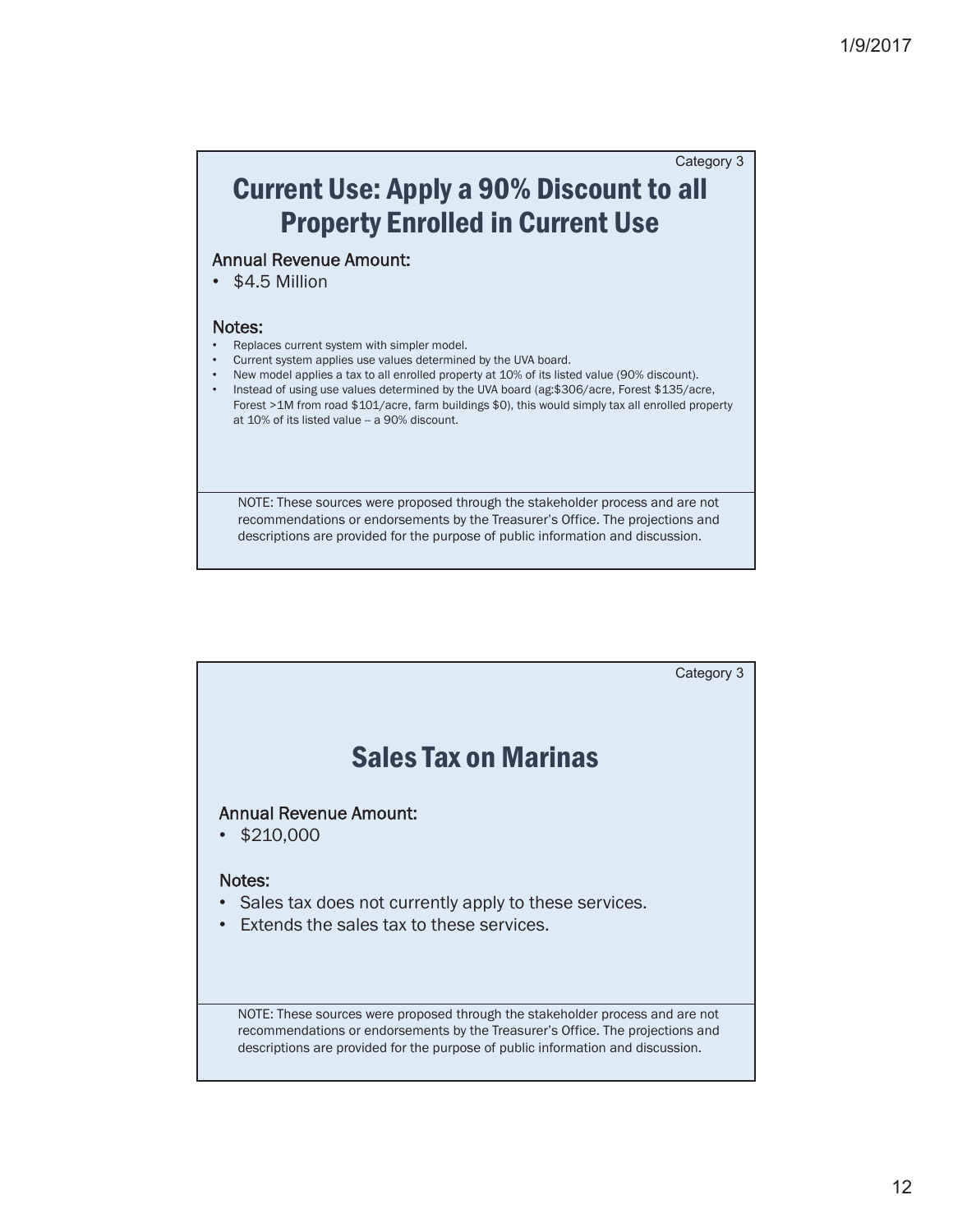Category 3

## Current Use: Apply a 90% Discount to all Property Enrolled in Current Use

**Annual Revenue Amount:**

- $4.5 Million

**Notes:**

- Replaces current system with simpler model.
- Current system applies use values determined by the UVA board.
- New model applies a tax to all enrolled property at 10% of its listed value (90% discount).
- Instead of using use values determined by the UVA board (ag:$306/acre, Forest $135/acre, Forest >1M from road $101/acre, farm buildings $0), this would simply tax all enrolled property at 10% of its listed value -- a 90% discount.

NOTE: These sources were proposed through the stakeholder process and are not recommendations or endorsements by the Treasurer's Office. The projections and descriptions are provided for the purpose of public information and discussion.

Category 3

## Sales Tax on Marinas

**Annual Revenue Amount:**

- $210,000

**Notes:**

- Sales tax does not currently apply to these services.
- Extends the sales tax to these services.

NOTE: These sources were proposed through the stakeholder process and are not recommendations or endorsements by the Treasurer's Office. The projections and descriptions are provided for the purpose of public information and discussion.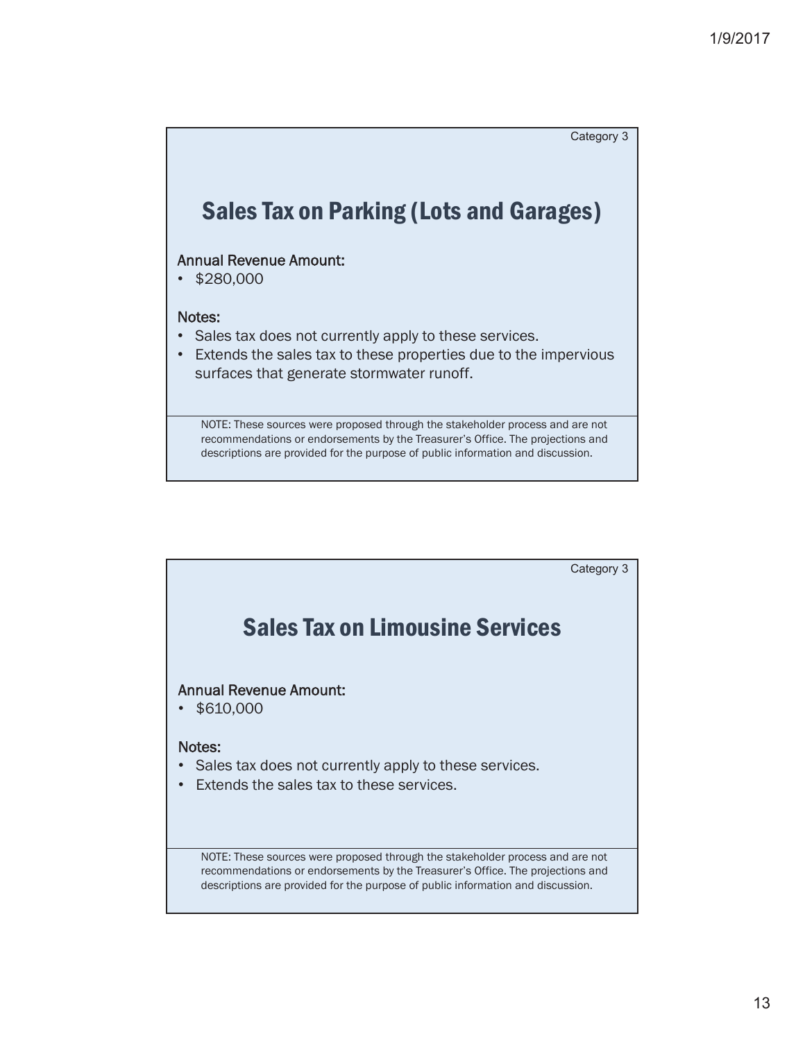Category 3

## Sales Tax on Parking (Lots and Garages)

Annual Revenue Amount:

- $280,000

Notes:

- Sales tax does not currently apply to these services.
- Extends the sales tax to these properties due to the impervious surfaces that generate stormwater runoff.

NOTE: These sources were proposed through the stakeholder process and are not recommendations or endorsements by the Treasurer's Office. The projections and descriptions are provided for the purpose of public information and discussion.

Category 3

## Sales Tax on Limousine Services

Annual Revenue Amount:

- $610,000

Notes:

- Sales tax does not currently apply to these services.
- Extends the sales tax to these services.

NOTE: These sources were proposed through the stakeholder process and are not recommendations or endorsements by the Treasurer's Office. The projections and descriptions are provided for the purpose of public information and discussion.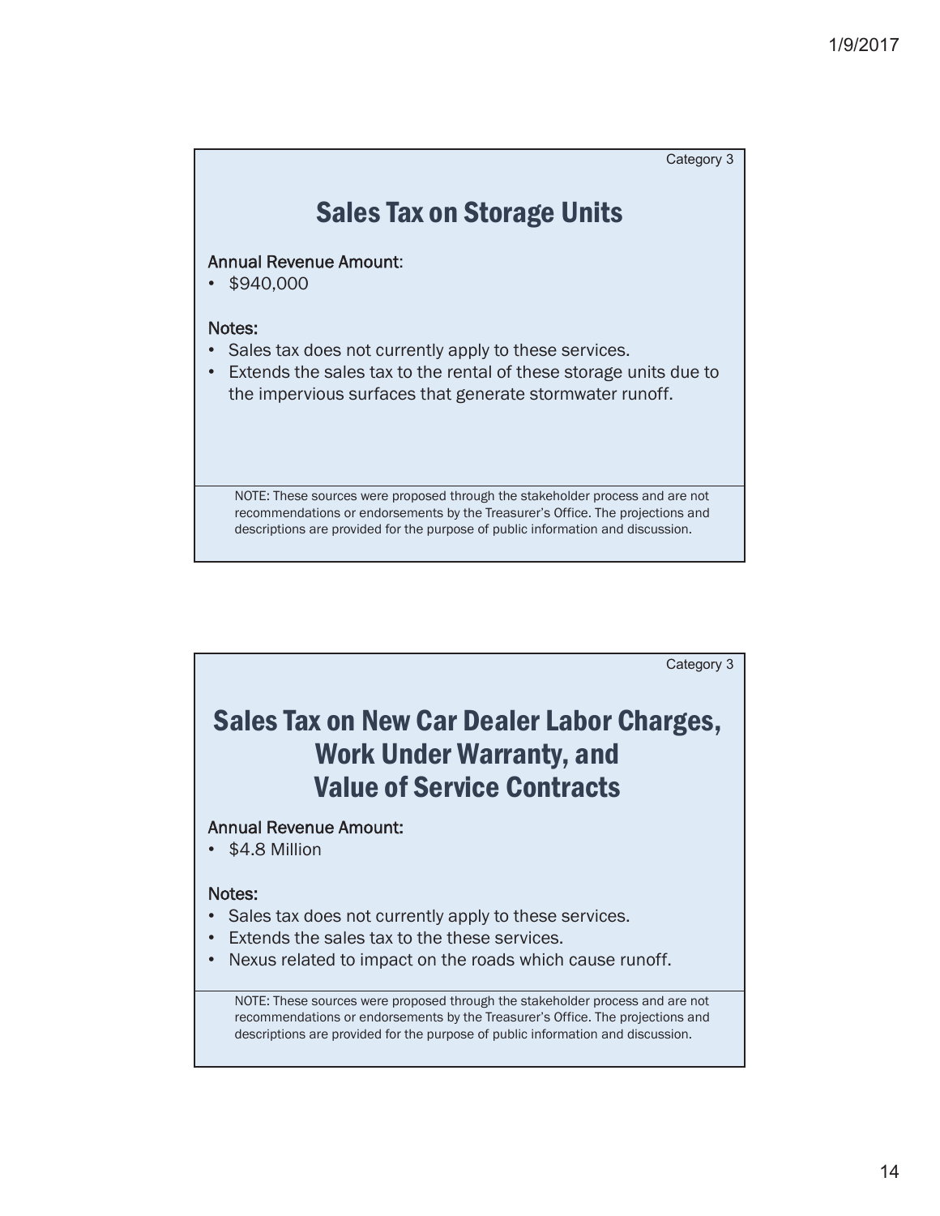Category 3

## Sales Tax on Storage Units

Annual Revenue Amount:

- $940,000

Notes:

- Sales tax does not currently apply to these services.
- Extends the sales tax to the rental of these storage units due to the impervious surfaces that generate stormwater runoff.

NOTE: These sources were proposed through the stakeholder process and are not recommendations or endorsements by the Treasurer's Office. The projections and descriptions are provided for the purpose of public information and discussion.

Category 3

## Sales Tax on New Car Dealer Labor Charges, Work Under Warranty, and Value of Service Contracts

Annual Revenue Amount:

- $4.8 Million

Notes:

- Sales tax does not currently apply to these services.
- Extends the sales tax to the these services.
- Nexus related to impact on the roads which cause runoff.

NOTE: These sources were proposed through the stakeholder process and are not recommendations or endorsements by the Treasurer's Office. The projections and descriptions are provided for the purpose of public information and discussion.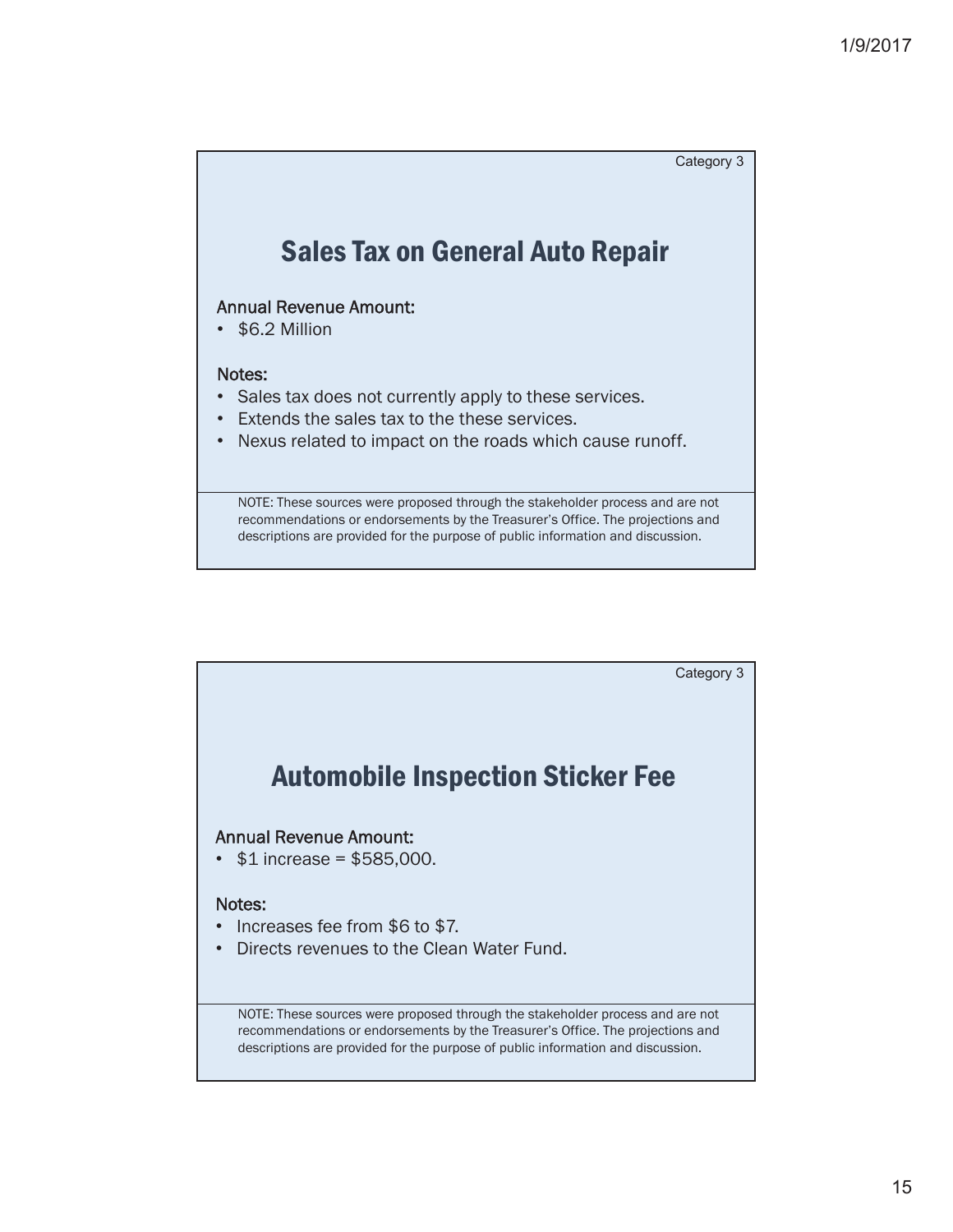Category 3

## Sales Tax on General Auto Repair

Annual Revenue Amount:

- $6.2 Million

Notes:

- Sales tax does not currently apply to these services.
- Extends the sales tax to the these services.
- Nexus related to impact on the roads which cause runoff.

NOTE: These sources were proposed through the stakeholder process and are not recommendations or endorsements by the Treasurer's Office. The projections and descriptions are provided for the purpose of public information and discussion.

Category 3

## Automobile Inspection Sticker Fee

Annual Revenue Amount:

- $1 increase = $585,000.

Notes:

- Increases fee from $6 to $7.
- Directs revenues to the Clean Water Fund.

NOTE: These sources were proposed through the stakeholder process and are not recommendations or endorsements by the Treasurer's Office. The projections and descriptions are provided for the purpose of public information and discussion.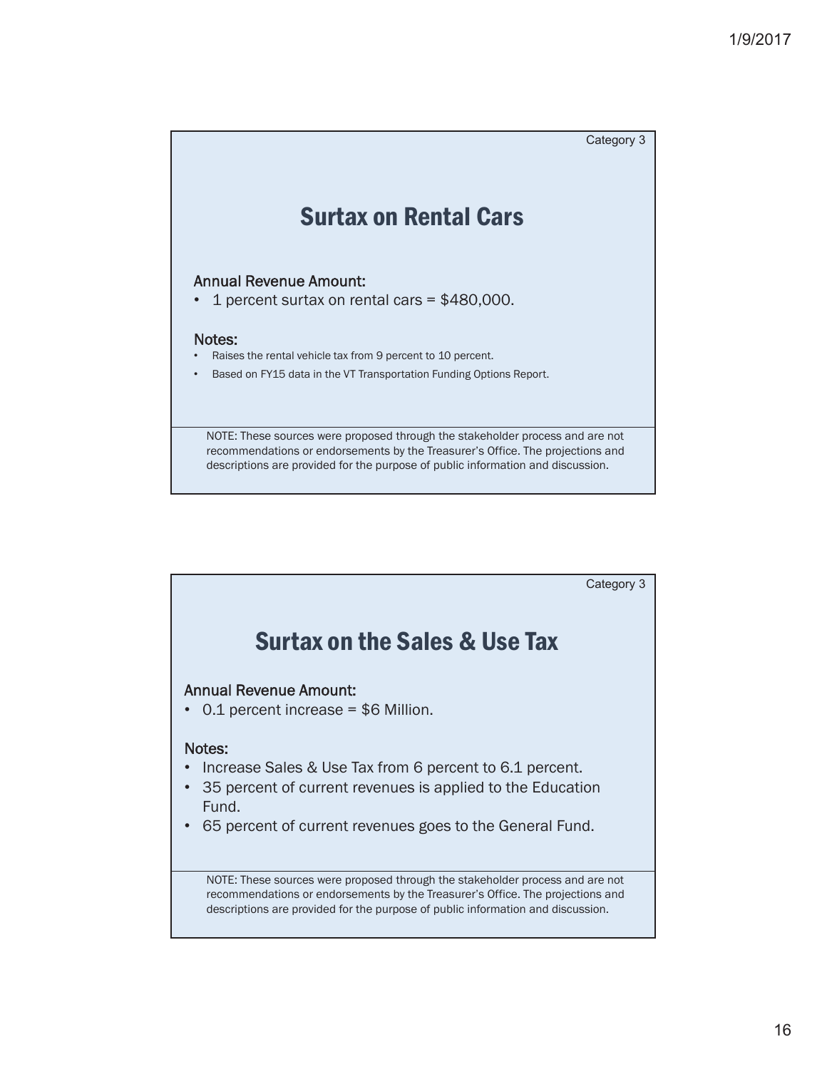Category 3

## Surtax on Rental Cars

**Annual Revenue Amount:**

- 1 percent surtax on rental cars = $480,000.

**Notes:**

- Raises the rental vehicle tax from 9 percent to 10 percent.
- Based on FY15 data in the VT Transportation Funding Options Report.

NOTE: These sources were proposed through the stakeholder process and are not recommendations or endorsements by the Treasurer's Office. The projections and descriptions are provided for the purpose of public information and discussion.

Category 3

## Surtax on the Sales & Use Tax

**Annual Revenue Amount:**

- 0.1 percent increase = $6 Million.

**Notes:**

- Increase Sales & Use Tax from 6 percent to 6.1 percent.
- 35 percent of current revenues is applied to the Education Fund.
- 65 percent of current revenues goes to the General Fund.

NOTE: These sources were proposed through the stakeholder process and are not recommendations or endorsements by the Treasurer's Office. The projections and descriptions are provided for the purpose of public information and discussion.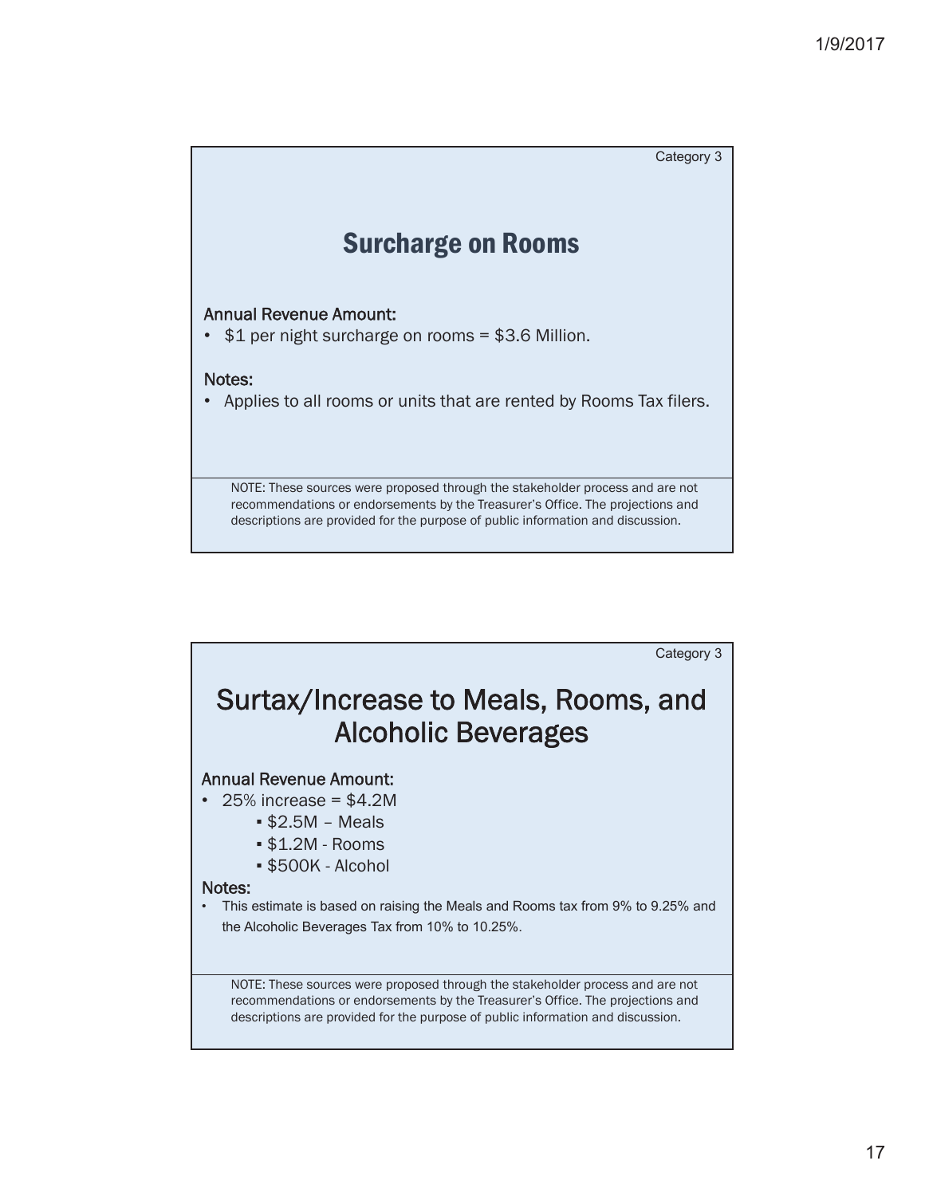Category 3

## Surcharge on Rooms

Annual Revenue Amount:

- $1 per night surcharge on rooms = $3.6 Million.

Notes:

- Applies to all rooms or units that are rented by Rooms Tax filers.

NOTE: These sources were proposed through the stakeholder process and are not recommendations or endorsements by the Treasurer's Office. The projections and descriptions are provided for the purpose of public information and discussion.

Category 3

## Surtax/Increase to Meals, Rooms, and Alcoholic Beverages

Annual Revenue Amount:

- 25% increase = $4.2M
  - $2.5M – Meals
  - $1.2M - Rooms
  - $500K - Alcohol

Notes:

- This estimate is based on raising the Meals and Rooms tax from 9% to 9.25% and the Alcoholic Beverages Tax from 10% to 10.25%.

NOTE: These sources were proposed through the stakeholder process and are not recommendations or endorsements by the Treasurer's Office. The projections and descriptions are provided for the purpose of public information and discussion.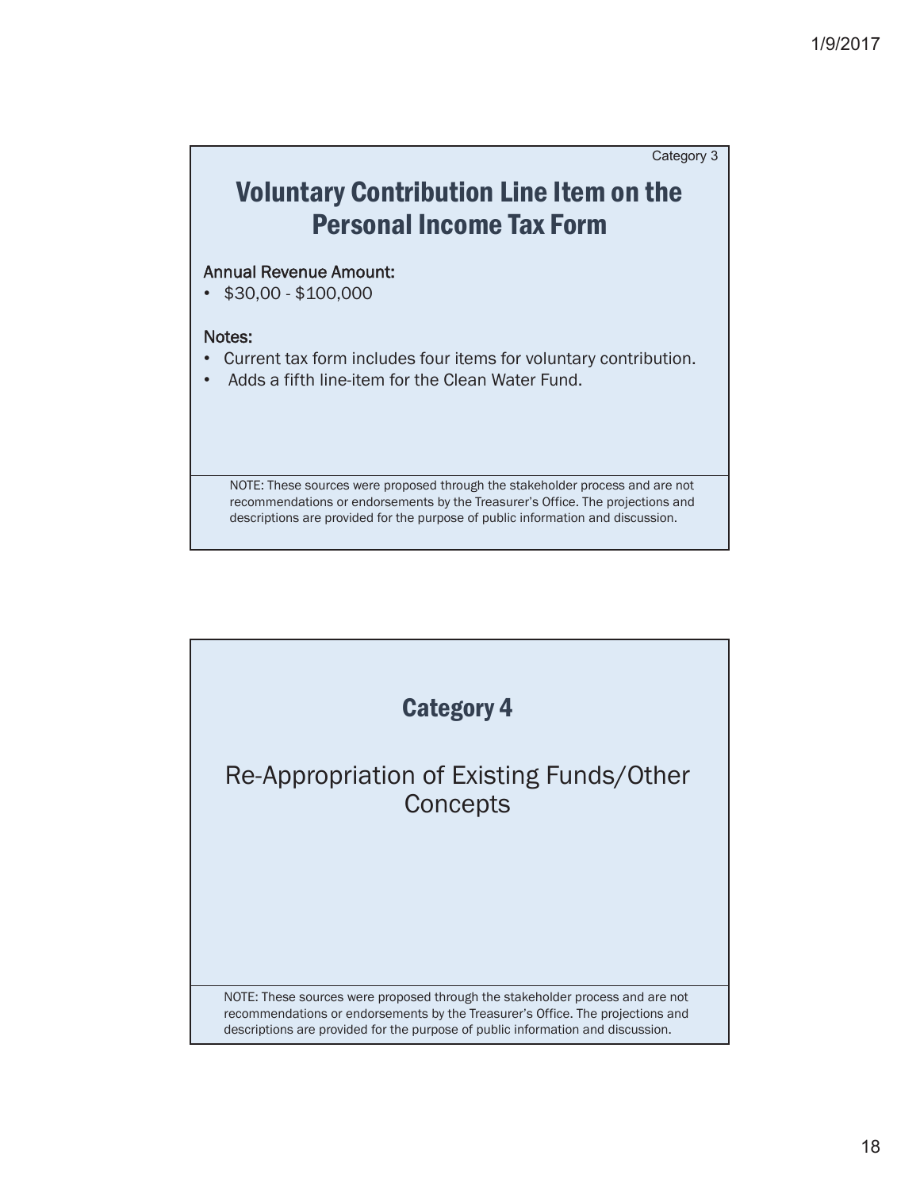Category 3

## Voluntary Contribution Line Item on the Personal Income Tax Form

Annual Revenue Amount:

- $30,00 - $100,000

Notes:

- Current tax form includes four items for voluntary contribution.
- Adds a fifth line-item for the Clean Water Fund.

NOTE: These sources were proposed through the stakeholder process and are not recommendations or endorsements by the Treasurer's Office. The projections and descriptions are provided for the purpose of public information and discussion.

## Category 4

Re-Appropriation of Existing Funds/Other Concepts

NOTE: These sources were proposed through the stakeholder process and are not recommendations or endorsements by the Treasurer's Office. The projections and descriptions are provided for the purpose of public information and discussion.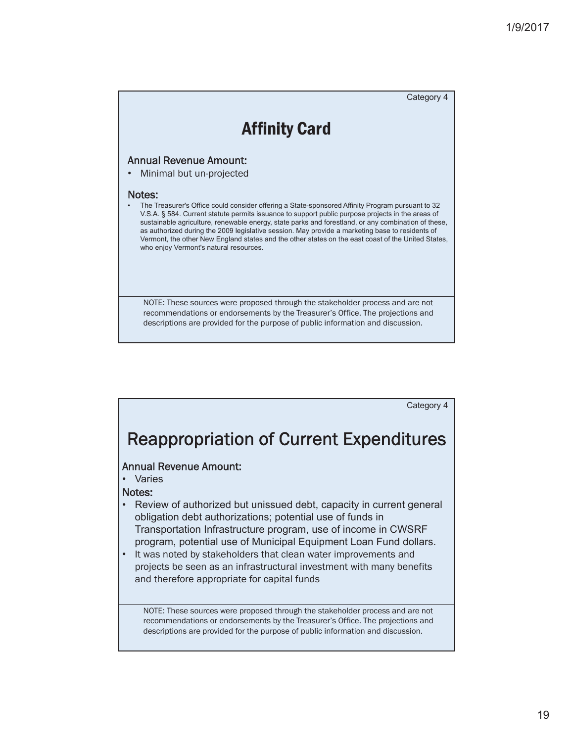Category 4

## Affinity Card

**Annual Revenue Amount:**

- Minimal but un-projected

**Notes:**

- The Treasurer's Office could consider offering a State-sponsored Affinity Program pursuant to 32 V.S.A. § 584. Current statute permits issuance to support public purpose projects in the areas of sustainable agriculture, renewable energy, state parks and forestland, or any combination of these, as authorized during the 2009 legislative session. May provide a marketing base to residents of Vermont, the other New England states and the other states on the east coast of the United States, who enjoy Vermont's natural resources.

NOTE: These sources were proposed through the stakeholder process and are not recommendations or endorsements by the Treasurer's Office. The projections and descriptions are provided for the purpose of public information and discussion.

Category 4

## Reappropriation of Current Expenditures

**Annual Revenue Amount:**

- Varies

**Notes:**

- Review of authorized but unissued debt, capacity in current general obligation debt authorizations; potential use of funds in Transportation Infrastructure program, use of income in CWSRF program, potential use of Municipal Equipment Loan Fund dollars.
- It was noted by stakeholders that clean water improvements and projects be seen as an infrastructural investment with many benefits and therefore appropriate for capital funds

NOTE: These sources were proposed through the stakeholder process and are not recommendations or endorsements by the Treasurer's Office. The projections and descriptions are provided for the purpose of public information and discussion.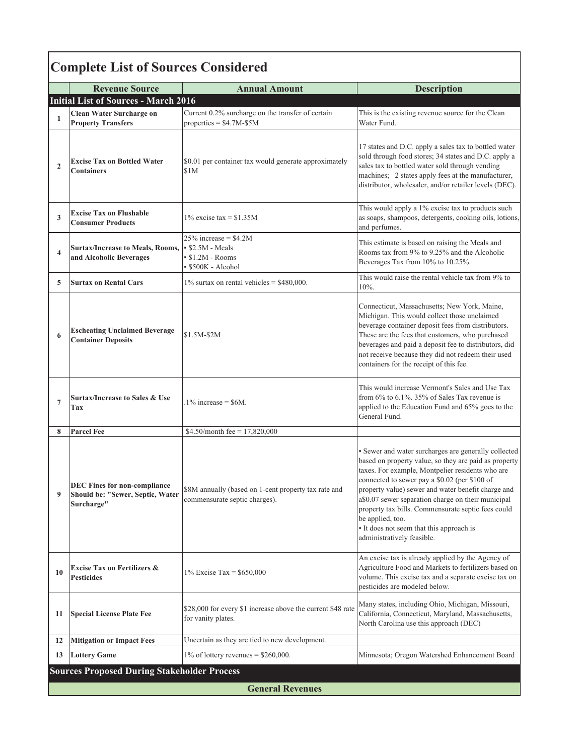## Complete List of Sources Considered

| | Revenue Source | Annual Amount | Description |
|---|---|---|---|
| **Initial List of Sources - March 2016** | | | |
| 1 | **Clean Water Surcharge on Property Transfers** | Current 0.2% surcharge on the transfer of certain properties = $4.7M-$5M | This is the existing revenue source for the Clean Water Fund. |
| 2 | **Excise Tax on Bottled Water Containers** | $0.01 per container tax would generate approximately $1M | 17 states and D.C. apply a sales tax to bottled water sold through food stores; 34 states and D.C. apply a sales tax to bottled water sold through vending machines; 2 states apply fees at the manufacturer, distributor, wholesaler, and/or retailer levels (DEC). |
| 3 | **Excise Tax on Flushable Consumer Products** | 1% excise tax = $1.35M | This would apply a 1% excise tax to products such as soaps, shampoos, detergents, cooking oils, lotions, and perfumes. |
| 4 | **Surtax/Increase to Meals, Rooms, and Alcoholic Beverages** | 25% increase = $4.2M<br>▪ $2.5M - Meals<br>▪ $1.2M - Rooms<br>▪ $500K - Alcohol | This estimate is based on raising the Meals and Rooms tax from 9% to 9.25% and the Alcoholic Beverages Tax from 10% to 10.25%. |
| 5 | **Surtax on Rental Cars** | 1% surtax on rental vehicles = $480,000. | This would raise the rental vehicle tax from 9% to 10%. |
| 6 | **Escheating Unclaimed Beverage Container Deposits** | $1.5M-$2M | Connecticut, Massachusetts; New York, Maine, Michigan. This would collect those unclaimed beverage container deposit fees from distributors. These are the fees that customers, who purchased beverages and paid a deposit fee to distributors, did not receive because they did not redeem their used containers for the receipt of this fee. |
| 7 | **Surtax/Increase to Sales & Use Tax** | .1% increase = $6M. | This would increase Vermont's Sales and Use Tax from 6% to 6.1%. 35% of Sales Tax revenue is applied to the Education Fund and 65% goes to the General Fund. |
| 8 | **Parcel Fee** | $4.50/month fee = 17,820,000 | |
| 9 | **DEC Fines for non-compliance Should be: "Sewer, Septic, Water Surcharge"** | $8M annually (based on 1-cent property tax rate and commensurate septic charges). | ▪ Sewer and water surcharges are generally collected based on property value, so they are paid as property taxes. For example, Montpelier residents who are connected to sewer pay a $0.02 (per $100 of property value) sewer and water benefit charge and a$0.07 sewer separation charge on their municipal property tax bills. Commensurate septic fees could be applied, too.<br>▪ It does not seem that this approach is administratively feasible. |
| 10 | **Excise Tax on Fertilizers & Pesticides** | 1% Excise Tax = $650,000 | An excise tax is already applied by the Agency of Agriculture Food and Markets to fertilizers based on volume. This excise tax and a separate excise tax on pesticides are modeled below. |
| 11 | **Special License Plate Fee** | $28,000 for every $1 increase above the current $48 rate for vanity plates. | Many states, including Ohio, Michigan, Missouri, California, Connecticut, Maryland, Massachusetts, North Carolina use this approach (DEC) |
| 12 | **Mitigation or Impact Fees** | Uncertain as they are tied to new development. | |
| 13 | **Lottery Game** | 1% of lottery revenues = $260,000. | Minnesota; Oregon Watershed Enhancement Board |
| **Sources Proposed During Stakeholder Process** | | | |
| | | **General Revenues** | |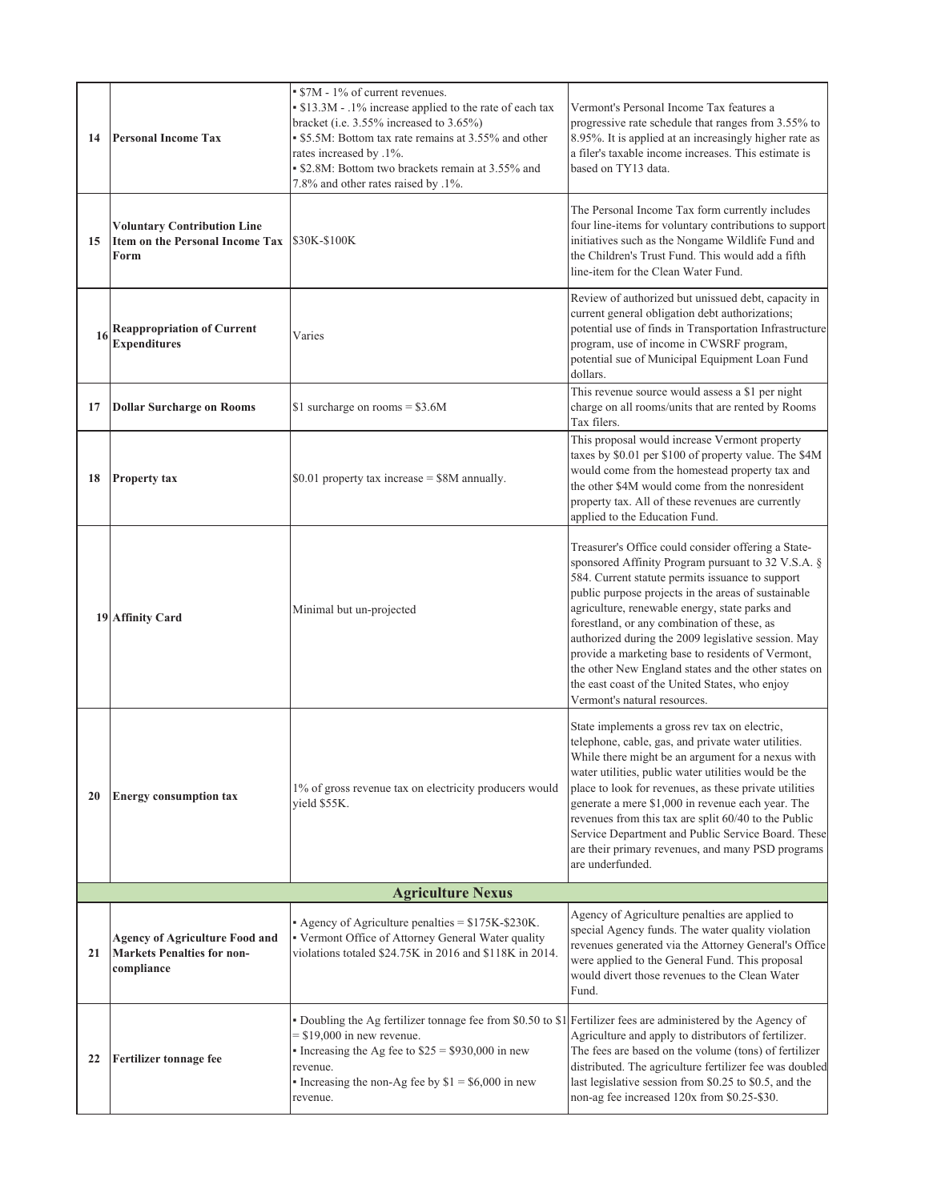| | | | |
|---|---|---|---|
| 14 | **Personal Income Tax** | ▪ \$7M - 1% of current revenues.<br>▪ \$13.3M - .1% increase applied to the rate of each tax bracket (i.e. 3.55% increased to 3.65%)<br>▪ \$5.5M: Bottom tax rate remains at 3.55% and other rates increased by .1%.<br>▪ \$2.8M: Bottom two brackets remain at 3.55% and 7.8% and other rates raised by .1%. | Vermont's Personal Income Tax features a progressive rate schedule that ranges from 3.55% to 8.95%. It is applied at an increasingly higher rate as a filer's taxable income increases. This estimate is based on TY13 data. |
| 15 | **Voluntary Contribution Line Item on the Personal Income Tax Form** | \$30K-\$100K | The Personal Income Tax form currently includes four line-items for voluntary contributions to support initiatives such as the Nongame Wildlife Fund and the Children's Trust Fund. This would add a fifth line-item for the Clean Water Fund. |
| 16 | **Reappropriation of Current Expenditures** | Varies | Review of authorized but unissued debt, capacity in current general obligation debt authorizations; potential use of finds in Transportation Infrastructure program, use of income in CWSRF program, potential sue of Municipal Equipment Loan Fund dollars. |
| 17 | **Dollar Surcharge on Rooms** | \$1 surcharge on rooms = \$3.6M | This revenue source would assess a \$1 per night charge on all rooms/units that are rented by Rooms Tax filers. |
| 18 | **Property tax** | \$0.01 property tax increase = \$8M annually. | This proposal would increase Vermont property taxes by \$0.01 per \$100 of property value. The \$4M would come from the homestead property tax and the other \$4M would come from the nonresident property tax. All of these revenues are currently applied to the Education Fund. |
| 19 | **Affinity Card** | Minimal but un-projected | Treasurer's Office could consider offering a State-sponsored Affinity Program pursuant to 32 V.S.A. § 584. Current statute permits issuance to support public purpose projects in the areas of sustainable agriculture, renewable energy, state parks and forestland, or any combination of these, as authorized during the 2009 legislative session. May provide a marketing base to residents of Vermont, the other New England states and the other states on the east coast of the United States, who enjoy Vermont's natural resources. |
| 20 | **Energy consumption tax** | 1% of gross revenue tax on electricity producers would yield \$55K. | State implements a gross rev tax on electric, telephone, cable, gas, and private water utilities. While there might be an argument for a nexus with water utilities, public water utilities would be the place to look for revenues, as these private utilities generate a mere \$1,000 in revenue each year. The revenues from this tax are split 60/40 to the Public Service Department and Public Service Board. These are their primary revenues, and many PSD programs are underfunded. |
| | | **Agriculture Nexus** | |
| 21 | **Agency of Agriculture Food and Markets Penalties for non-compliance** | ▪ Agency of Agriculture penalties = \$175K-\$230K.<br>▪ Vermont Office of Attorney General Water quality violations totaled \$24.75K in 2016 and \$118K in 2014. | Agency of Agriculture penalties are applied to special Agency funds. The water quality violation revenues generated via the Attorney General's Office were applied to the General Fund. This proposal would divert those revenues to the Clean Water Fund. |
| 22 | **Fertilizer tonnage fee** | ▪ Doubling the Ag fertilizer tonnage fee from \$0.50 to \$1 = \$19,000 in new revenue.<br>▪ Increasing the Ag fee to \$25 = \$930,000 in new revenue.<br>▪ Increasing the non-Ag fee by \$1 = \$6,000 in new revenue. | Fertilizer fees are administered by the Agency of Agriculture and apply to distributors of fertilizer. The fees are based on the volume (tons) of fertilizer distributed. The agriculture fertilizer fee was doubled last legislative session from \$0.25 to \$0.5, and the non-ag fee increased 120x from \$0.25-\$30. |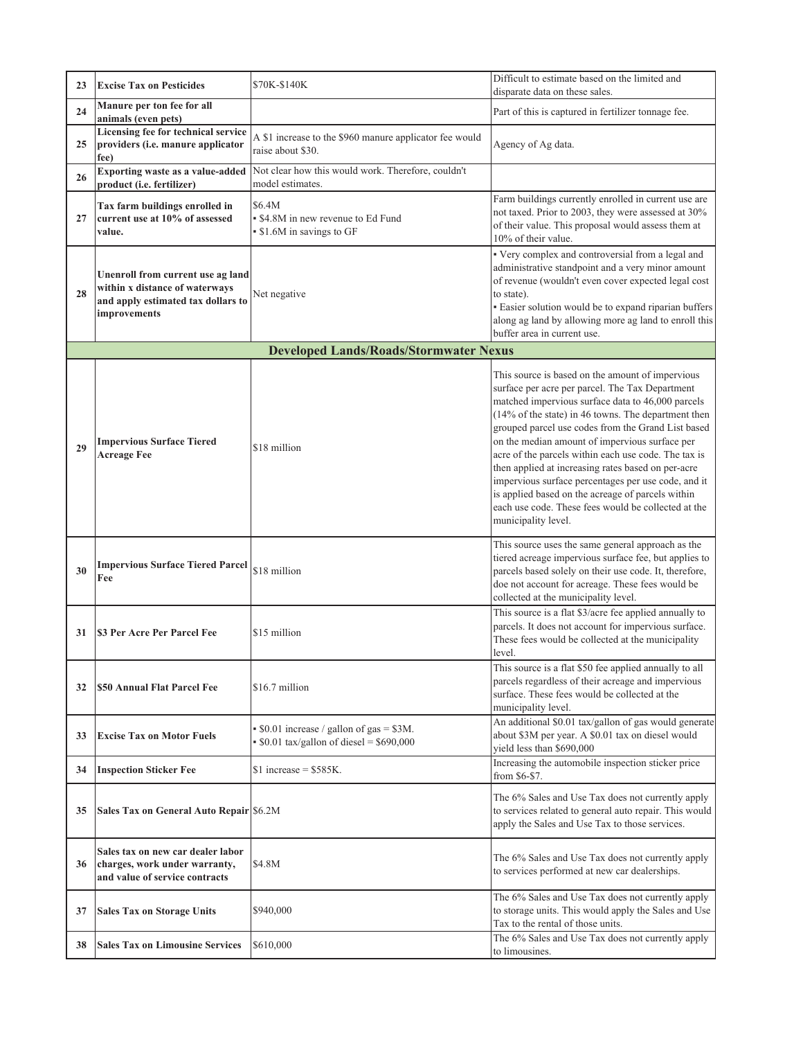| # | Source | Estimate | Notes |
|---|---|---|---|
| 23 | **Excise Tax on Pesticides** | $70K-$140K | Difficult to estimate based on the limited and disparate data on these sales. |
| 24 | **Manure per ton fee for all animals (even pets)** | | Part of this is captured in fertilizer tonnage fee. |
| 25 | **Licensing fee for technical service providers (i.e. manure applicator fee)** | A $1 increase to the $960 manure applicator fee would raise about $30. | Agency of Ag data. |
| 26 | **Exporting waste as a value-added product (i.e. fertilizer)** | Not clear how this would work. Therefore, couldn't model estimates. | |
| 27 | **Tax farm buildings enrolled in current use at 10% of assessed value.** | $6.4M<br>▪ $4.8M in new revenue to Ed Fund<br>▪ $1.6M in savings to GF | Farm buildings currently enrolled in current use are not taxed. Prior to 2003, they were assessed at 30% of their value. This proposal would assess them at 10% of their value. |
| 28 | **Unenroll from current use ag land within x distance of waterways and apply estimated tax dollars to improvements** | Net negative | ▪ Very complex and controversial from a legal and administrative standpoint and a very minor amount of revenue (wouldn't even cover expected legal cost to state).<br>▪ Easier solution would be to expand riparian buffers along ag land by allowing more ag land to enroll this buffer area in current use. |
| | **Developed Lands/Roads/Stormwater Nexus** | | |
| 29 | **Impervious Surface Tiered Acreage Fee** | $18 million | This source is based on the amount of impervious surface per acre per parcel. The Tax Department matched impervious surface data to 46,000 parcels (14% of the state) in 46 towns. The department then grouped parcel use codes from the Grand List based on the median amount of impervious surface per acre of the parcels within each use code. The tax is then applied at increasing rates based on per-acre impervious surface percentages per use code, and it is applied based on the acreage of parcels within each use code. These fees would be collected at the municipality level. |
| 30 | **Impervious Surface Tiered Parcel Fee** | $18 million | This source uses the same general approach as the tiered acreage impervious surface fee, but applies to parcels based solely on their use code. It, therefore, doe not account for acreage. These fees would be collected at the municipality level. |
| 31 | **$3 Per Acre Per Parcel Fee** | $15 million | This source is a flat $3/acre fee applied annually to parcels. It does not account for impervious surface. These fees would be collected at the municipality level. |
| 32 | **$50 Annual Flat Parcel Fee** | $16.7 million | This source is a flat $50 fee applied annually to all parcels regardless of their acreage and impervious surface. These fees would be collected at the municipality level. |
| 33 | **Excise Tax on Motor Fuels** | ▪ $0.01 increase / gallon of gas = $3M.<br>▪ $0.01 tax/gallon of diesel = $690,000 | An additional $0.01 tax/gallon of gas would generate about $3M per year. A $0.01 tax on diesel would yield less than $690,000 |
| 34 | **Inspection Sticker Fee** | $1 increase = $585K. | Increasing the automobile inspection sticker price from $6-$7. |
| 35 | **Sales Tax on General Auto Repair** | $6.2M | The 6% Sales and Use Tax does not currently apply to services related to general auto repair. This would apply the Sales and Use Tax to those services. |
| 36 | **Sales tax on new car dealer labor charges, work under warranty, and value of service contracts** | $4.8M | The 6% Sales and Use Tax does not currently apply to services performed at new car dealerships. |
| 37 | **Sales Tax on Storage Units** | $940,000 | The 6% Sales and Use Tax does not currently apply to storage units. This would apply the Sales and Use Tax to the rental of those units. |
| 38 | **Sales Tax on Limousine Services** | $610,000 | The 6% Sales and Use Tax does not currently apply to limousines. |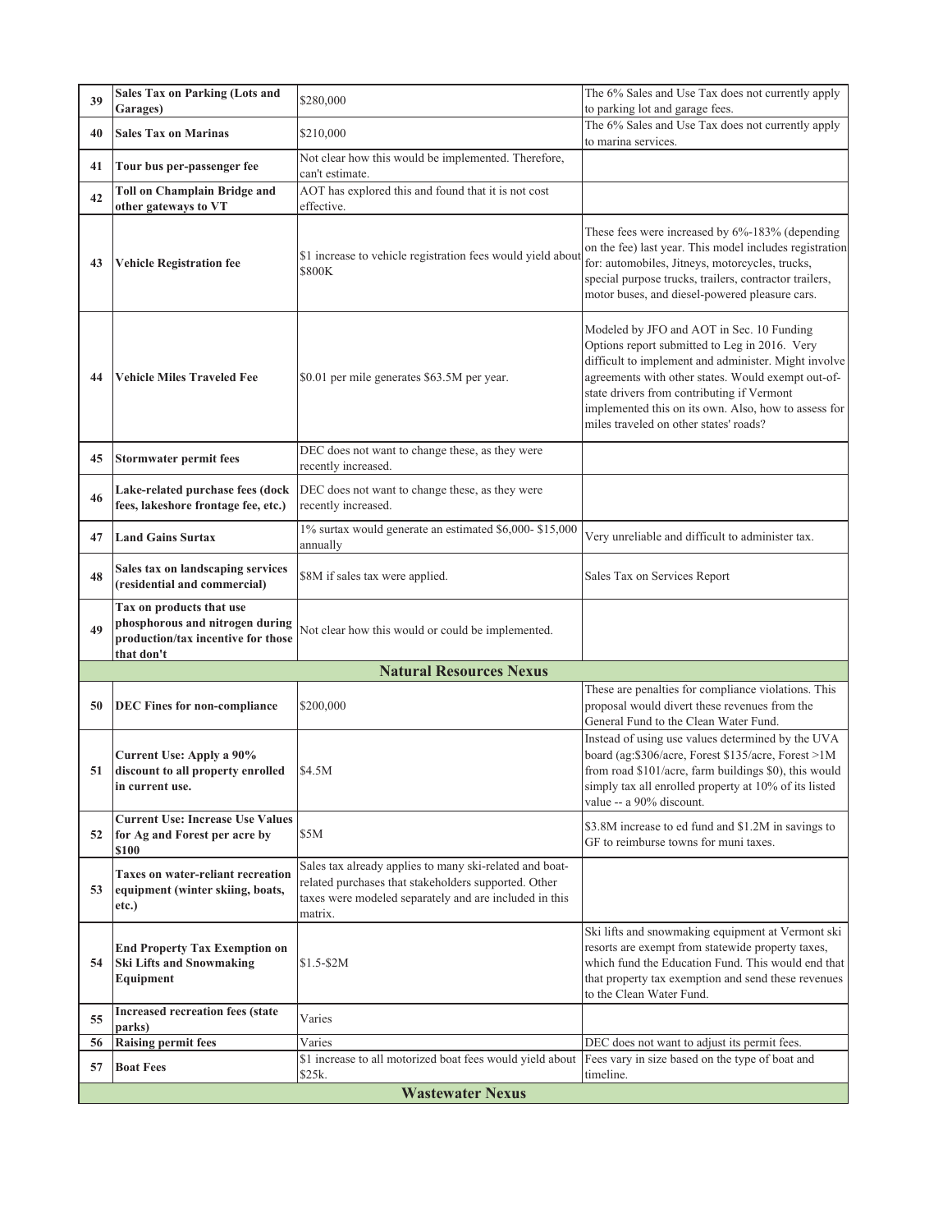| | | | |
|---|---|---|---|
| 39 | **Sales Tax on Parking (Lots and Garages)** | $280,000 | The 6% Sales and Use Tax does not currently apply to parking lot and garage fees. |
| 40 | **Sales Tax on Marinas** | $210,000 | The 6% Sales and Use Tax does not currently apply to marina services. |
| 41 | **Tour bus per-passenger fee** | Not clear how this would be implemented. Therefore, can't estimate. | |
| 42 | **Toll on Champlain Bridge and other gateways to VT** | AOT has explored this and found that it is not cost effective. | |
| 43 | **Vehicle Registration fee** | $1 increase to vehicle registration fees would yield about $800K | These fees were increased by 6%-183% (depending on the fee) last year. This model includes registration for: automobiles, Jitneys, motorcycles, trucks, special purpose trucks, trailers, contractor trailers, motor buses, and diesel-powered pleasure cars. |
| 44 | **Vehicle Miles Traveled Fee** | $0.01 per mile generates $63.5M per year. | Modeled by JFO and AOT in Sec. 10 Funding Options report submitted to Leg in 2016. Very difficult to implement and administer. Might involve agreements with other states. Would exempt out-of-state drivers from contributing if Vermont implemented this on its own. Also, how to assess for miles traveled on other states' roads? |
| 45 | **Stormwater permit fees** | DEC does not want to change these, as they were recently increased. | |
| 46 | **Lake-related purchase fees (dock fees, lakeshore frontage fee, etc.)** | DEC does not want to change these, as they were recently increased. | |
| 47 | **Land Gains Surtax** | 1% surtax would generate an estimated $6,000- $15,000 annually | Very unreliable and difficult to administer tax. |
| 48 | **Sales tax on landscaping services (residential and commercial)** | $8M if sales tax were applied. | Sales Tax on Services Report |
| 49 | **Tax on products that use phosphorous and nitrogen during production/tax incentive for those that don't** | Not clear how this would or could be implemented. | |
| | | **Natural Resources Nexus** | |
| 50 | **DEC Fines for non-compliance** | $200,000 | These are penalties for compliance violations. This proposal would divert these revenues from the General Fund to the Clean Water Fund. |
| 51 | **Current Use: Apply a 90% discount to all property enrolled in current use.** | $4.5M | Instead of using use values determined by the UVA board (ag:$306/acre, Forest $135/acre, Forest >1M from road $101/acre, farm buildings $0), this would simply tax all enrolled property at 10% of its listed value -- a 90% discount. |
| 52 | **Current Use: Increase Use Values for Ag and Forest per acre by $100** | $5M | $3.8M increase to ed fund and $1.2M in savings to GF to reimburse towns for muni taxes. |
| 53 | **Taxes on water-reliant recreation equipment (winter skiing, boats, etc.)** | Sales tax already applies to many ski-related and boat-related purchases that stakeholders supported. Other taxes were modeled separately and are included in this matrix. | |
| 54 | **End Property Tax Exemption on Ski Lifts and Snowmaking Equipment** | $1.5-$2M | Ski lifts and snowmaking equipment at Vermont ski resorts are exempt from statewide property taxes, which fund the Education Fund. This would end that that property tax exemption and send these revenues to the Clean Water Fund. |
| 55 | **Increased recreation fees (state parks)** | Varies | |
| 56 | **Raising permit fees** | Varies | DEC does not want to adjust its permit fees. |
| 57 | **Boat Fees** | $1 increase to all motorized boat fees would yield about $25k. | Fees vary in size based on the type of boat and timeline. |
| | | **Wastewater Nexus** | |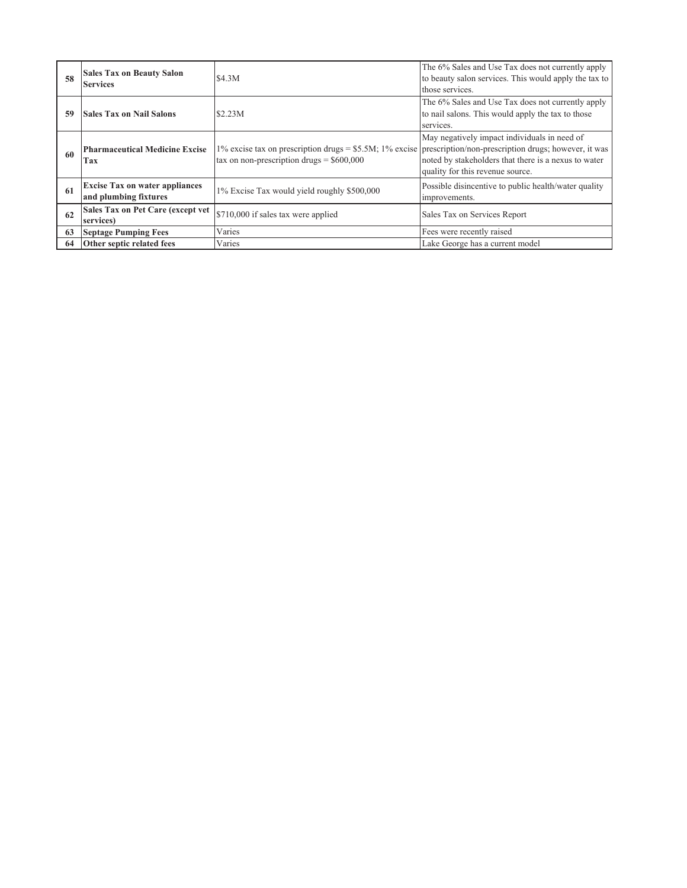| | | | |
|---|---|---|---|
| 58 | **Sales Tax on Beauty Salon Services** | $4.3M | The 6% Sales and Use Tax does not currently apply to beauty salon services. This would apply the tax to those services. |
| 59 | **Sales Tax on Nail Salons** | $2.23M | The 6% Sales and Use Tax does not currently apply to nail salons. This would apply the tax to those services. |
| 60 | **Pharmaceutical Medicine Excise Tax** | 1% excise tax on prescription drugs = $5.5M; 1% excise tax on non-prescription drugs = $600,000 | May negatively impact individuals in need of prescription/non-prescription drugs; however, it was noted by stakeholders that there is a nexus to water quality for this revenue source. |
| 61 | **Excise Tax on water appliances and plumbing fixtures** | 1% Excise Tax would yield roughly $500,000 | Possible disincentive to public health/water quality improvements. |
| 62 | **Sales Tax on Pet Care (except vet services)** | $710,000 if sales tax were applied | Sales Tax on Services Report |
| 63 | **Septage Pumping Fees** | Varies | Fees were recently raised |
| 64 | **Other septic related fees** | Varies | Lake George has a current model |